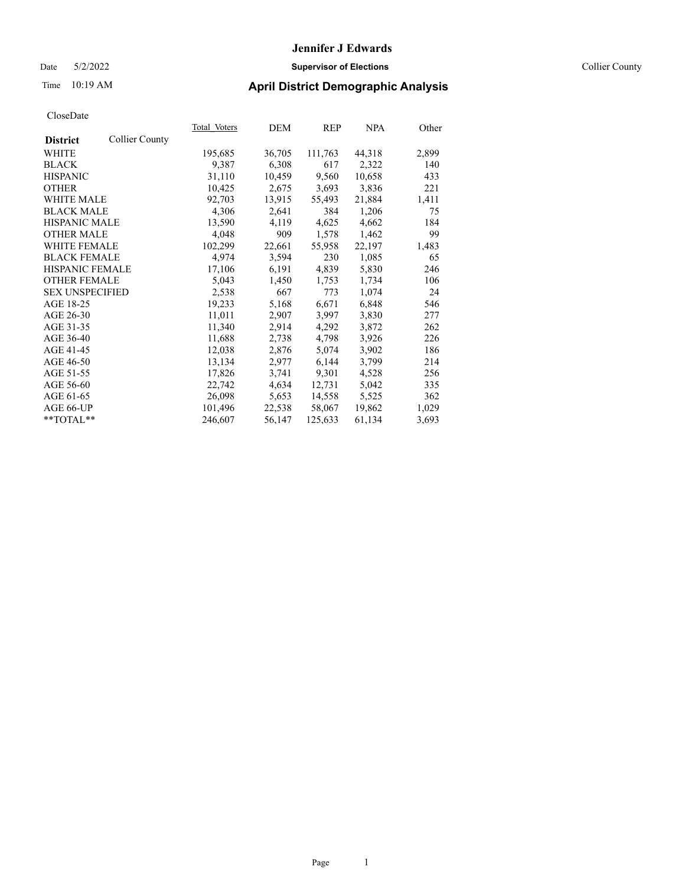# Jennifer J Edwards

Date 5/2/2022 **Supervisor of Elections** Collier County

Time 10:19 AM **April District Demographic Analysis**

CloseDate

| **District** Collier County | Total Voters | DEM | REP | NPA | Other |
|---|---|---|---|---|---|
| WHITE | 195,685 | 36,705 | 111,763 | 44,318 | 2,899 |
| BLACK | 9,387 | 6,308 | 617 | 2,322 | 140 |
| HISPANIC | 31,110 | 10,459 | 9,560 | 10,658 | 433 |
| OTHER | 10,425 | 2,675 | 3,693 | 3,836 | 221 |
| WHITE MALE | 92,703 | 13,915 | 55,493 | 21,884 | 1,411 |
| BLACK MALE | 4,306 | 2,641 | 384 | 1,206 | 75 |
| HISPANIC MALE | 13,590 | 4,119 | 4,625 | 4,662 | 184 |
| OTHER MALE | 4,048 | 909 | 1,578 | 1,462 | 99 |
| WHITE FEMALE | 102,299 | 22,661 | 55,958 | 22,197 | 1,483 |
| BLACK FEMALE | 4,974 | 3,594 | 230 | 1,085 | 65 |
| HISPANIC FEMALE | 17,106 | 6,191 | 4,839 | 5,830 | 246 |
| OTHER FEMALE | 5,043 | 1,450 | 1,753 | 1,734 | 106 |
| SEX UNSPECIFIED | 2,538 | 667 | 773 | 1,074 | 24 |
| AGE 18-25 | 19,233 | 5,168 | 6,671 | 6,848 | 546 |
| AGE 26-30 | 11,011 | 2,907 | 3,997 | 3,830 | 277 |
| AGE 31-35 | 11,340 | 2,914 | 4,292 | 3,872 | 262 |
| AGE 36-40 | 11,688 | 2,738 | 4,798 | 3,926 | 226 |
| AGE 41-45 | 12,038 | 2,876 | 5,074 | 3,902 | 186 |
| AGE 46-50 | 13,134 | 2,977 | 6,144 | 3,799 | 214 |
| AGE 51-55 | 17,826 | 3,741 | 9,301 | 4,528 | 256 |
| AGE 56-60 | 22,742 | 4,634 | 12,731 | 5,042 | 335 |
| AGE 61-65 | 26,098 | 5,653 | 14,558 | 5,525 | 362 |
| AGE 66-UP | 101,496 | 22,538 | 58,067 | 19,862 | 1,029 |
| **TOTAL** | 246,607 | 56,147 | 125,633 | 61,134 | 3,693 |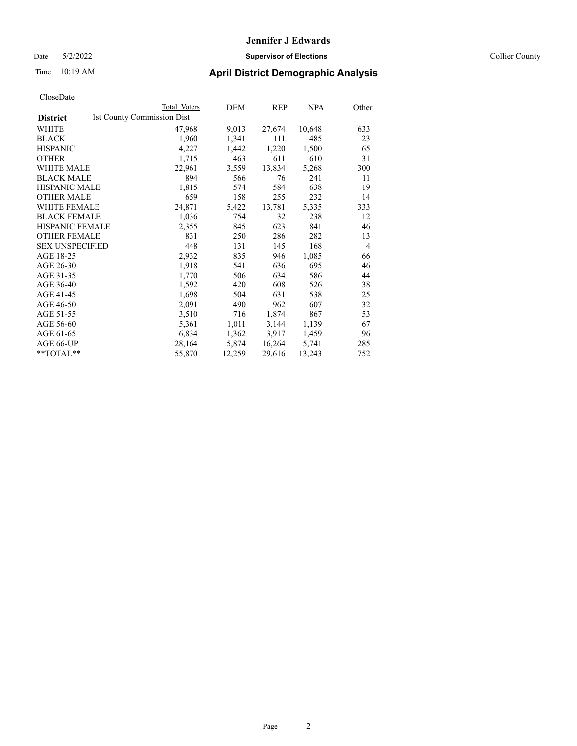# Jennifer J Edwards

Date 5/2/2022 **Supervisor of Elections** Collier County

Time 10:19 AM **April District Demographic Analysis**

CloseDate

| **District** | 1st County Commission Dist Total Voters | DEM | REP | NPA | Other |
|---|---|---|---|---|---|
| WHITE | 47,968 | 9,013 | 27,674 | 10,648 | 633 |
| BLACK | 1,960 | 1,341 | 111 | 485 | 23 |
| HISPANIC | 4,227 | 1,442 | 1,220 | 1,500 | 65 |
| OTHER | 1,715 | 463 | 611 | 610 | 31 |
| WHITE MALE | 22,961 | 3,559 | 13,834 | 5,268 | 300 |
| BLACK MALE | 894 | 566 | 76 | 241 | 11 |
| HISPANIC MALE | 1,815 | 574 | 584 | 638 | 19 |
| OTHER MALE | 659 | 158 | 255 | 232 | 14 |
| WHITE FEMALE | 24,871 | 5,422 | 13,781 | 5,335 | 333 |
| BLACK FEMALE | 1,036 | 754 | 32 | 238 | 12 |
| HISPANIC FEMALE | 2,355 | 845 | 623 | 841 | 46 |
| OTHER FEMALE | 831 | 250 | 286 | 282 | 13 |
| SEX UNSPECIFIED | 448 | 131 | 145 | 168 | 4 |
| AGE 18-25 | 2,932 | 835 | 946 | 1,085 | 66 |
| AGE 26-30 | 1,918 | 541 | 636 | 695 | 46 |
| AGE 31-35 | 1,770 | 506 | 634 | 586 | 44 |
| AGE 36-40 | 1,592 | 420 | 608 | 526 | 38 |
| AGE 41-45 | 1,698 | 504 | 631 | 538 | 25 |
| AGE 46-50 | 2,091 | 490 | 962 | 607 | 32 |
| AGE 51-55 | 3,510 | 716 | 1,874 | 867 | 53 |
| AGE 56-60 | 5,361 | 1,011 | 3,144 | 1,139 | 67 |
| AGE 61-65 | 6,834 | 1,362 | 3,917 | 1,459 | 96 |
| AGE 66-UP | 28,164 | 5,874 | 16,264 | 5,741 | 285 |
| **TOTAL** | 55,870 | 12,259 | 29,616 | 13,243 | 752 |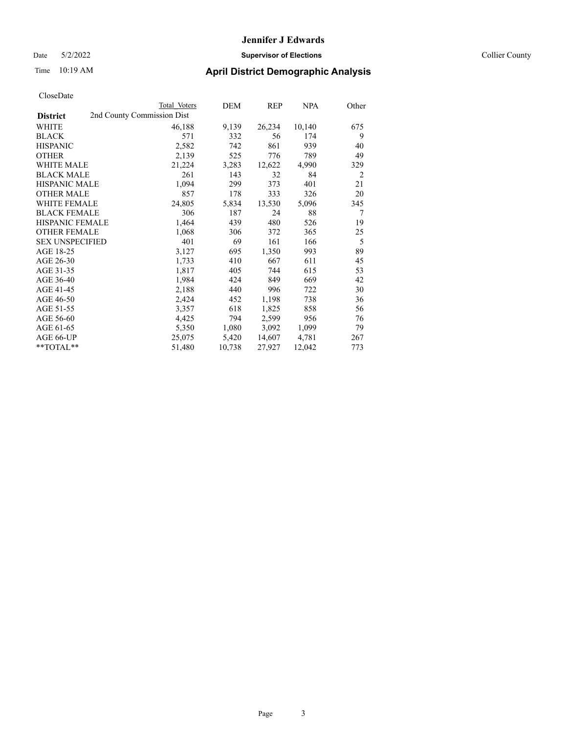# Jennifer J Edwards

Date 5/2/2022 **Supervisor of Elections** Collier County

Time 10:19 AM **April District Demographic Analysis**

CloseDate

| **District** | Total Voters | DEM | REP | NPA | Other |
|---|---|---|---|---|---|
| 2nd County Commission Dist | | | | | |
| WHITE | 46,188 | 9,139 | 26,234 | 10,140 | 675 |
| BLACK | 571 | 332 | 56 | 174 | 9 |
| HISPANIC | 2,582 | 742 | 861 | 939 | 40 |
| OTHER | 2,139 | 525 | 776 | 789 | 49 |
| WHITE MALE | 21,224 | 3,283 | 12,622 | 4,990 | 329 |
| BLACK MALE | 261 | 143 | 32 | 84 | 2 |
| HISPANIC MALE | 1,094 | 299 | 373 | 401 | 21 |
| OTHER MALE | 857 | 178 | 333 | 326 | 20 |
| WHITE FEMALE | 24,805 | 5,834 | 13,530 | 5,096 | 345 |
| BLACK FEMALE | 306 | 187 | 24 | 88 | 7 |
| HISPANIC FEMALE | 1,464 | 439 | 480 | 526 | 19 |
| OTHER FEMALE | 1,068 | 306 | 372 | 365 | 25 |
| SEX UNSPECIFIED | 401 | 69 | 161 | 166 | 5 |
| AGE 18-25 | 3,127 | 695 | 1,350 | 993 | 89 |
| AGE 26-30 | 1,733 | 410 | 667 | 611 | 45 |
| AGE 31-35 | 1,817 | 405 | 744 | 615 | 53 |
| AGE 36-40 | 1,984 | 424 | 849 | 669 | 42 |
| AGE 41-45 | 2,188 | 440 | 996 | 722 | 30 |
| AGE 46-50 | 2,424 | 452 | 1,198 | 738 | 36 |
| AGE 51-55 | 3,357 | 618 | 1,825 | 858 | 56 |
| AGE 56-60 | 4,425 | 794 | 2,599 | 956 | 76 |
| AGE 61-65 | 5,350 | 1,080 | 3,092 | 1,099 | 79 |
| AGE 66-UP | 25,075 | 5,420 | 14,607 | 4,781 | 267 |
| **TOTAL** | 51,480 | 10,738 | 27,927 | 12,042 | 773 |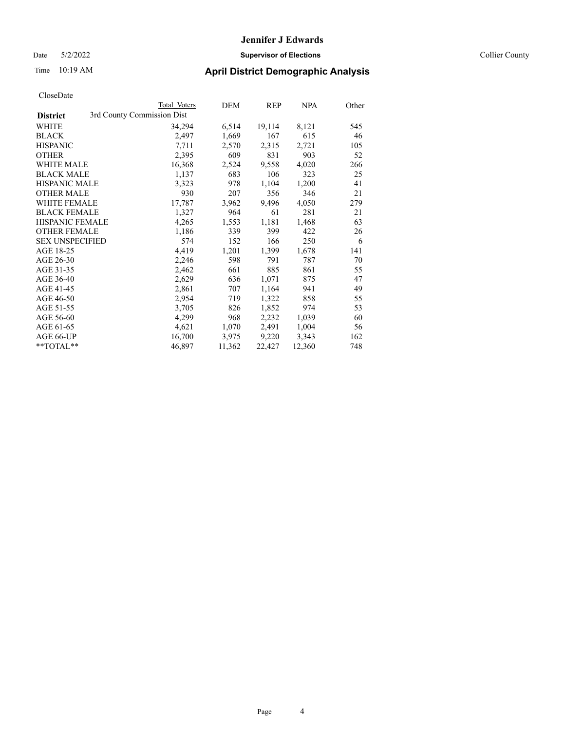# Jennifer J Edwards

Date 5/2/2022 **Supervisor of Elections** Collier County

Time 10:19 AM **April District Demographic Analysis**

CloseDate

| **District** 3rd County Commission Dist | Total Voters | DEM | REP | NPA | Other |
|---|---|---|---|---|---|
| WHITE | 34,294 | 6,514 | 19,114 | 8,121 | 545 |
| BLACK | 2,497 | 1,669 | 167 | 615 | 46 |
| HISPANIC | 7,711 | 2,570 | 2,315 | 2,721 | 105 |
| OTHER | 2,395 | 609 | 831 | 903 | 52 |
| WHITE MALE | 16,368 | 2,524 | 9,558 | 4,020 | 266 |
| BLACK MALE | 1,137 | 683 | 106 | 323 | 25 |
| HISPANIC MALE | 3,323 | 978 | 1,104 | 1,200 | 41 |
| OTHER MALE | 930 | 207 | 356 | 346 | 21 |
| WHITE FEMALE | 17,787 | 3,962 | 9,496 | 4,050 | 279 |
| BLACK FEMALE | 1,327 | 964 | 61 | 281 | 21 |
| HISPANIC FEMALE | 4,265 | 1,553 | 1,181 | 1,468 | 63 |
| OTHER FEMALE | 1,186 | 339 | 399 | 422 | 26 |
| SEX UNSPECIFIED | 574 | 152 | 166 | 250 | 6 |
| AGE 18-25 | 4,419 | 1,201 | 1,399 | 1,678 | 141 |
| AGE 26-30 | 2,246 | 598 | 791 | 787 | 70 |
| AGE 31-35 | 2,462 | 661 | 885 | 861 | 55 |
| AGE 36-40 | 2,629 | 636 | 1,071 | 875 | 47 |
| AGE 41-45 | 2,861 | 707 | 1,164 | 941 | 49 |
| AGE 46-50 | 2,954 | 719 | 1,322 | 858 | 55 |
| AGE 51-55 | 3,705 | 826 | 1,852 | 974 | 53 |
| AGE 56-60 | 4,299 | 968 | 2,232 | 1,039 | 60 |
| AGE 61-65 | 4,621 | 1,070 | 2,491 | 1,004 | 56 |
| AGE 66-UP | 16,700 | 3,975 | 9,220 | 3,343 | 162 |
| **TOTAL** | 46,897 | 11,362 | 22,427 | 12,360 | 748 |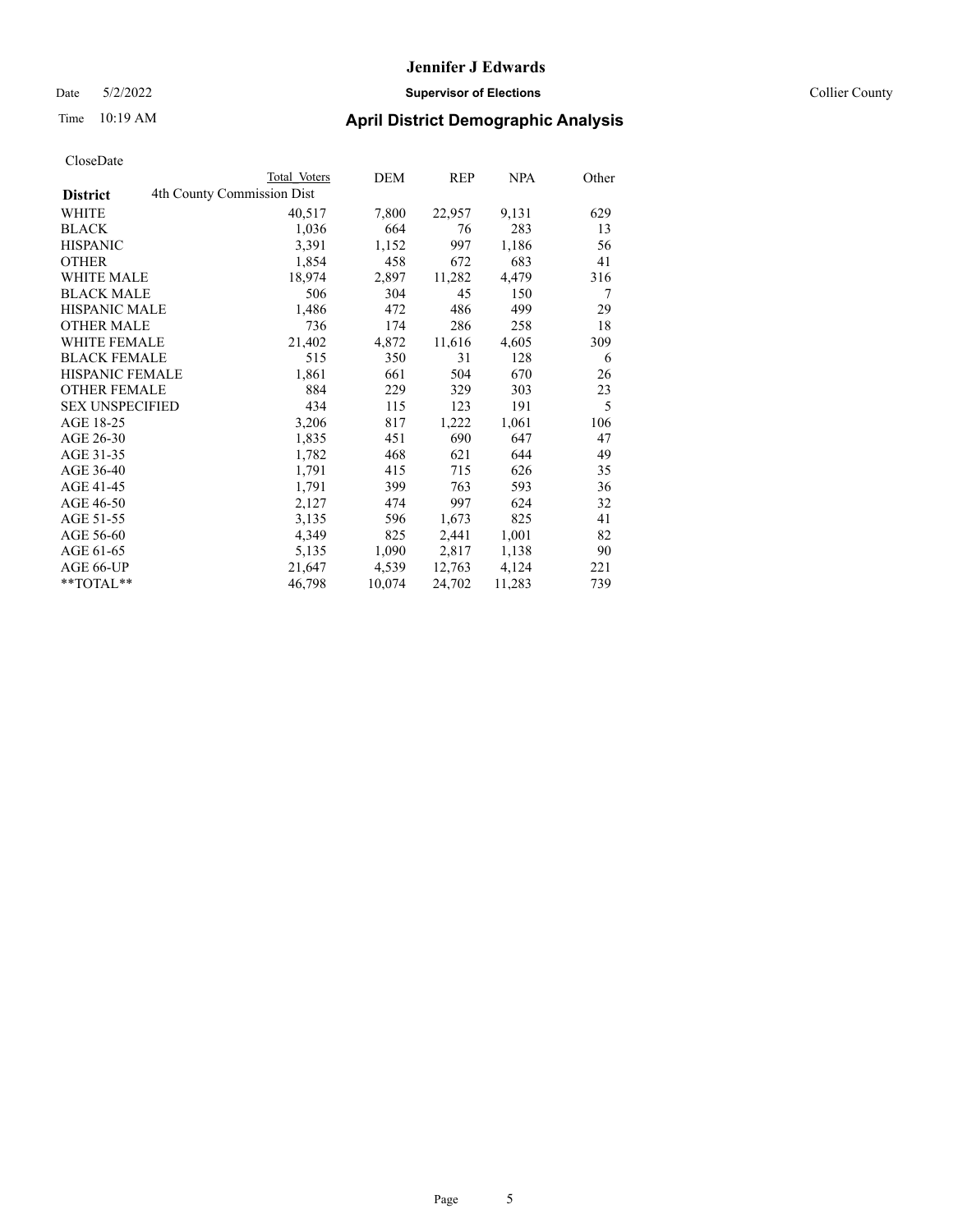CloseDate

| District | 4th County Commission Dist Total Voters | DEM | REP | NPA | Other |
|---|---|---|---|---|---|
| WHITE | 40,517 | 7,800 | 22,957 | 9,131 | 629 |
| BLACK | 1,036 | 664 | 76 | 283 | 13 |
| HISPANIC | 3,391 | 1,152 | 997 | 1,186 | 56 |
| OTHER | 1,854 | 458 | 672 | 683 | 41 |
| WHITE MALE | 18,974 | 2,897 | 11,282 | 4,479 | 316 |
| BLACK MALE | 506 | 304 | 45 | 150 | 7 |
| HISPANIC MALE | 1,486 | 472 | 486 | 499 | 29 |
| OTHER MALE | 736 | 174 | 286 | 258 | 18 |
| WHITE FEMALE | 21,402 | 4,872 | 11,616 | 4,605 | 309 |
| BLACK FEMALE | 515 | 350 | 31 | 128 | 6 |
| HISPANIC FEMALE | 1,861 | 661 | 504 | 670 | 26 |
| OTHER FEMALE | 884 | 229 | 329 | 303 | 23 |
| SEX UNSPECIFIED | 434 | 115 | 123 | 191 | 5 |
| AGE 18-25 | 3,206 | 817 | 1,222 | 1,061 | 106 |
| AGE 26-30 | 1,835 | 451 | 690 | 647 | 47 |
| AGE 31-35 | 1,782 | 468 | 621 | 644 | 49 |
| AGE 36-40 | 1,791 | 415 | 715 | 626 | 35 |
| AGE 41-45 | 1,791 | 399 | 763 | 593 | 36 |
| AGE 46-50 | 2,127 | 474 | 997 | 624 | 32 |
| AGE 51-55 | 3,135 | 596 | 1,673 | 825 | 41 |
| AGE 56-60 | 4,349 | 825 | 2,441 | 1,001 | 82 |
| AGE 61-65 | 5,135 | 1,090 | 2,817 | 1,138 | 90 |
| AGE 66-UP | 21,647 | 4,539 | 12,763 | 4,124 | 221 |
| **TOTAL** | 46,798 | 10,074 | 24,702 | 11,283 | 739 |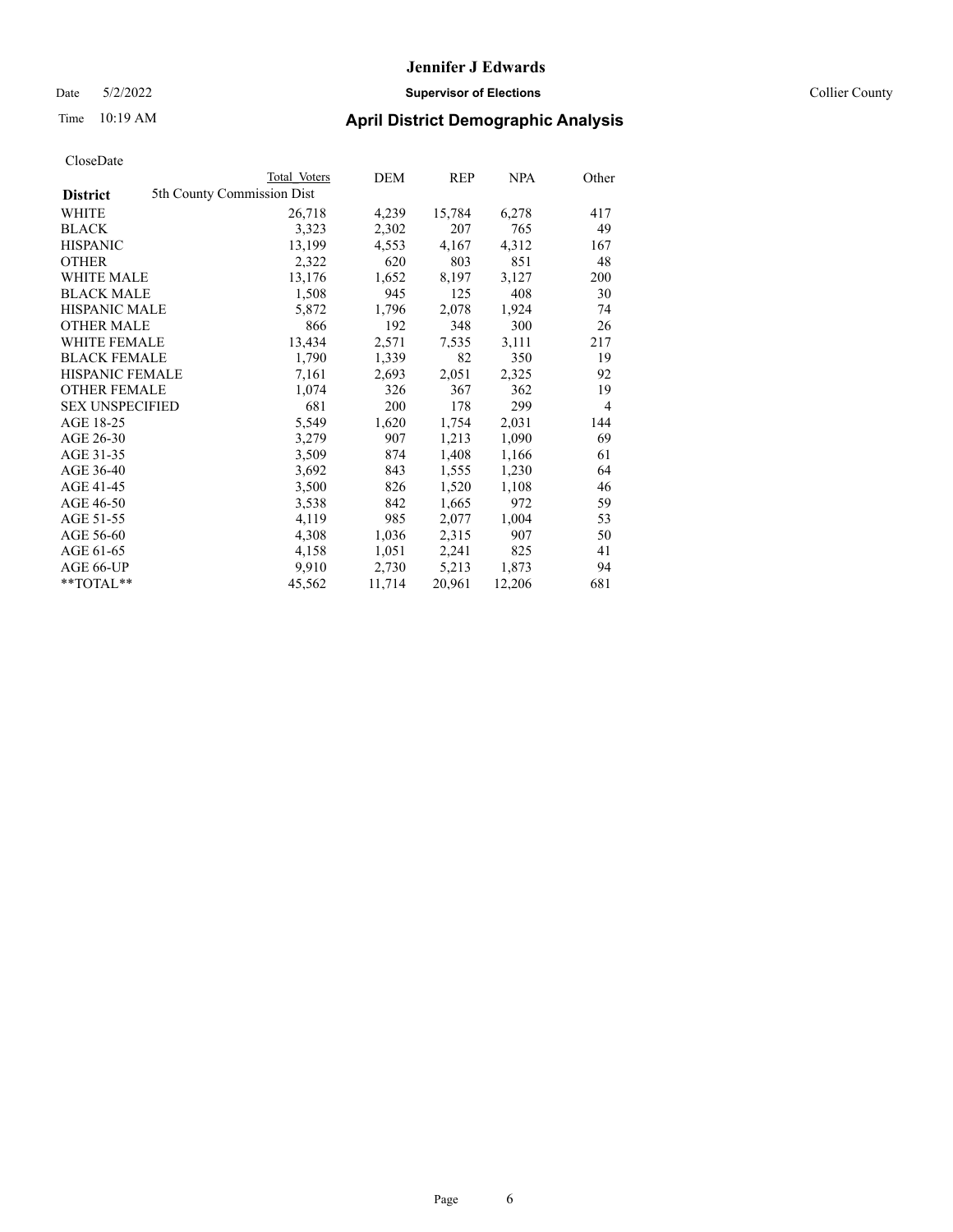CloseDate

| District | 5th County Commission Dist Total Voters | DEM | REP | NPA | Other |
|---|---|---|---|---|---|
| WHITE | 26,718 | 4,239 | 15,784 | 6,278 | 417 |
| BLACK | 3,323 | 2,302 | 207 | 765 | 49 |
| HISPANIC | 13,199 | 4,553 | 4,167 | 4,312 | 167 |
| OTHER | 2,322 | 620 | 803 | 851 | 48 |
| WHITE MALE | 13,176 | 1,652 | 8,197 | 3,127 | 200 |
| BLACK MALE | 1,508 | 945 | 125 | 408 | 30 |
| HISPANIC MALE | 5,872 | 1,796 | 2,078 | 1,924 | 74 |
| OTHER MALE | 866 | 192 | 348 | 300 | 26 |
| WHITE FEMALE | 13,434 | 2,571 | 7,535 | 3,111 | 217 |
| BLACK FEMALE | 1,790 | 1,339 | 82 | 350 | 19 |
| HISPANIC FEMALE | 7,161 | 2,693 | 2,051 | 2,325 | 92 |
| OTHER FEMALE | 1,074 | 326 | 367 | 362 | 19 |
| SEX UNSPECIFIED | 681 | 200 | 178 | 299 | 4 |
| AGE 18-25 | 5,549 | 1,620 | 1,754 | 2,031 | 144 |
| AGE 26-30 | 3,279 | 907 | 1,213 | 1,090 | 69 |
| AGE 31-35 | 3,509 | 874 | 1,408 | 1,166 | 61 |
| AGE 36-40 | 3,692 | 843 | 1,555 | 1,230 | 64 |
| AGE 41-45 | 3,500 | 826 | 1,520 | 1,108 | 46 |
| AGE 46-50 | 3,538 | 842 | 1,665 | 972 | 59 |
| AGE 51-55 | 4,119 | 985 | 2,077 | 1,004 | 53 |
| AGE 56-60 | 4,308 | 1,036 | 2,315 | 907 | 50 |
| AGE 61-65 | 4,158 | 1,051 | 2,241 | 825 | 41 |
| AGE 66-UP | 9,910 | 2,730 | 5,213 | 1,873 | 94 |
| **TOTAL** | 45,562 | 11,714 | 20,961 | 12,206 | 681 |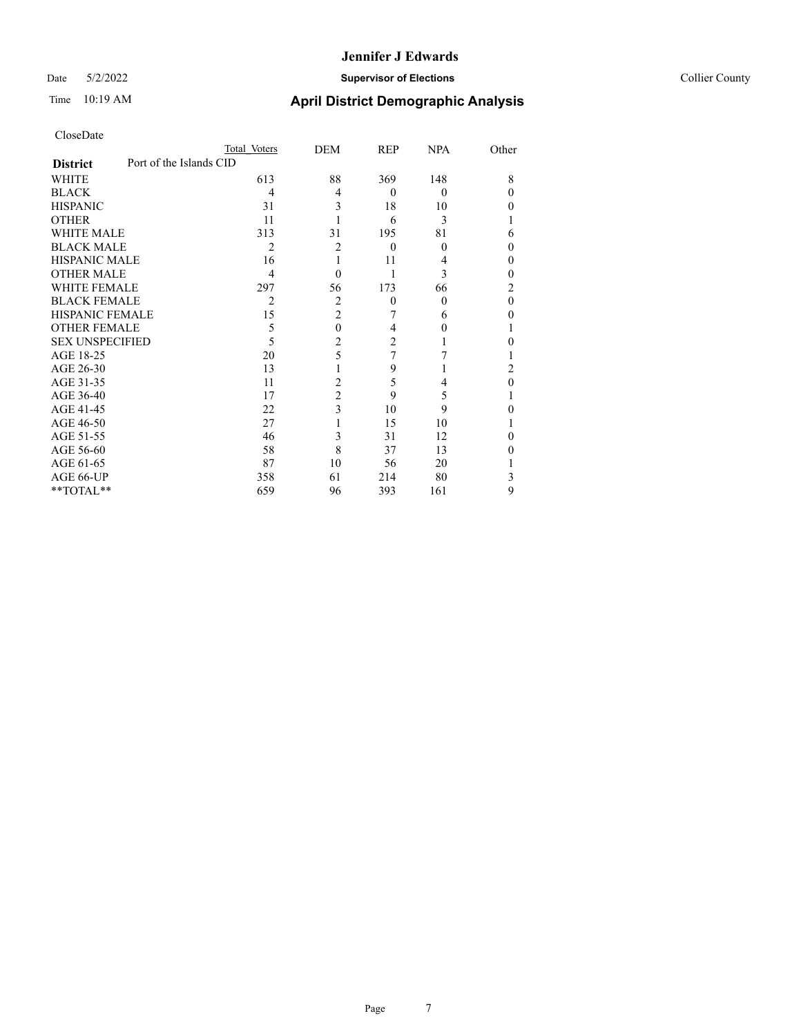# Jennifer J Edwards

Date 5/2/2022 **Supervisor of Elections** Collier County

Time 10:19 AM **April District Demographic Analysis**

CloseDate

| | Total Voters | DEM | REP | NPA | Other |
|---|---|---|---|---|---|
| **District** Port of the Islands CID | | | | | |
| WHITE | 613 | 88 | 369 | 148 | 8 |
| BLACK | 4 | 4 | 0 | 0 | 0 |
| HISPANIC | 31 | 3 | 18 | 10 | 0 |
| OTHER | 11 | 1 | 6 | 3 | 1 |
| WHITE MALE | 313 | 31 | 195 | 81 | 6 |
| BLACK MALE | 2 | 2 | 0 | 0 | 0 |
| HISPANIC MALE | 16 | 1 | 11 | 4 | 0 |
| OTHER MALE | 4 | 0 | 1 | 3 | 0 |
| WHITE FEMALE | 297 | 56 | 173 | 66 | 2 |
| BLACK FEMALE | 2 | 2 | 0 | 0 | 0 |
| HISPANIC FEMALE | 15 | 2 | 7 | 6 | 0 |
| OTHER FEMALE | 5 | 0 | 4 | 0 | 1 |
| SEX UNSPECIFIED | 5 | 2 | 2 | 1 | 0 |
| AGE 18-25 | 20 | 5 | 7 | 7 | 1 |
| AGE 26-30 | 13 | 1 | 9 | 1 | 2 |
| AGE 31-35 | 11 | 2 | 5 | 4 | 0 |
| AGE 36-40 | 17 | 2 | 9 | 5 | 1 |
| AGE 41-45 | 22 | 3 | 10 | 9 | 0 |
| AGE 46-50 | 27 | 1 | 15 | 10 | 1 |
| AGE 51-55 | 46 | 3 | 31 | 12 | 0 |
| AGE 56-60 | 58 | 8 | 37 | 13 | 0 |
| AGE 61-65 | 87 | 10 | 56 | 20 | 1 |
| AGE 66-UP | 358 | 61 | 214 | 80 | 3 |
| **TOTAL** | 659 | 96 | 393 | 161 | 9 |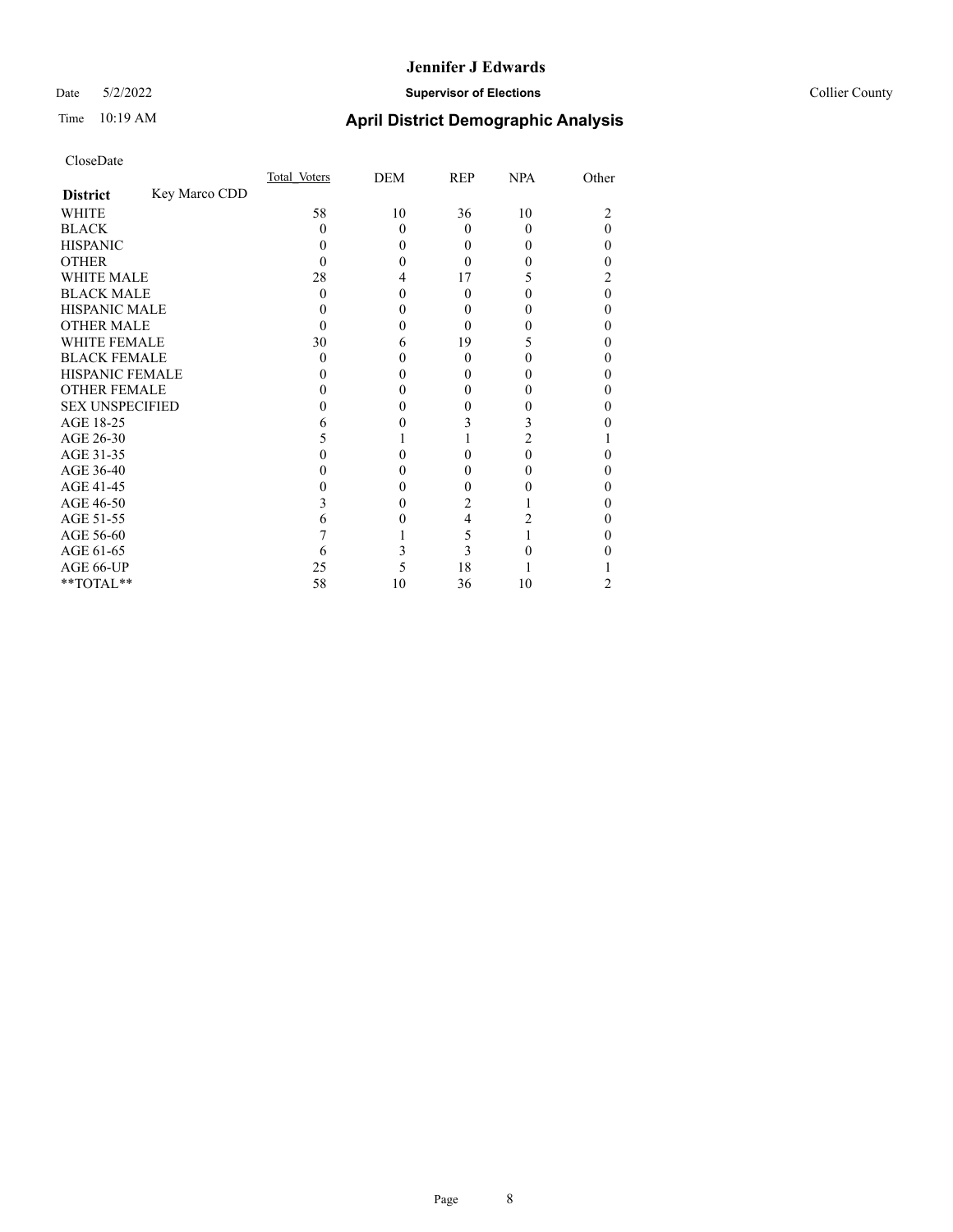# Jennifer J Edwards

Date 5/2/2022 **Supervisor of Elections** Collier County

Time 10:19 AM **April District Demographic Analysis**

CloseDate

| **District** Key Marco CDD | Total Voters | DEM | REP | NPA | Other |
|---|---|---|---|---|---|
| WHITE | 58 | 10 | 36 | 10 | 2 |
| BLACK | 0 | 0 | 0 | 0 | 0 |
| HISPANIC | 0 | 0 | 0 | 0 | 0 |
| OTHER | 0 | 0 | 0 | 0 | 0 |
| WHITE MALE | 28 | 4 | 17 | 5 | 2 |
| BLACK MALE | 0 | 0 | 0 | 0 | 0 |
| HISPANIC MALE | 0 | 0 | 0 | 0 | 0 |
| OTHER MALE | 0 | 0 | 0 | 0 | 0 |
| WHITE FEMALE | 30 | 6 | 19 | 5 | 0 |
| BLACK FEMALE | 0 | 0 | 0 | 0 | 0 |
| HISPANIC FEMALE | 0 | 0 | 0 | 0 | 0 |
| OTHER FEMALE | 0 | 0 | 0 | 0 | 0 |
| SEX UNSPECIFIED | 0 | 0 | 0 | 0 | 0 |
| AGE 18-25 | 6 | 0 | 3 | 3 | 0 |
| AGE 26-30 | 5 | 1 | 1 | 2 | 1 |
| AGE 31-35 | 0 | 0 | 0 | 0 | 0 |
| AGE 36-40 | 0 | 0 | 0 | 0 | 0 |
| AGE 41-45 | 0 | 0 | 0 | 0 | 0 |
| AGE 46-50 | 3 | 0 | 2 | 1 | 0 |
| AGE 51-55 | 6 | 0 | 4 | 2 | 0 |
| AGE 56-60 | 7 | 1 | 5 | 1 | 0 |
| AGE 61-65 | 6 | 3 | 3 | 0 | 0 |
| AGE 66-UP | 25 | 5 | 18 | 1 | 1 |
| **TOTAL** | 58 | 10 | 36 | 10 | 2 |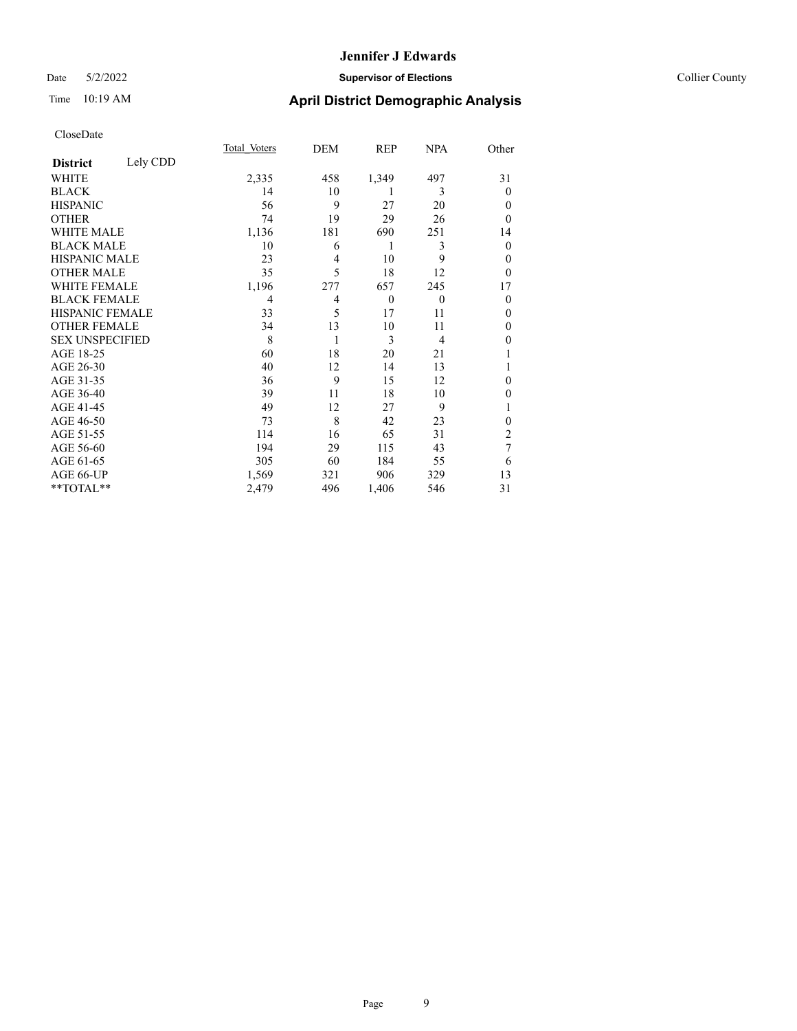# Jennifer J Edwards

Date 5/2/2022 **Supervisor of Elections** Collier County

Time 10:19 AM **April District Demographic Analysis**

CloseDate

| **District** Lely CDD | Total Voters | DEM | REP | NPA | Other |
|---|---|---|---|---|---|
| WHITE | 2,335 | 458 | 1,349 | 497 | 31 |
| BLACK | 14 | 10 | 1 | 3 | 0 |
| HISPANIC | 56 | 9 | 27 | 20 | 0 |
| OTHER | 74 | 19 | 29 | 26 | 0 |
| WHITE MALE | 1,136 | 181 | 690 | 251 | 14 |
| BLACK MALE | 10 | 6 | 1 | 3 | 0 |
| HISPANIC MALE | 23 | 4 | 10 | 9 | 0 |
| OTHER MALE | 35 | 5 | 18 | 12 | 0 |
| WHITE FEMALE | 1,196 | 277 | 657 | 245 | 17 |
| BLACK FEMALE | 4 | 4 | 0 | 0 | 0 |
| HISPANIC FEMALE | 33 | 5 | 17 | 11 | 0 |
| OTHER FEMALE | 34 | 13 | 10 | 11 | 0 |
| SEX UNSPECIFIED | 8 | 1 | 3 | 4 | 0 |
| AGE 18-25 | 60 | 18 | 20 | 21 | 1 |
| AGE 26-30 | 40 | 12 | 14 | 13 | 1 |
| AGE 31-35 | 36 | 9 | 15 | 12 | 0 |
| AGE 36-40 | 39 | 11 | 18 | 10 | 0 |
| AGE 41-45 | 49 | 12 | 27 | 9 | 1 |
| AGE 46-50 | 73 | 8 | 42 | 23 | 0 |
| AGE 51-55 | 114 | 16 | 65 | 31 | 2 |
| AGE 56-60 | 194 | 29 | 115 | 43 | 7 |
| AGE 61-65 | 305 | 60 | 184 | 55 | 6 |
| AGE 66-UP | 1,569 | 321 | 906 | 329 | 13 |
| **TOTAL** | 2,479 | 496 | 1,406 | 546 | 31 |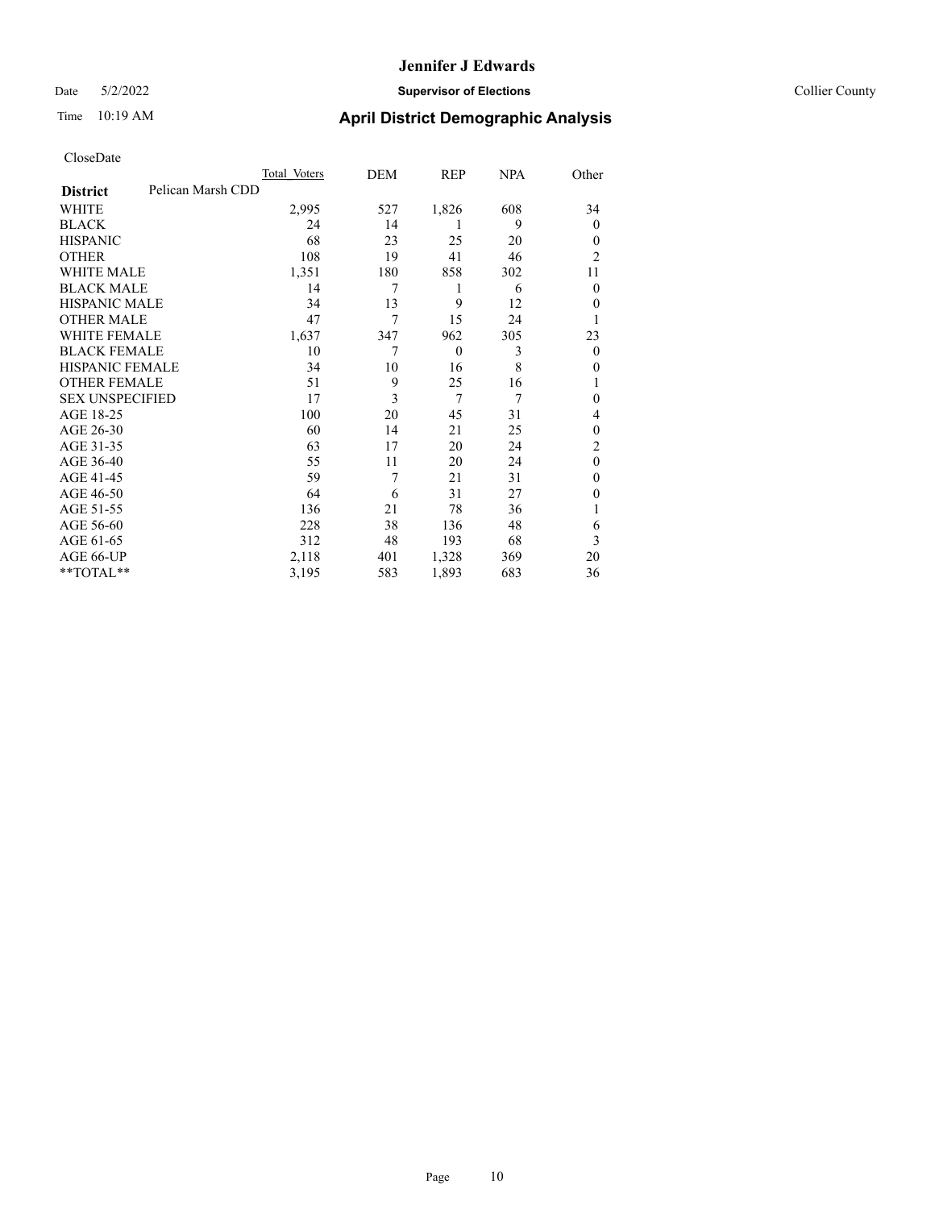# Jennifer J Edwards

Date 5/2/2022 **Supervisor of Elections** Collier County

Time 10:19 AM **April District Demographic Analysis**

CloseDate

| | Total Voters | DEM | REP | NPA | Other |
|---|---|---|---|---|---|
| **District** Pelican Marsh CDD | | | | | |
| WHITE | 2,995 | 527 | 1,826 | 608 | 34 |
| BLACK | 24 | 14 | 1 | 9 | 0 |
| HISPANIC | 68 | 23 | 25 | 20 | 0 |
| OTHER | 108 | 19 | 41 | 46 | 2 |
| WHITE MALE | 1,351 | 180 | 858 | 302 | 11 |
| BLACK MALE | 14 | 7 | 1 | 6 | 0 |
| HISPANIC MALE | 34 | 13 | 9 | 12 | 0 |
| OTHER MALE | 47 | 7 | 15 | 24 | 1 |
| WHITE FEMALE | 1,637 | 347 | 962 | 305 | 23 |
| BLACK FEMALE | 10 | 7 | 0 | 3 | 0 |
| HISPANIC FEMALE | 34 | 10 | 16 | 8 | 0 |
| OTHER FEMALE | 51 | 9 | 25 | 16 | 1 |
| SEX UNSPECIFIED | 17 | 3 | 7 | 7 | 0 |
| AGE 18-25 | 100 | 20 | 45 | 31 | 4 |
| AGE 26-30 | 60 | 14 | 21 | 25 | 0 |
| AGE 31-35 | 63 | 17 | 20 | 24 | 2 |
| AGE 36-40 | 55 | 11 | 20 | 24 | 0 |
| AGE 41-45 | 59 | 7 | 21 | 31 | 0 |
| AGE 46-50 | 64 | 6 | 31 | 27 | 0 |
| AGE 51-55 | 136 | 21 | 78 | 36 | 1 |
| AGE 56-60 | 228 | 38 | 136 | 48 | 6 |
| AGE 61-65 | 312 | 48 | 193 | 68 | 3 |
| AGE 66-UP | 2,118 | 401 | 1,328 | 369 | 20 |
| **TOTAL** | 3,195 | 583 | 1,893 | 683 | 36 |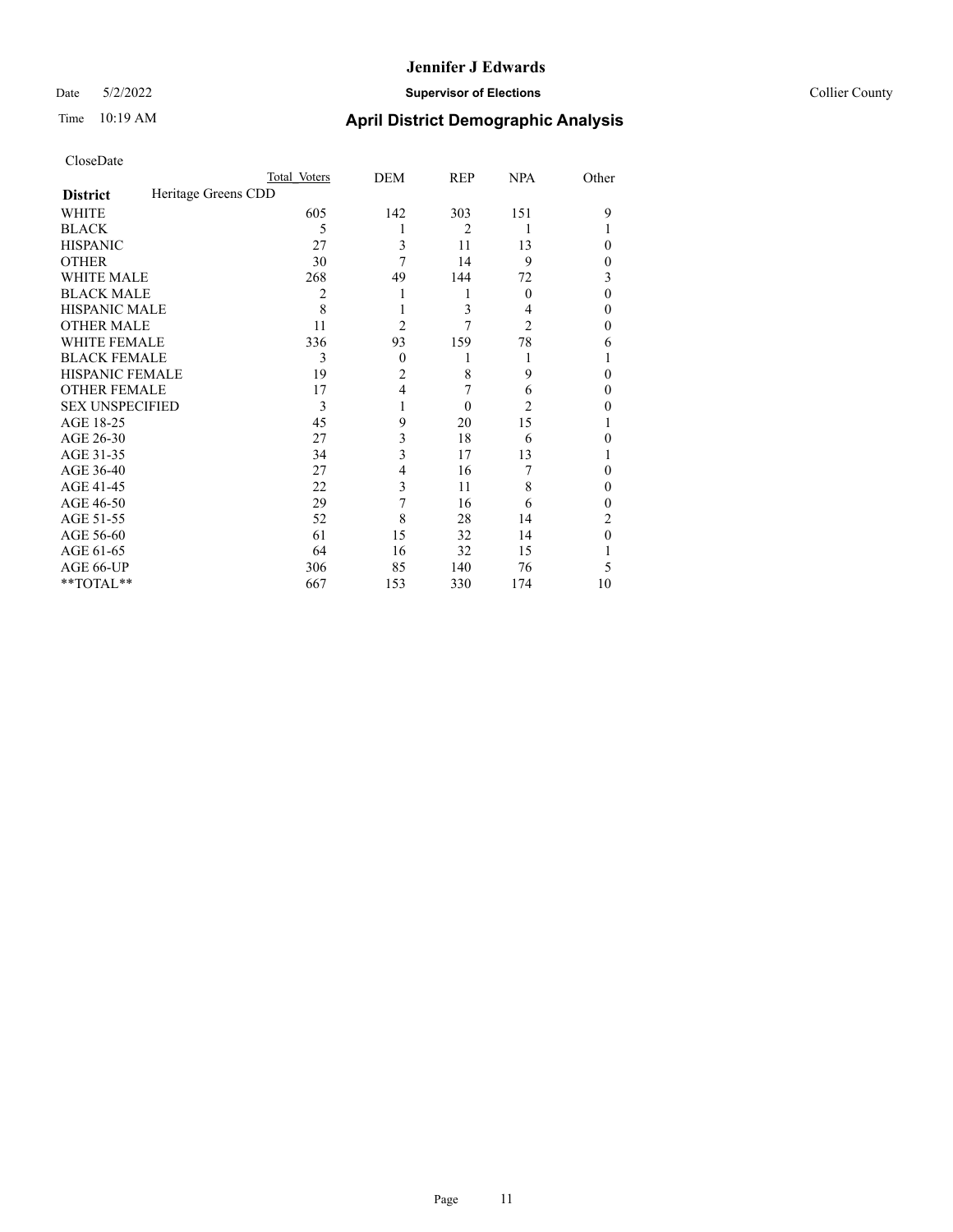# Jennifer J Edwards

Date 5/2/2022 **Supervisor of Elections** Collier County

Time 10:19 AM **April District Demographic Analysis**

CloseDate

| | Total Voters | DEM | REP | NPA | Other |
|---|---|---|---|---|---|
| **District** Heritage Greens CDD | | | | | |
| WHITE | 605 | 142 | 303 | 151 | 9 |
| BLACK | 5 | 1 | 2 | 1 | 1 |
| HISPANIC | 27 | 3 | 11 | 13 | 0 |
| OTHER | 30 | 7 | 14 | 9 | 0 |
| WHITE MALE | 268 | 49 | 144 | 72 | 3 |
| BLACK MALE | 2 | 1 | 1 | 0 | 0 |
| HISPANIC MALE | 8 | 1 | 3 | 4 | 0 |
| OTHER MALE | 11 | 2 | 7 | 2 | 0 |
| WHITE FEMALE | 336 | 93 | 159 | 78 | 6 |
| BLACK FEMALE | 3 | 0 | 1 | 1 | 1 |
| HISPANIC FEMALE | 19 | 2 | 8 | 9 | 0 |
| OTHER FEMALE | 17 | 4 | 7 | 6 | 0 |
| SEX UNSPECIFIED | 3 | 1 | 0 | 2 | 0 |
| AGE 18-25 | 45 | 9 | 20 | 15 | 1 |
| AGE 26-30 | 27 | 3 | 18 | 6 | 0 |
| AGE 31-35 | 34 | 3 | 17 | 13 | 1 |
| AGE 36-40 | 27 | 4 | 16 | 7 | 0 |
| AGE 41-45 | 22 | 3 | 11 | 8 | 0 |
| AGE 46-50 | 29 | 7 | 16 | 6 | 0 |
| AGE 51-55 | 52 | 8 | 28 | 14 | 2 |
| AGE 56-60 | 61 | 15 | 32 | 14 | 0 |
| AGE 61-65 | 64 | 16 | 32 | 15 | 1 |
| AGE 66-UP | 306 | 85 | 140 | 76 | 5 |
| **TOTAL** | 667 | 153 | 330 | 174 | 10 |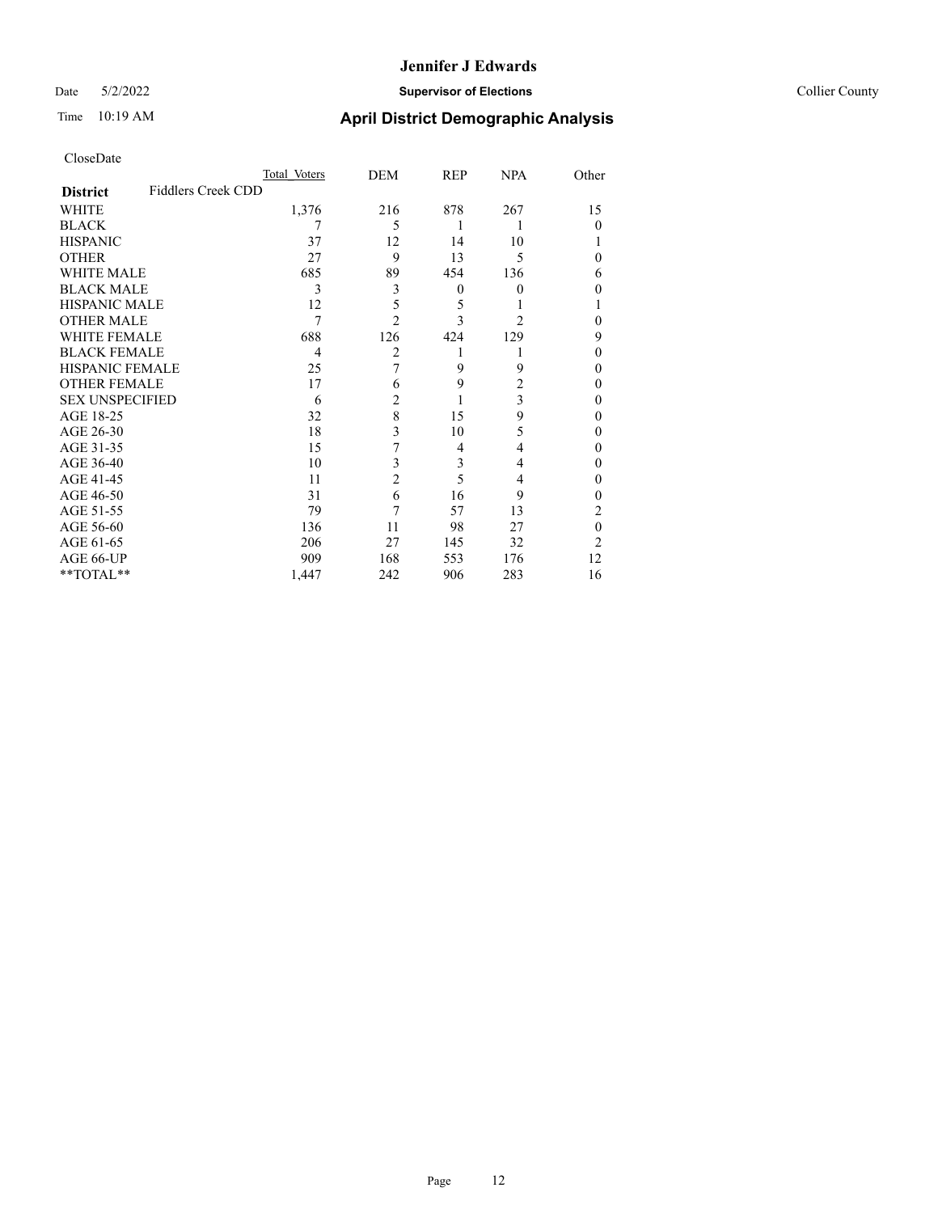CloseDate

| District | Fiddlers Creek CDD | Total Voters | DEM | REP | NPA | Other |
|---|---|---|---|---|---|---|
| WHITE | | 1,376 | 216 | 878 | 267 | 15 |
| BLACK | | 7 | 5 | 1 | 1 | 0 |
| HISPANIC | | 37 | 12 | 14 | 10 | 1 |
| OTHER | | 27 | 9 | 13 | 5 | 0 |
| WHITE MALE | | 685 | 89 | 454 | 136 | 6 |
| BLACK MALE | | 3 | 3 | 0 | 0 | 0 |
| HISPANIC MALE | | 12 | 5 | 5 | 1 | 1 |
| OTHER MALE | | 7 | 2 | 3 | 2 | 0 |
| WHITE FEMALE | | 688 | 126 | 424 | 129 | 9 |
| BLACK FEMALE | | 4 | 2 | 1 | 1 | 0 |
| HISPANIC FEMALE | | 25 | 7 | 9 | 9 | 0 |
| OTHER FEMALE | | 17 | 6 | 9 | 2 | 0 |
| SEX UNSPECIFIED | | 6 | 2 | 1 | 3 | 0 |
| AGE 18-25 | | 32 | 8 | 15 | 9 | 0 |
| AGE 26-30 | | 18 | 3 | 10 | 5 | 0 |
| AGE 31-35 | | 15 | 7 | 4 | 4 | 0 |
| AGE 36-40 | | 10 | 3 | 3 | 4 | 0 |
| AGE 41-45 | | 11 | 2 | 5 | 4 | 0 |
| AGE 46-50 | | 31 | 6 | 16 | 9 | 0 |
| AGE 51-55 | | 79 | 7 | 57 | 13 | 2 |
| AGE 56-60 | | 136 | 11 | 98 | 27 | 0 |
| AGE 61-65 | | 206 | 27 | 145 | 32 | 2 |
| AGE 66-UP | | 909 | 168 | 553 | 176 | 12 |
| **TOTAL** | | 1,447 | 242 | 906 | 283 | 16 |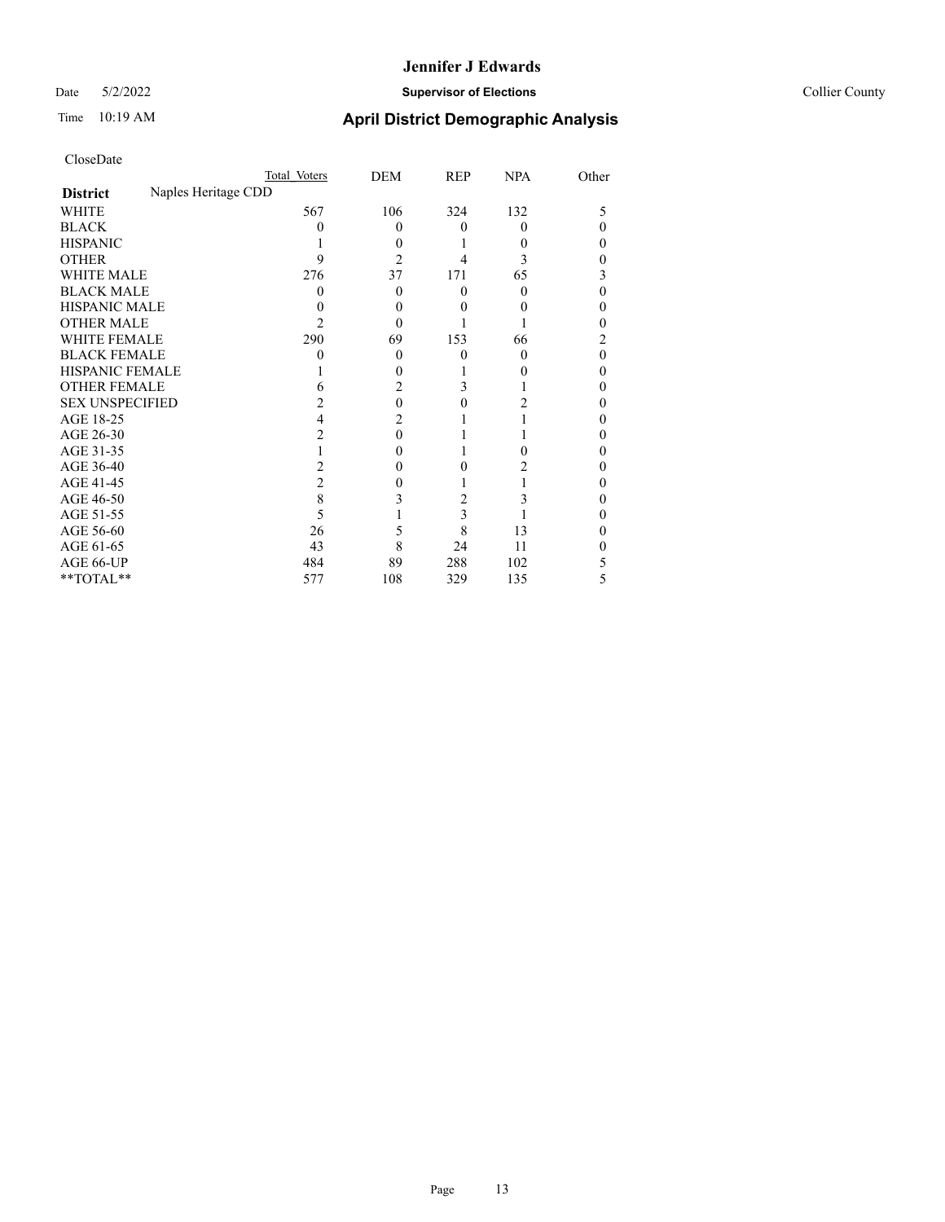# Jennifer J Edwards

Date 5/2/2022 **Supervisor of Elections** Collier County

Time 10:19 AM **April District Demographic Analysis**

CloseDate

| | Total Voters | DEM | REP | NPA | Other |
|---|---|---|---|---|---|
| **District** Naples Heritage CDD | | | | | |
| WHITE | 567 | 106 | 324 | 132 | 5 |
| BLACK | 0 | 0 | 0 | 0 | 0 |
| HISPANIC | 1 | 0 | 1 | 0 | 0 |
| OTHER | 9 | 2 | 4 | 3 | 0 |
| WHITE MALE | 276 | 37 | 171 | 65 | 3 |
| BLACK MALE | 0 | 0 | 0 | 0 | 0 |
| HISPANIC MALE | 0 | 0 | 0 | 0 | 0 |
| OTHER MALE | 2 | 0 | 1 | 1 | 0 |
| WHITE FEMALE | 290 | 69 | 153 | 66 | 2 |
| BLACK FEMALE | 0 | 0 | 0 | 0 | 0 |
| HISPANIC FEMALE | 1 | 0 | 1 | 0 | 0 |
| OTHER FEMALE | 6 | 2 | 3 | 1 | 0 |
| SEX UNSPECIFIED | 2 | 0 | 0 | 2 | 0 |
| AGE 18-25 | 4 | 2 | 1 | 1 | 0 |
| AGE 26-30 | 2 | 0 | 1 | 1 | 0 |
| AGE 31-35 | 1 | 0 | 1 | 0 | 0 |
| AGE 36-40 | 2 | 0 | 0 | 2 | 0 |
| AGE 41-45 | 2 | 0 | 1 | 1 | 0 |
| AGE 46-50 | 8 | 3 | 2 | 3 | 0 |
| AGE 51-55 | 5 | 1 | 3 | 1 | 0 |
| AGE 56-60 | 26 | 5 | 8 | 13 | 0 |
| AGE 61-65 | 43 | 8 | 24 | 11 | 0 |
| AGE 66-UP | 484 | 89 | 288 | 102 | 5 |
| **TOTAL** | 577 | 108 | 329 | 135 | 5 |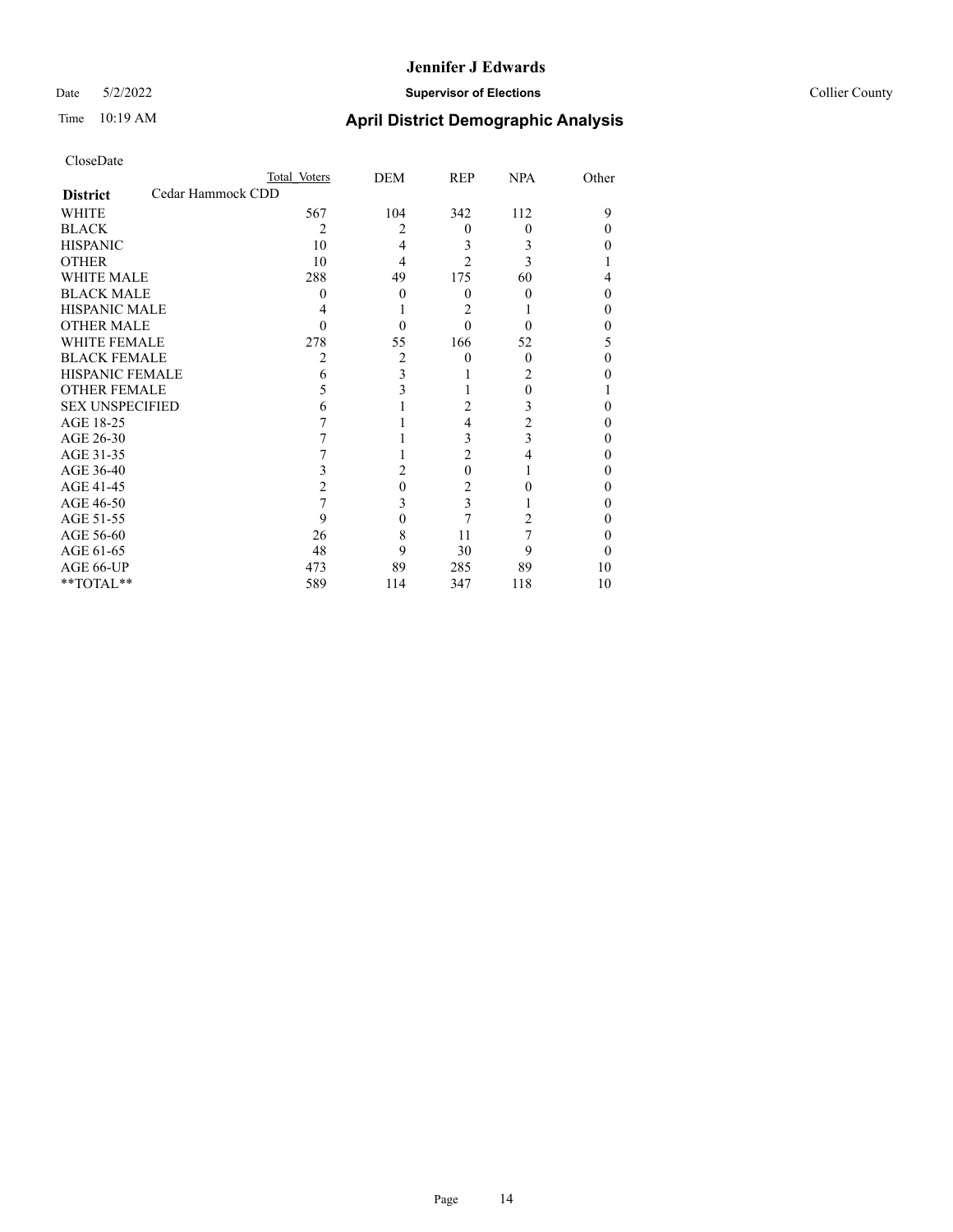# Jennifer J Edwards

Date 5/2/2022 **Supervisor of Elections** Collier County

Time 10:19 AM **April District Demographic Analysis**

CloseDate

| | Total Voters | DEM | REP | NPA | Other |
|---|---|---|---|---|---|
| **District** Cedar Hammock CDD | | | | | |
| WHITE | 567 | 104 | 342 | 112 | 9 |
| BLACK | 2 | 2 | 0 | 0 | 0 |
| HISPANIC | 10 | 4 | 3 | 3 | 0 |
| OTHER | 10 | 4 | 2 | 3 | 1 |
| WHITE MALE | 288 | 49 | 175 | 60 | 4 |
| BLACK MALE | 0 | 0 | 0 | 0 | 0 |
| HISPANIC MALE | 4 | 1 | 2 | 1 | 0 |
| OTHER MALE | 0 | 0 | 0 | 0 | 0 |
| WHITE FEMALE | 278 | 55 | 166 | 52 | 5 |
| BLACK FEMALE | 2 | 2 | 0 | 0 | 0 |
| HISPANIC FEMALE | 6 | 3 | 1 | 2 | 0 |
| OTHER FEMALE | 5 | 3 | 1 | 0 | 1 |
| SEX UNSPECIFIED | 6 | 1 | 2 | 3 | 0 |
| AGE 18-25 | 7 | 1 | 4 | 2 | 0 |
| AGE 26-30 | 7 | 1 | 3 | 3 | 0 |
| AGE 31-35 | 7 | 1 | 2 | 4 | 0 |
| AGE 36-40 | 3 | 2 | 0 | 1 | 0 |
| AGE 41-45 | 2 | 0 | 2 | 0 | 0 |
| AGE 46-50 | 7 | 3 | 3 | 1 | 0 |
| AGE 51-55 | 9 | 0 | 7 | 2 | 0 |
| AGE 56-60 | 26 | 8 | 11 | 7 | 0 |
| AGE 61-65 | 48 | 9 | 30 | 9 | 0 |
| AGE 66-UP | 473 | 89 | 285 | 89 | 10 |
| **TOTAL** | 589 | 114 | 347 | 118 | 10 |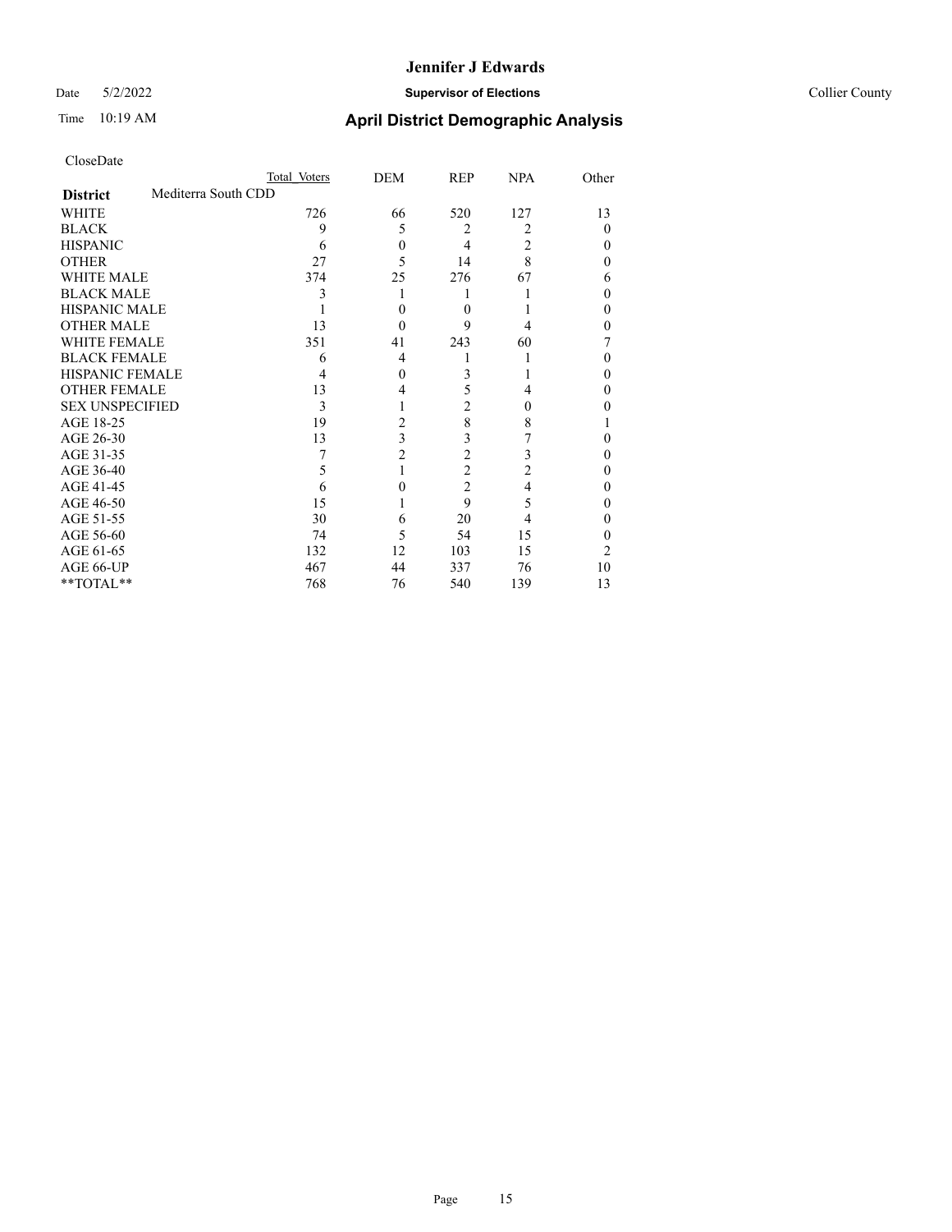# Jennifer J Edwards

Date 5/2/2022 **Supervisor of Elections** Collier County

Time 10:19 AM **April District Demographic Analysis**

CloseDate

| | Total Voters | DEM | REP | NPA | Other |
|---|---|---|---|---|---|
| **District** Mediterra South CDD | | | | | |
| WHITE | 726 | 66 | 520 | 127 | 13 |
| BLACK | 9 | 5 | 2 | 2 | 0 |
| HISPANIC | 6 | 0 | 4 | 2 | 0 |
| OTHER | 27 | 5 | 14 | 8 | 0 |
| WHITE MALE | 374 | 25 | 276 | 67 | 6 |
| BLACK MALE | 3 | 1 | 1 | 1 | 0 |
| HISPANIC MALE | 1 | 0 | 0 | 1 | 0 |
| OTHER MALE | 13 | 0 | 9 | 4 | 0 |
| WHITE FEMALE | 351 | 41 | 243 | 60 | 7 |
| BLACK FEMALE | 6 | 4 | 1 | 1 | 0 |
| HISPANIC FEMALE | 4 | 0 | 3 | 1 | 0 |
| OTHER FEMALE | 13 | 4 | 5 | 4 | 0 |
| SEX UNSPECIFIED | 3 | 1 | 2 | 0 | 0 |
| AGE 18-25 | 19 | 2 | 8 | 8 | 1 |
| AGE 26-30 | 13 | 3 | 3 | 7 | 0 |
| AGE 31-35 | 7 | 2 | 2 | 3 | 0 |
| AGE 36-40 | 5 | 1 | 2 | 2 | 0 |
| AGE 41-45 | 6 | 0 | 2 | 4 | 0 |
| AGE 46-50 | 15 | 1 | 9 | 5 | 0 |
| AGE 51-55 | 30 | 6 | 20 | 4 | 0 |
| AGE 56-60 | 74 | 5 | 54 | 15 | 0 |
| AGE 61-65 | 132 | 12 | 103 | 15 | 2 |
| AGE 66-UP | 467 | 44 | 337 | 76 | 10 |
| **TOTAL** | 768 | 76 | 540 | 139 | 13 |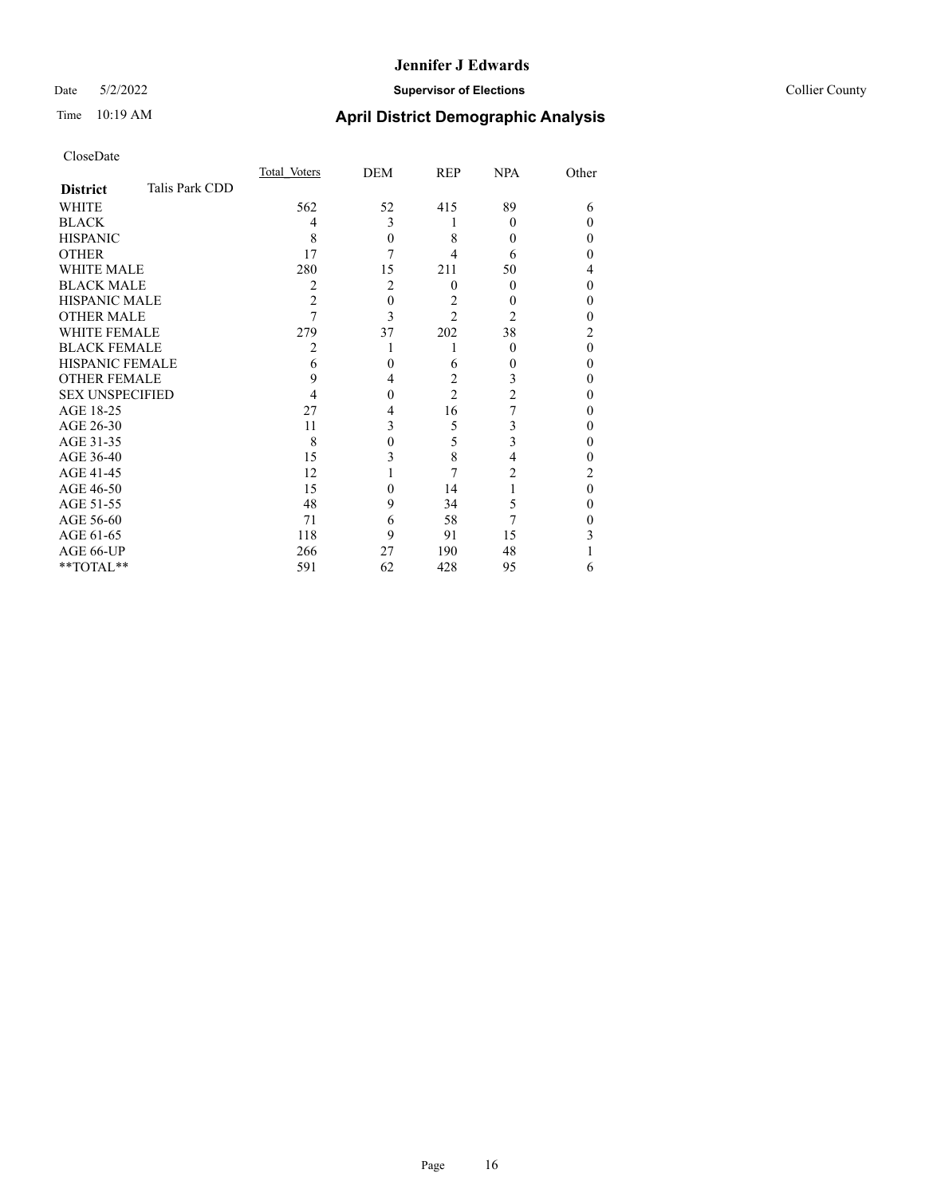# Jennifer J Edwards

Date 5/2/2022 **Supervisor of Elections** Collier County

Time 10:19 AM **April District Demographic Analysis**

CloseDate

| **District** Talis Park CDD | Total Voters | DEM | REP | NPA | Other |
|---|---|---|---|---|---|
| WHITE | 562 | 52 | 415 | 89 | 6 |
| BLACK | 4 | 3 | 1 | 0 | 0 |
| HISPANIC | 8 | 0 | 8 | 0 | 0 |
| OTHER | 17 | 7 | 4 | 6 | 0 |
| WHITE MALE | 280 | 15 | 211 | 50 | 4 |
| BLACK MALE | 2 | 2 | 0 | 0 | 0 |
| HISPANIC MALE | 2 | 0 | 2 | 0 | 0 |
| OTHER MALE | 7 | 3 | 2 | 2 | 0 |
| WHITE FEMALE | 279 | 37 | 202 | 38 | 2 |
| BLACK FEMALE | 2 | 1 | 1 | 0 | 0 |
| HISPANIC FEMALE | 6 | 0 | 6 | 0 | 0 |
| OTHER FEMALE | 9 | 4 | 2 | 3 | 0 |
| SEX UNSPECIFIED | 4 | 0 | 2 | 2 | 0 |
| AGE 18-25 | 27 | 4 | 16 | 7 | 0 |
| AGE 26-30 | 11 | 3 | 5 | 3 | 0 |
| AGE 31-35 | 8 | 0 | 5 | 3 | 0 |
| AGE 36-40 | 15 | 3 | 8 | 4 | 0 |
| AGE 41-45 | 12 | 1 | 7 | 2 | 2 |
| AGE 46-50 | 15 | 0 | 14 | 1 | 0 |
| AGE 51-55 | 48 | 9 | 34 | 5 | 0 |
| AGE 56-60 | 71 | 6 | 58 | 7 | 0 |
| AGE 61-65 | 118 | 9 | 91 | 15 | 3 |
| AGE 66-UP | 266 | 27 | 190 | 48 | 1 |
| **TOTAL** | 591 | 62 | 428 | 95 | 6 |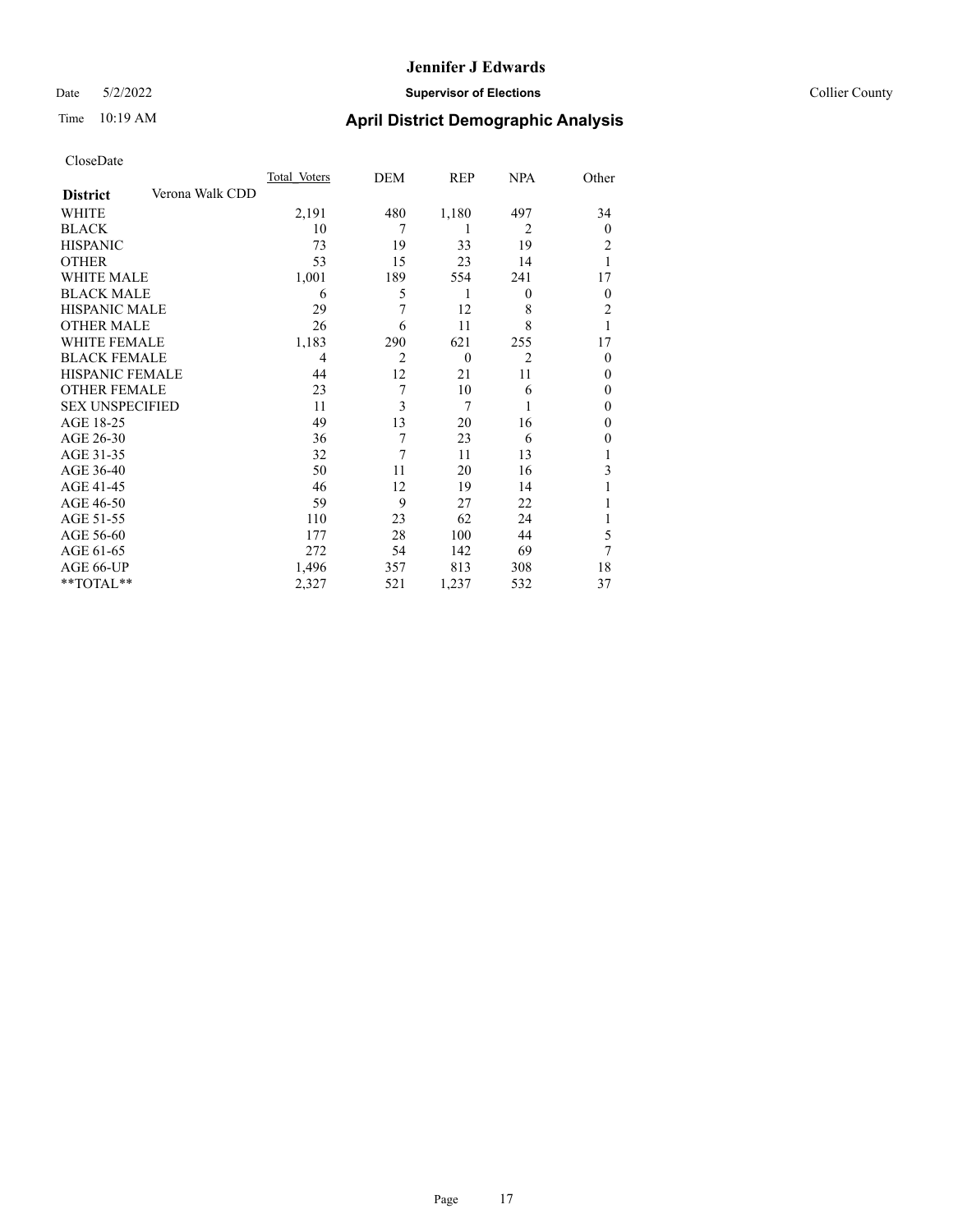# Jennifer J Edwards

Date 5/2/2022 **Supervisor of Elections** Collier County

Time 10:19 AM **April District Demographic Analysis**

CloseDate

| **District** Verona Walk CDD | Total Voters | DEM | REP | NPA | Other |
|---|---|---|---|---|---|
| WHITE | 2,191 | 480 | 1,180 | 497 | 34 |
| BLACK | 10 | 7 | 1 | 2 | 0 |
| HISPANIC | 73 | 19 | 33 | 19 | 2 |
| OTHER | 53 | 15 | 23 | 14 | 1 |
| WHITE MALE | 1,001 | 189 | 554 | 241 | 17 |
| BLACK MALE | 6 | 5 | 1 | 0 | 0 |
| HISPANIC MALE | 29 | 7 | 12 | 8 | 2 |
| OTHER MALE | 26 | 6 | 11 | 8 | 1 |
| WHITE FEMALE | 1,183 | 290 | 621 | 255 | 17 |
| BLACK FEMALE | 4 | 2 | 0 | 2 | 0 |
| HISPANIC FEMALE | 44 | 12 | 21 | 11 | 0 |
| OTHER FEMALE | 23 | 7 | 10 | 6 | 0 |
| SEX UNSPECIFIED | 11 | 3 | 7 | 1 | 0 |
| AGE 18-25 | 49 | 13 | 20 | 16 | 0 |
| AGE 26-30 | 36 | 7 | 23 | 6 | 0 |
| AGE 31-35 | 32 | 7 | 11 | 13 | 1 |
| AGE 36-40 | 50 | 11 | 20 | 16 | 3 |
| AGE 41-45 | 46 | 12 | 19 | 14 | 1 |
| AGE 46-50 | 59 | 9 | 27 | 22 | 1 |
| AGE 51-55 | 110 | 23 | 62 | 24 | 1 |
| AGE 56-60 | 177 | 28 | 100 | 44 | 5 |
| AGE 61-65 | 272 | 54 | 142 | 69 | 7 |
| AGE 66-UP | 1,496 | 357 | 813 | 308 | 18 |
| **TOTAL** | 2,327 | 521 | 1,237 | 532 | 37 |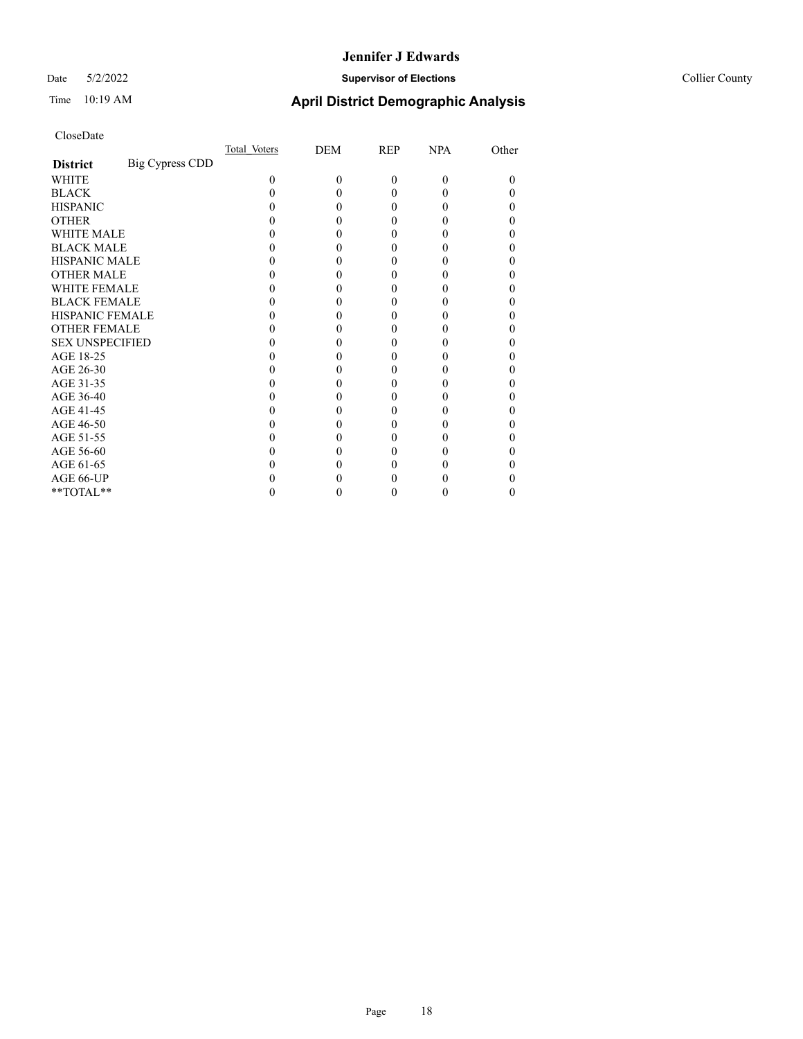CloseDate

| | Total_Voters | DEM | REP | NPA | Other |
|---|---|---|---|---|---|
| **District** Big Cypress CDD | | | | | |
| WHITE | 0 | 0 | 0 | 0 | 0 |
| BLACK | 0 | 0 | 0 | 0 | 0 |
| HISPANIC | 0 | 0 | 0 | 0 | 0 |
| OTHER | 0 | 0 | 0 | 0 | 0 |
| WHITE MALE | 0 | 0 | 0 | 0 | 0 |
| BLACK MALE | 0 | 0 | 0 | 0 | 0 |
| HISPANIC MALE | 0 | 0 | 0 | 0 | 0 |
| OTHER MALE | 0 | 0 | 0 | 0 | 0 |
| WHITE FEMALE | 0 | 0 | 0 | 0 | 0 |
| BLACK FEMALE | 0 | 0 | 0 | 0 | 0 |
| HISPANIC FEMALE | 0 | 0 | 0 | 0 | 0 |
| OTHER FEMALE | 0 | 0 | 0 | 0 | 0 |
| SEX UNSPECIFIED | 0 | 0 | 0 | 0 | 0 |
| AGE 18-25 | 0 | 0 | 0 | 0 | 0 |
| AGE 26-30 | 0 | 0 | 0 | 0 | 0 |
| AGE 31-35 | 0 | 0 | 0 | 0 | 0 |
| AGE 36-40 | 0 | 0 | 0 | 0 | 0 |
| AGE 41-45 | 0 | 0 | 0 | 0 | 0 |
| AGE 46-50 | 0 | 0 | 0 | 0 | 0 |
| AGE 51-55 | 0 | 0 | 0 | 0 | 0 |
| AGE 56-60 | 0 | 0 | 0 | 0 | 0 |
| AGE 61-65 | 0 | 0 | 0 | 0 | 0 |
| AGE 66-UP | 0 | 0 | 0 | 0 | 0 |
| **TOTAL** | 0 | 0 | 0 | 0 | 0 |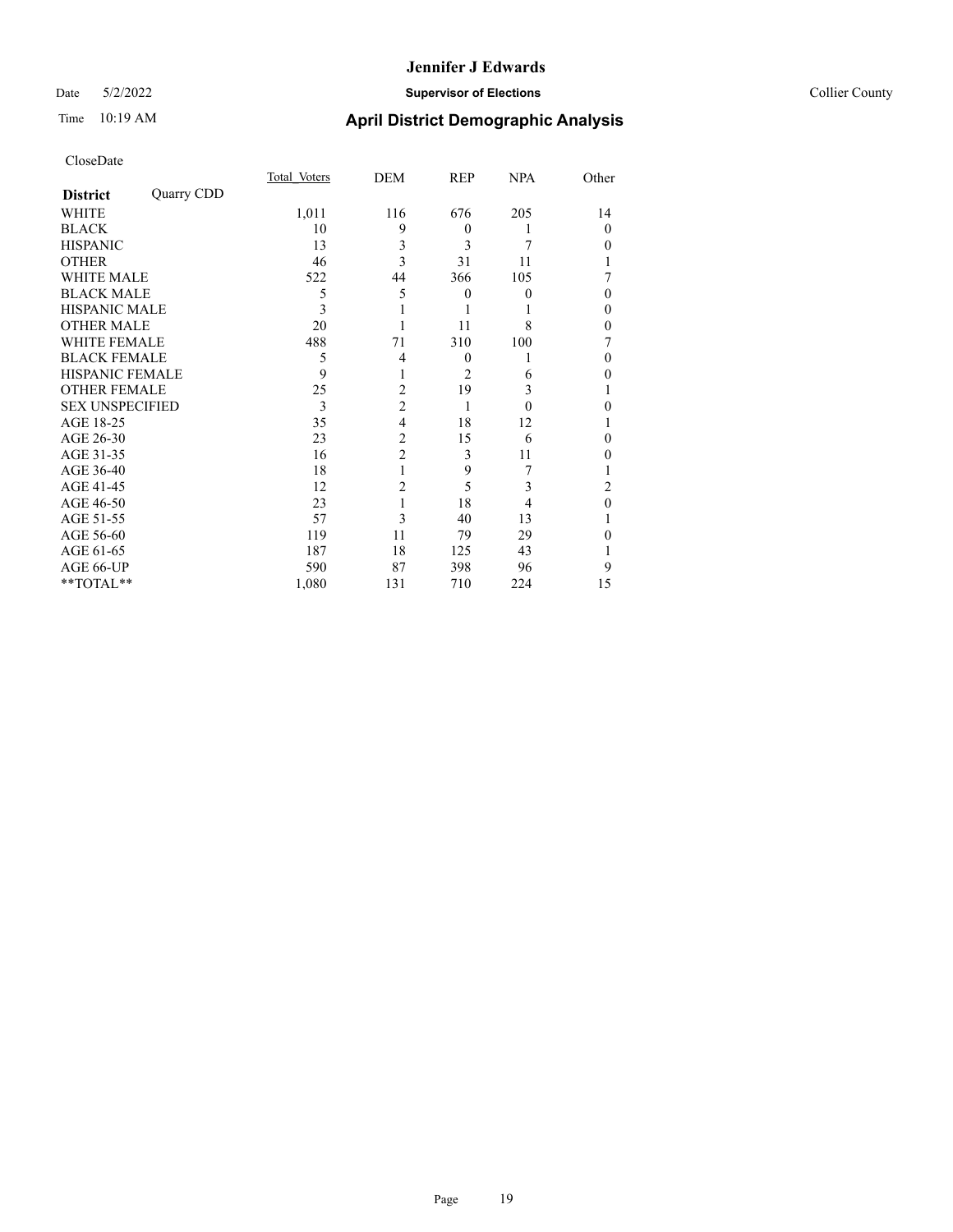# Jennifer J Edwards

Date 5/2/2022 **Supervisor of Elections** Collier County

Time 10:19 AM

## April District Demographic Analysis

CloseDate

| **District** Quarry CDD | Total Voters | DEM | REP | NPA | Other |
|---|---|---|---|---|---|
| WHITE | 1,011 | 116 | 676 | 205 | 14 |
| BLACK | 10 | 9 | 0 | 1 | 0 |
| HISPANIC | 13 | 3 | 3 | 7 | 0 |
| OTHER | 46 | 3 | 31 | 11 | 1 |
| WHITE MALE | 522 | 44 | 366 | 105 | 7 |
| BLACK MALE | 5 | 5 | 0 | 0 | 0 |
| HISPANIC MALE | 3 | 1 | 1 | 1 | 0 |
| OTHER MALE | 20 | 1 | 11 | 8 | 0 |
| WHITE FEMALE | 488 | 71 | 310 | 100 | 7 |
| BLACK FEMALE | 5 | 4 | 0 | 1 | 0 |
| HISPANIC FEMALE | 9 | 1 | 2 | 6 | 0 |
| OTHER FEMALE | 25 | 2 | 19 | 3 | 1 |
| SEX UNSPECIFIED | 3 | 2 | 1 | 0 | 0 |
| AGE 18-25 | 35 | 4 | 18 | 12 | 1 |
| AGE 26-30 | 23 | 2 | 15 | 6 | 0 |
| AGE 31-35 | 16 | 2 | 3 | 11 | 0 |
| AGE 36-40 | 18 | 1 | 9 | 7 | 1 |
| AGE 41-45 | 12 | 2 | 5 | 3 | 2 |
| AGE 46-50 | 23 | 1 | 18 | 4 | 0 |
| AGE 51-55 | 57 | 3 | 40 | 13 | 1 |
| AGE 56-60 | 119 | 11 | 79 | 29 | 0 |
| AGE 61-65 | 187 | 18 | 125 | 43 | 1 |
| AGE 66-UP | 590 | 87 | 398 | 96 | 9 |
| **TOTAL** | 1,080 | 131 | 710 | 224 | 15 |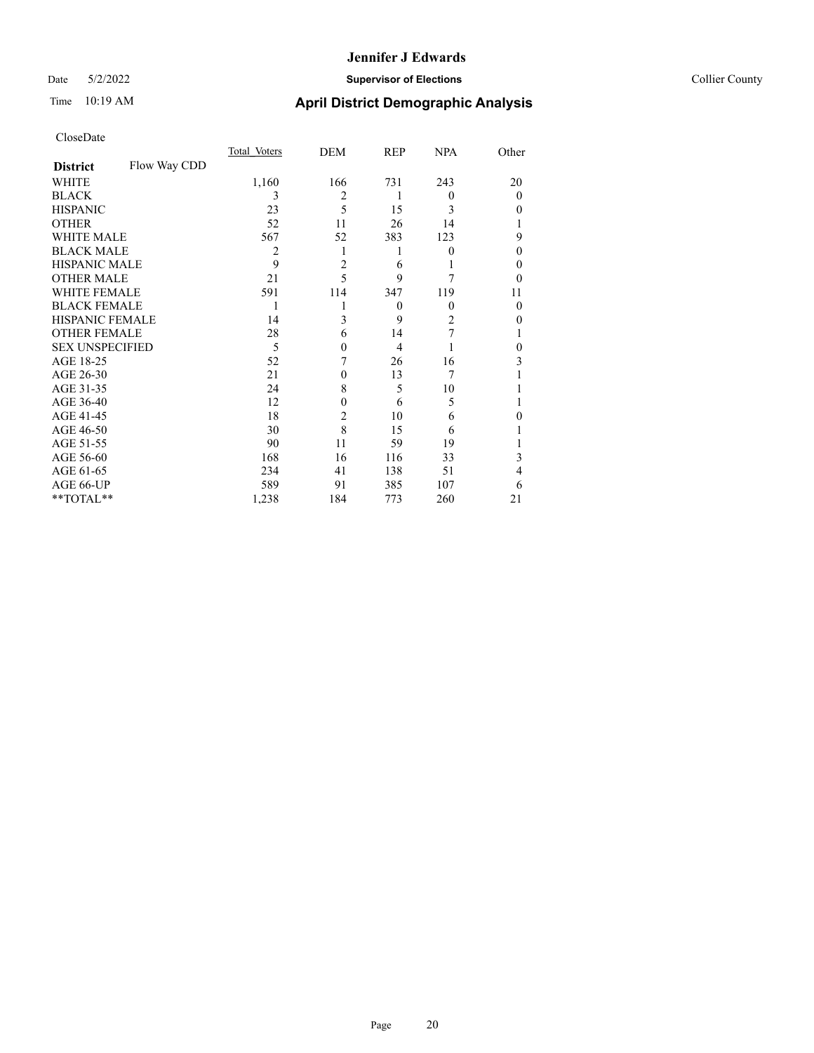# Jennifer J Edwards

Date 5/2/2022 **Supervisor of Elections** Collier County

Time 10:19 AM **April District Demographic Analysis**

CloseDate

| **District** Flow Way CDD | Total Voters | DEM | REP | NPA | Other |
|---|---|---|---|---|---|
| WHITE | 1,160 | 166 | 731 | 243 | 20 |
| BLACK | 3 | 2 | 1 | 0 | 0 |
| HISPANIC | 23 | 5 | 15 | 3 | 0 |
| OTHER | 52 | 11 | 26 | 14 | 1 |
| WHITE MALE | 567 | 52 | 383 | 123 | 9 |
| BLACK MALE | 2 | 1 | 1 | 0 | 0 |
| HISPANIC MALE | 9 | 2 | 6 | 1 | 0 |
| OTHER MALE | 21 | 5 | 9 | 7 | 0 |
| WHITE FEMALE | 591 | 114 | 347 | 119 | 11 |
| BLACK FEMALE | 1 | 1 | 0 | 0 | 0 |
| HISPANIC FEMALE | 14 | 3 | 9 | 2 | 0 |
| OTHER FEMALE | 28 | 6 | 14 | 7 | 1 |
| SEX UNSPECIFIED | 5 | 0 | 4 | 1 | 0 |
| AGE 18-25 | 52 | 7 | 26 | 16 | 3 |
| AGE 26-30 | 21 | 0 | 13 | 7 | 1 |
| AGE 31-35 | 24 | 8 | 5 | 10 | 1 |
| AGE 36-40 | 12 | 0 | 6 | 5 | 1 |
| AGE 41-45 | 18 | 2 | 10 | 6 | 0 |
| AGE 46-50 | 30 | 8 | 15 | 6 | 1 |
| AGE 51-55 | 90 | 11 | 59 | 19 | 1 |
| AGE 56-60 | 168 | 16 | 116 | 33 | 3 |
| AGE 61-65 | 234 | 41 | 138 | 51 | 4 |
| AGE 66-UP | 589 | 91 | 385 | 107 | 6 |
| **TOTAL** | 1,238 | 184 | 773 | 260 | 21 |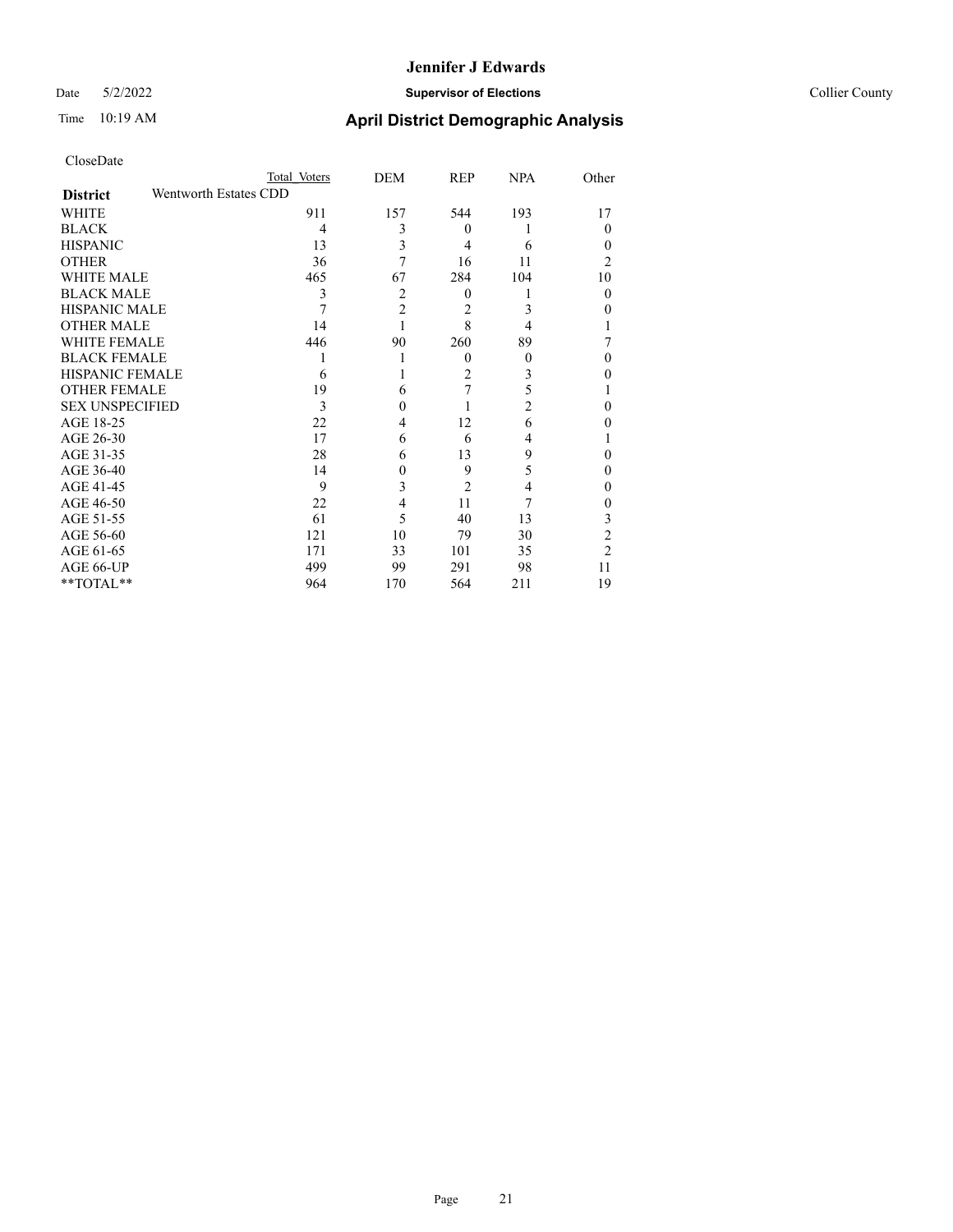# Jennifer J Edwards

Date 5/2/2022 **Supervisor of Elections** Collier County

Time 10:19 AM **April District Demographic Analysis**

CloseDate

| | Total Voters | DEM | REP | NPA | Other |
|---|---|---|---|---|---|
| **District** Wentworth Estates CDD | | | | | |
| WHITE | 911 | 157 | 544 | 193 | 17 |
| BLACK | 4 | 3 | 0 | 1 | 0 |
| HISPANIC | 13 | 3 | 4 | 6 | 0 |
| OTHER | 36 | 7 | 16 | 11 | 2 |
| WHITE MALE | 465 | 67 | 284 | 104 | 10 |
| BLACK MALE | 3 | 2 | 0 | 1 | 0 |
| HISPANIC MALE | 7 | 2 | 2 | 3 | 0 |
| OTHER MALE | 14 | 1 | 8 | 4 | 1 |
| WHITE FEMALE | 446 | 90 | 260 | 89 | 7 |
| BLACK FEMALE | 1 | 1 | 0 | 0 | 0 |
| HISPANIC FEMALE | 6 | 1 | 2 | 3 | 0 |
| OTHER FEMALE | 19 | 6 | 7 | 5 | 1 |
| SEX UNSPECIFIED | 3 | 0 | 1 | 2 | 0 |
| AGE 18-25 | 22 | 4 | 12 | 6 | 0 |
| AGE 26-30 | 17 | 6 | 6 | 4 | 1 |
| AGE 31-35 | 28 | 6 | 13 | 9 | 0 |
| AGE 36-40 | 14 | 0 | 9 | 5 | 0 |
| AGE 41-45 | 9 | 3 | 2 | 4 | 0 |
| AGE 46-50 | 22 | 4 | 11 | 7 | 0 |
| AGE 51-55 | 61 | 5 | 40 | 13 | 3 |
| AGE 56-60 | 121 | 10 | 79 | 30 | 2 |
| AGE 61-65 | 171 | 33 | 101 | 35 | 2 |
| AGE 66-UP | 499 | 99 | 291 | 98 | 11 |
| **TOTAL** | 964 | 170 | 564 | 211 | 19 |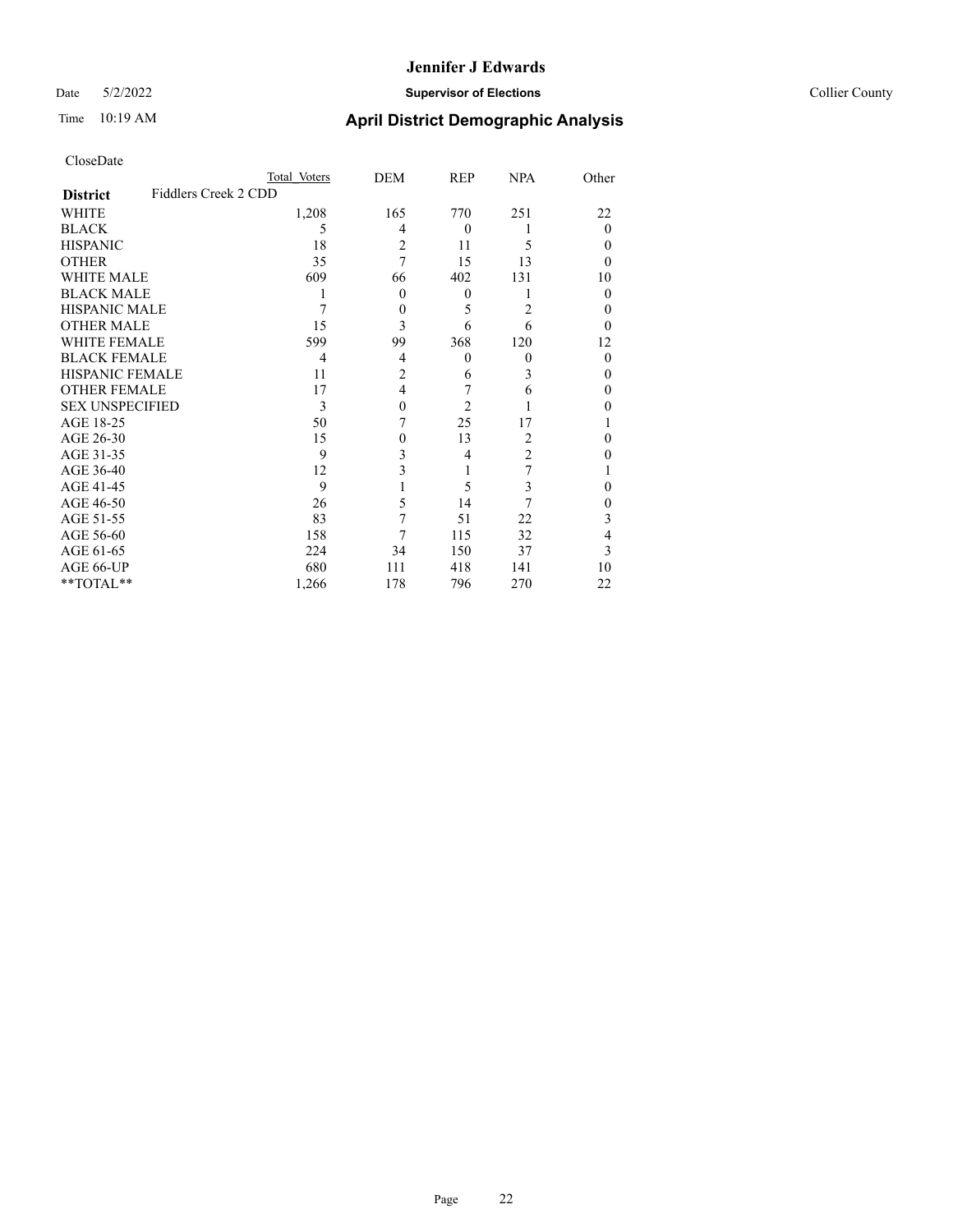# Jennifer J Edwards

Date 5/2/2022 **Supervisor of Elections** Collier County

Time 10:19 AM **April District Demographic Analysis**

CloseDate

| **District** Fiddlers Creek 2 CDD | Total Voters | DEM | REP | NPA | Other |
|---|---|---|---|---|---|
| WHITE | 1,208 | 165 | 770 | 251 | 22 |
| BLACK | 5 | 4 | 0 | 1 | 0 |
| HISPANIC | 18 | 2 | 11 | 5 | 0 |
| OTHER | 35 | 7 | 15 | 13 | 0 |
| WHITE MALE | 609 | 66 | 402 | 131 | 10 |
| BLACK MALE | 1 | 0 | 0 | 1 | 0 |
| HISPANIC MALE | 7 | 0 | 5 | 2 | 0 |
| OTHER MALE | 15 | 3 | 6 | 6 | 0 |
| WHITE FEMALE | 599 | 99 | 368 | 120 | 12 |
| BLACK FEMALE | 4 | 4 | 0 | 0 | 0 |
| HISPANIC FEMALE | 11 | 2 | 6 | 3 | 0 |
| OTHER FEMALE | 17 | 4 | 7 | 6 | 0 |
| SEX UNSPECIFIED | 3 | 0 | 2 | 1 | 0 |
| AGE 18-25 | 50 | 7 | 25 | 17 | 1 |
| AGE 26-30 | 15 | 0 | 13 | 2 | 0 |
| AGE 31-35 | 9 | 3 | 4 | 2 | 0 |
| AGE 36-40 | 12 | 3 | 1 | 7 | 1 |
| AGE 41-45 | 9 | 1 | 5 | 3 | 0 |
| AGE 46-50 | 26 | 5 | 14 | 7 | 0 |
| AGE 51-55 | 83 | 7 | 51 | 22 | 3 |
| AGE 56-60 | 158 | 7 | 115 | 32 | 4 |
| AGE 61-65 | 224 | 34 | 150 | 37 | 3 |
| AGE 66-UP | 680 | 111 | 418 | 141 | 10 |
| **TOTAL** | 1,266 | 178 | 796 | 270 | 22 |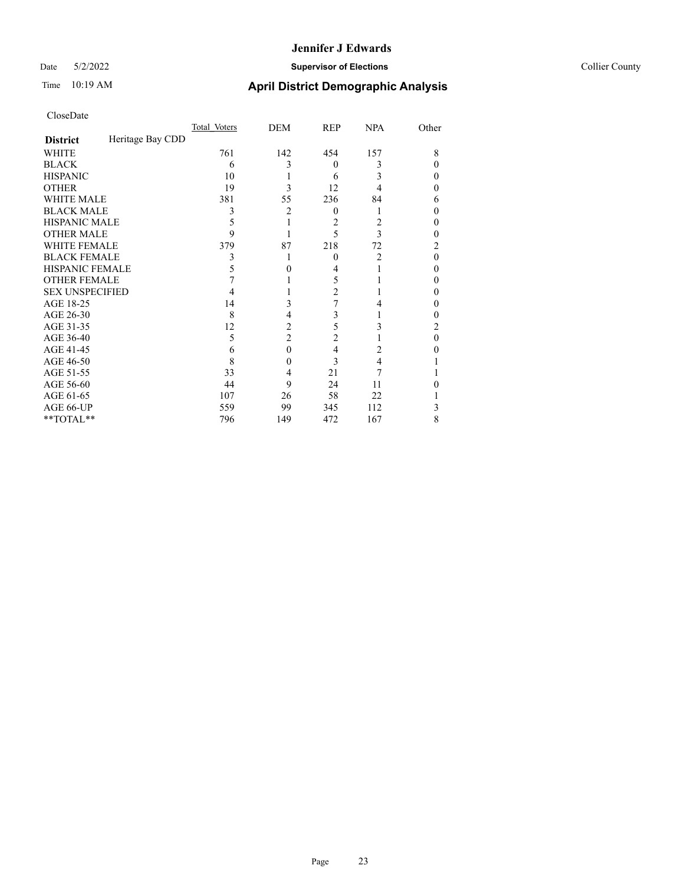CloseDate

| District | Heritage Bay CDD | Total Voters | DEM | REP | NPA | Other |
|---|---|---|---|---|---|---|
| WHITE | | 761 | 142 | 454 | 157 | 8 |
| BLACK | | 6 | 3 | 0 | 3 | 0 |
| HISPANIC | | 10 | 1 | 6 | 3 | 0 |
| OTHER | | 19 | 3 | 12 | 4 | 0 |
| WHITE MALE | | 381 | 55 | 236 | 84 | 6 |
| BLACK MALE | | 3 | 2 | 0 | 1 | 0 |
| HISPANIC MALE | | 5 | 1 | 2 | 2 | 0 |
| OTHER MALE | | 9 | 1 | 5 | 3 | 0 |
| WHITE FEMALE | | 379 | 87 | 218 | 72 | 2 |
| BLACK FEMALE | | 3 | 1 | 0 | 2 | 0 |
| HISPANIC FEMALE | | 5 | 0 | 4 | 1 | 0 |
| OTHER FEMALE | | 7 | 1 | 5 | 1 | 0 |
| SEX UNSPECIFIED | | 4 | 1 | 2 | 1 | 0 |
| AGE 18-25 | | 14 | 3 | 7 | 4 | 0 |
| AGE 26-30 | | 8 | 4 | 3 | 1 | 0 |
| AGE 31-35 | | 12 | 2 | 5 | 3 | 2 |
| AGE 36-40 | | 5 | 2 | 2 | 1 | 0 |
| AGE 41-45 | | 6 | 0 | 4 | 2 | 0 |
| AGE 46-50 | | 8 | 0 | 3 | 4 | 1 |
| AGE 51-55 | | 33 | 4 | 21 | 7 | 1 |
| AGE 56-60 | | 44 | 9 | 24 | 11 | 0 |
| AGE 61-65 | | 107 | 26 | 58 | 22 | 1 |
| AGE 66-UP | | 559 | 99 | 345 | 112 | 3 |
| **TOTAL** | | 796 | 149 | 472 | 167 | 8 |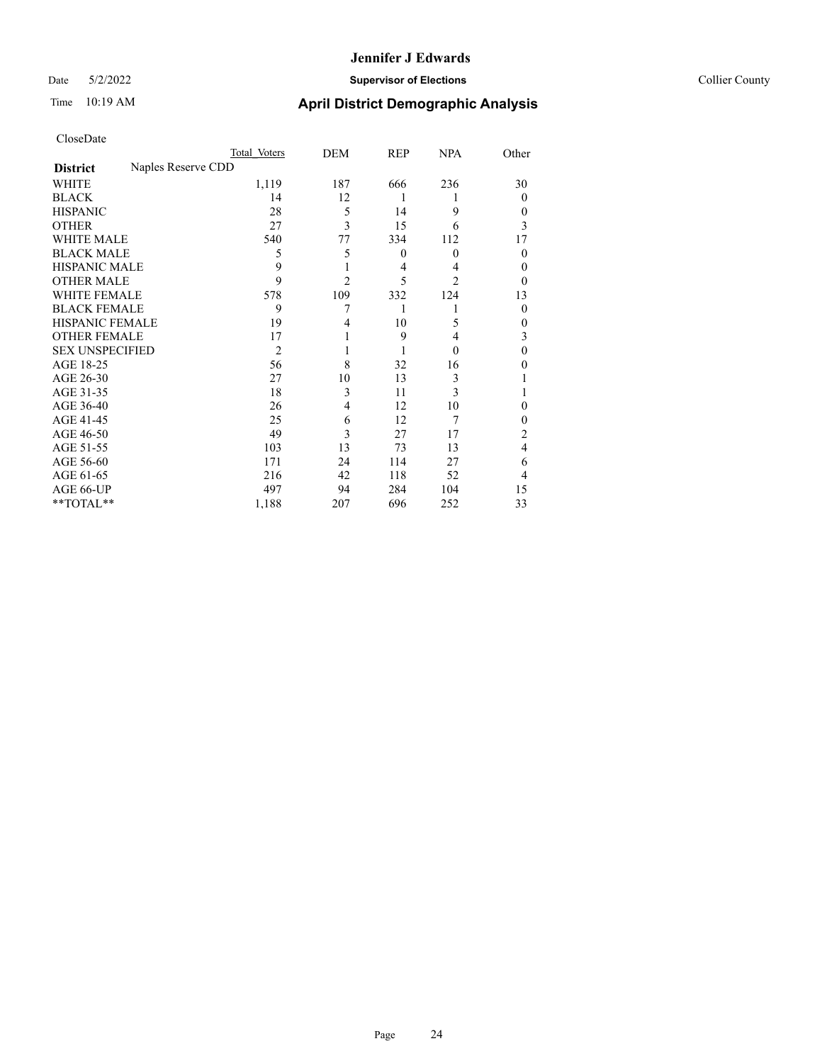# Jennifer J Edwards

Date 5/2/2022

**Supervisor of Elections**

Collier County

Time 10:19 AM

## April District Demographic Analysis

CloseDate

| **District** | Naples Reserve CDD Total Voters | DEM | REP | NPA | Other |
|---|---|---|---|---|---|
| WHITE | 1,119 | 187 | 666 | 236 | 30 |
| BLACK | 14 | 12 | 1 | 1 | 0 |
| HISPANIC | 28 | 5 | 14 | 9 | 0 |
| OTHER | 27 | 3 | 15 | 6 | 3 |
| WHITE MALE | 540 | 77 | 334 | 112 | 17 |
| BLACK MALE | 5 | 5 | 0 | 0 | 0 |
| HISPANIC MALE | 9 | 1 | 4 | 4 | 0 |
| OTHER MALE | 9 | 2 | 5 | 2 | 0 |
| WHITE FEMALE | 578 | 109 | 332 | 124 | 13 |
| BLACK FEMALE | 9 | 7 | 1 | 1 | 0 |
| HISPANIC FEMALE | 19 | 4 | 10 | 5 | 0 |
| OTHER FEMALE | 17 | 1 | 9 | 4 | 3 |
| SEX UNSPECIFIED | 2 | 1 | 1 | 0 | 0 |
| AGE 18-25 | 56 | 8 | 32 | 16 | 0 |
| AGE 26-30 | 27 | 10 | 13 | 3 | 1 |
| AGE 31-35 | 18 | 3 | 11 | 3 | 1 |
| AGE 36-40 | 26 | 4 | 12 | 10 | 0 |
| AGE 41-45 | 25 | 6 | 12 | 7 | 0 |
| AGE 46-50 | 49 | 3 | 27 | 17 | 2 |
| AGE 51-55 | 103 | 13 | 73 | 13 | 4 |
| AGE 56-60 | 171 | 24 | 114 | 27 | 6 |
| AGE 61-65 | 216 | 42 | 118 | 52 | 4 |
| AGE 66-UP | 497 | 94 | 284 | 104 | 15 |
| **TOTAL** | 1,188 | 207 | 696 | 252 | 33 |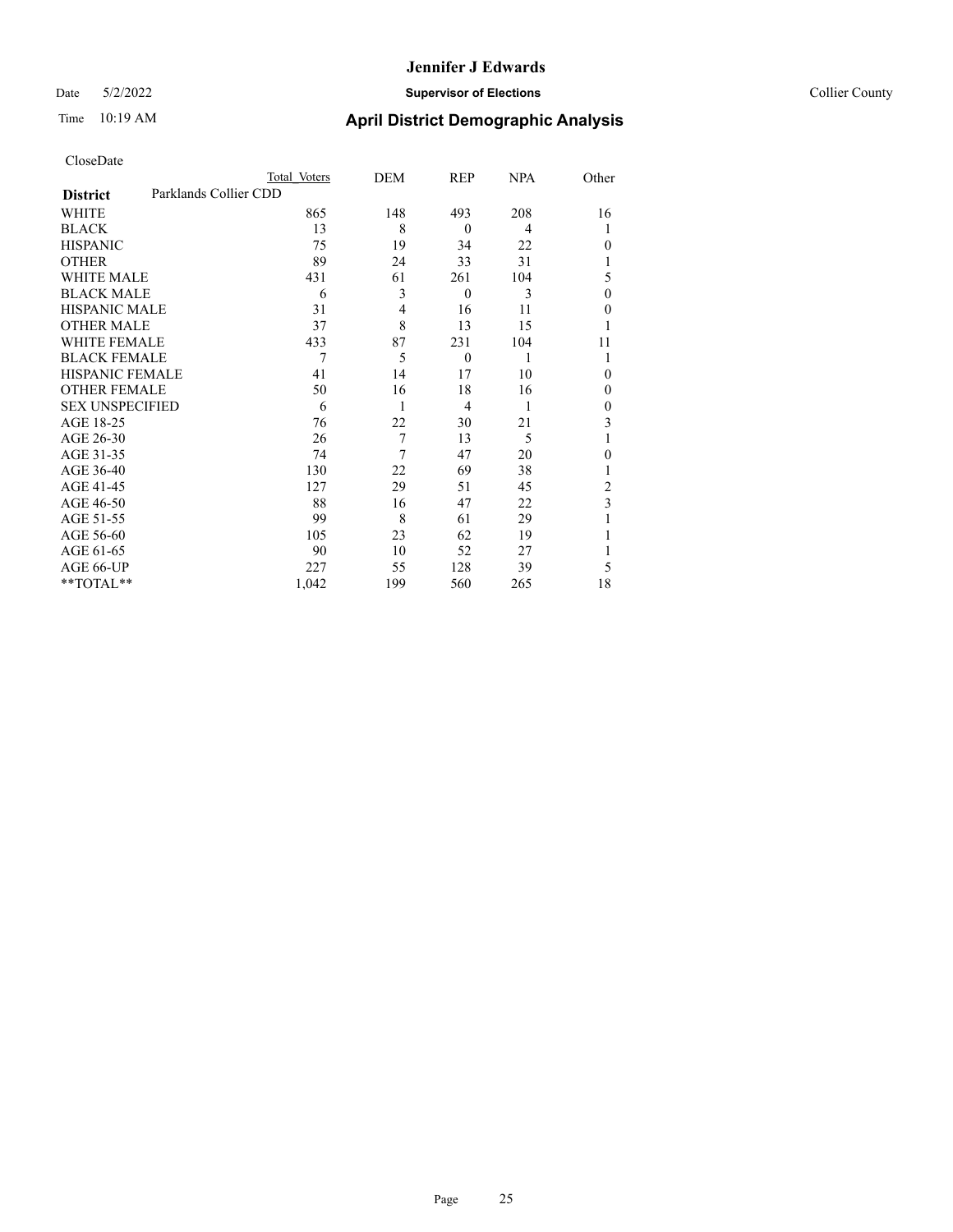# Jennifer J Edwards

Date 5/2/2022 **Supervisor of Elections** Collier County

Time 10:19 AM **April District Demographic Analysis**

CloseDate

| | Total Voters | DEM | REP | NPA | Other |
|---|---|---|---|---|---|
| **District** Parklands Collier CDD | | | | | |
| WHITE | 865 | 148 | 493 | 208 | 16 |
| BLACK | 13 | 8 | 0 | 4 | 1 |
| HISPANIC | 75 | 19 | 34 | 22 | 0 |
| OTHER | 89 | 24 | 33 | 31 | 1 |
| WHITE MALE | 431 | 61 | 261 | 104 | 5 |
| BLACK MALE | 6 | 3 | 0 | 3 | 0 |
| HISPANIC MALE | 31 | 4 | 16 | 11 | 0 |
| OTHER MALE | 37 | 8 | 13 | 15 | 1 |
| WHITE FEMALE | 433 | 87 | 231 | 104 | 11 |
| BLACK FEMALE | 7 | 5 | 0 | 1 | 1 |
| HISPANIC FEMALE | 41 | 14 | 17 | 10 | 0 |
| OTHER FEMALE | 50 | 16 | 18 | 16 | 0 |
| SEX UNSPECIFIED | 6 | 1 | 4 | 1 | 0 |
| AGE 18-25 | 76 | 22 | 30 | 21 | 3 |
| AGE 26-30 | 26 | 7 | 13 | 5 | 1 |
| AGE 31-35 | 74 | 7 | 47 | 20 | 0 |
| AGE 36-40 | 130 | 22 | 69 | 38 | 1 |
| AGE 41-45 | 127 | 29 | 51 | 45 | 2 |
| AGE 46-50 | 88 | 16 | 47 | 22 | 3 |
| AGE 51-55 | 99 | 8 | 61 | 29 | 1 |
| AGE 56-60 | 105 | 23 | 62 | 19 | 1 |
| AGE 61-65 | 90 | 10 | 52 | 27 | 1 |
| AGE 66-UP | 227 | 55 | 128 | 39 | 5 |
| **TOTAL** | 1,042 | 199 | 560 | 265 | 18 |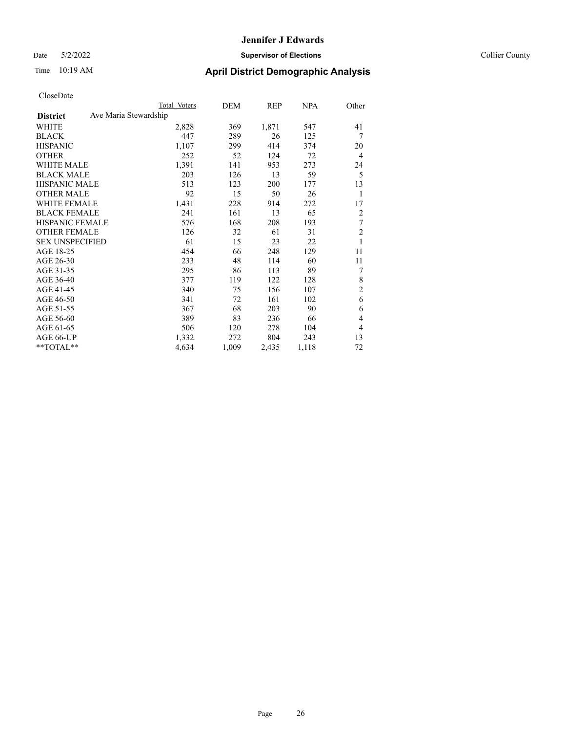# Jennifer J Edwards

Date 5/2/2022 **Supervisor of Elections** Collier County

Time 10:19 AM **April District Demographic Analysis**

CloseDate

| | Total Voters | DEM | REP | NPA | Other |
|---|---|---|---|---|---|
| **District** Ave Maria Stewardship | | | | | |
| WHITE | 2,828 | 369 | 1,871 | 547 | 41 |
| BLACK | 447 | 289 | 26 | 125 | 7 |
| HISPANIC | 1,107 | 299 | 414 | 374 | 20 |
| OTHER | 252 | 52 | 124 | 72 | 4 |
| WHITE MALE | 1,391 | 141 | 953 | 273 | 24 |
| BLACK MALE | 203 | 126 | 13 | 59 | 5 |
| HISPANIC MALE | 513 | 123 | 200 | 177 | 13 |
| OTHER MALE | 92 | 15 | 50 | 26 | 1 |
| WHITE FEMALE | 1,431 | 228 | 914 | 272 | 17 |
| BLACK FEMALE | 241 | 161 | 13 | 65 | 2 |
| HISPANIC FEMALE | 576 | 168 | 208 | 193 | 7 |
| OTHER FEMALE | 126 | 32 | 61 | 31 | 2 |
| SEX UNSPECIFIED | 61 | 15 | 23 | 22 | 1 |
| AGE 18-25 | 454 | 66 | 248 | 129 | 11 |
| AGE 26-30 | 233 | 48 | 114 | 60 | 11 |
| AGE 31-35 | 295 | 86 | 113 | 89 | 7 |
| AGE 36-40 | 377 | 119 | 122 | 128 | 8 |
| AGE 41-45 | 340 | 75 | 156 | 107 | 2 |
| AGE 46-50 | 341 | 72 | 161 | 102 | 6 |
| AGE 51-55 | 367 | 68 | 203 | 90 | 6 |
| AGE 56-60 | 389 | 83 | 236 | 66 | 4 |
| AGE 61-65 | 506 | 120 | 278 | 104 | 4 |
| AGE 66-UP | 1,332 | 272 | 804 | 243 | 13 |
| **TOTAL** | 4,634 | 1,009 | 2,435 | 1,118 | 72 |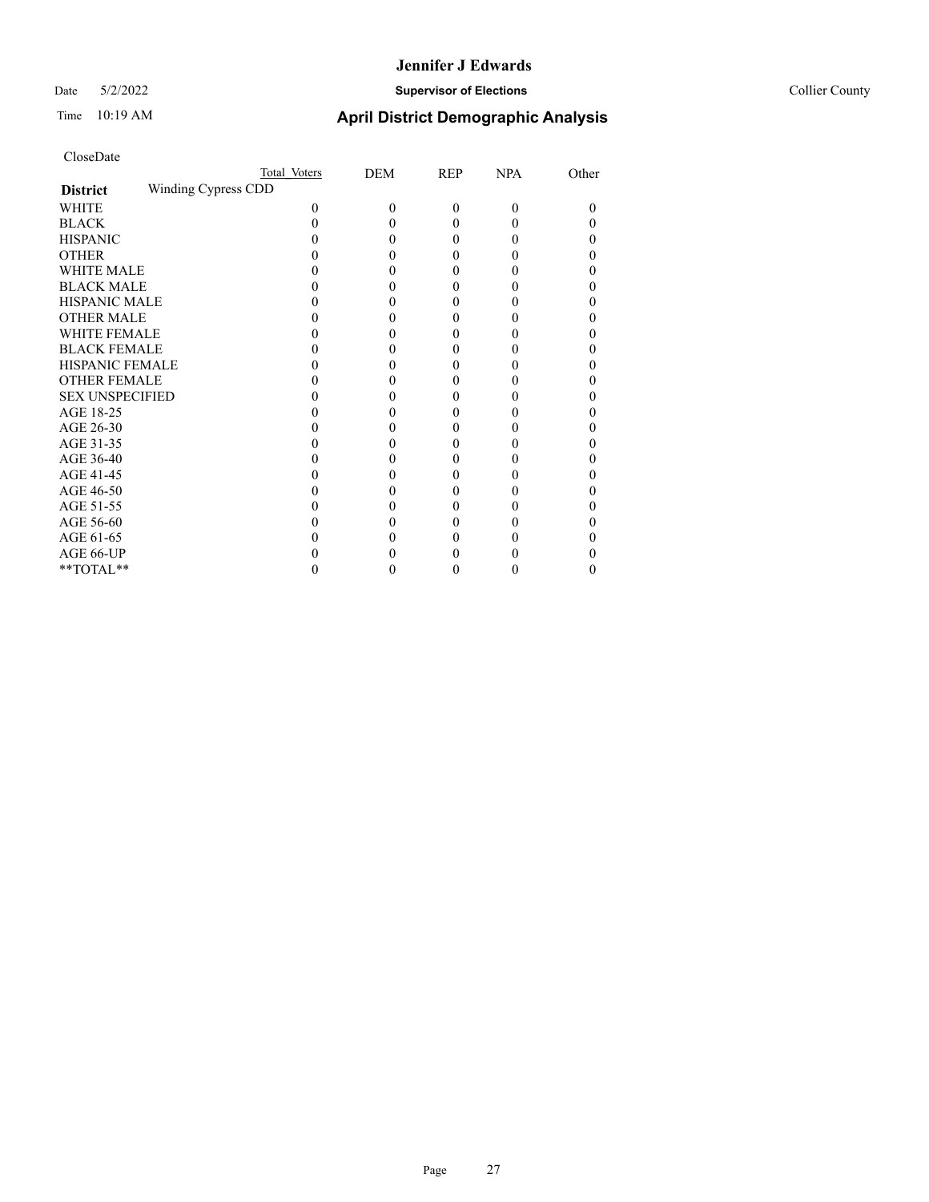# Jennifer J Edwards

Date 5/2/2022 **Supervisor of Elections** Collier County

Time 10:19 AM **April District Demographic Analysis**

CloseDate

| **District** Winding Cypress CDD | Total Voters | DEM | REP | NPA | Other |
|---|---|---|---|---|---|
| WHITE | 0 | 0 | 0 | 0 | 0 |
| BLACK | 0 | 0 | 0 | 0 | 0 |
| HISPANIC | 0 | 0 | 0 | 0 | 0 |
| OTHER | 0 | 0 | 0 | 0 | 0 |
| WHITE MALE | 0 | 0 | 0 | 0 | 0 |
| BLACK MALE | 0 | 0 | 0 | 0 | 0 |
| HISPANIC MALE | 0 | 0 | 0 | 0 | 0 |
| OTHER MALE | 0 | 0 | 0 | 0 | 0 |
| WHITE FEMALE | 0 | 0 | 0 | 0 | 0 |
| BLACK FEMALE | 0 | 0 | 0 | 0 | 0 |
| HISPANIC FEMALE | 0 | 0 | 0 | 0 | 0 |
| OTHER FEMALE | 0 | 0 | 0 | 0 | 0 |
| SEX UNSPECIFIED | 0 | 0 | 0 | 0 | 0 |
| AGE 18-25 | 0 | 0 | 0 | 0 | 0 |
| AGE 26-30 | 0 | 0 | 0 | 0 | 0 |
| AGE 31-35 | 0 | 0 | 0 | 0 | 0 |
| AGE 36-40 | 0 | 0 | 0 | 0 | 0 |
| AGE 41-45 | 0 | 0 | 0 | 0 | 0 |
| AGE 46-50 | 0 | 0 | 0 | 0 | 0 |
| AGE 51-55 | 0 | 0 | 0 | 0 | 0 |
| AGE 56-60 | 0 | 0 | 0 | 0 | 0 |
| AGE 61-65 | 0 | 0 | 0 | 0 | 0 |
| AGE 66-UP | 0 | 0 | 0 | 0 | 0 |
| **TOTAL** | 0 | 0 | 0 | 0 | 0 |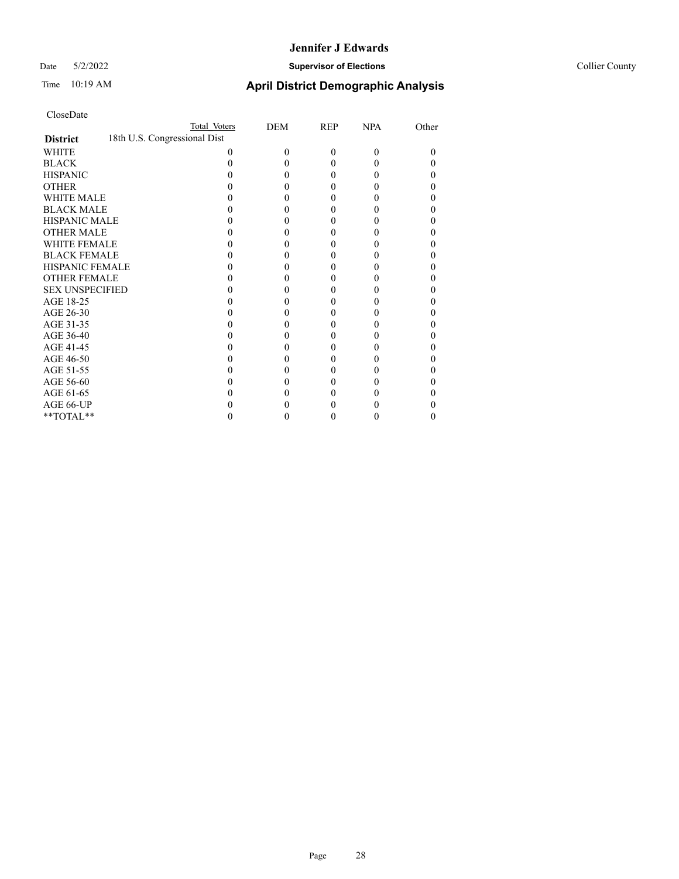# Jennifer J Edwards

Date 5/2/2022 **Supervisor of Elections** Collier County

Time 10:19 AM **April District Demographic Analysis**

CloseDate

| | Total Voters | DEM | REP | NPA | Other |
|---|---|---|---|---|---|
| **District** 18th U.S. Congressional Dist | | | | | |
| WHITE | 0 | 0 | 0 | 0 | 0 |
| BLACK | 0 | 0 | 0 | 0 | 0 |
| HISPANIC | 0 | 0 | 0 | 0 | 0 |
| OTHER | 0 | 0 | 0 | 0 | 0 |
| WHITE MALE | 0 | 0 | 0 | 0 | 0 |
| BLACK MALE | 0 | 0 | 0 | 0 | 0 |
| HISPANIC MALE | 0 | 0 | 0 | 0 | 0 |
| OTHER MALE | 0 | 0 | 0 | 0 | 0 |
| WHITE FEMALE | 0 | 0 | 0 | 0 | 0 |
| BLACK FEMALE | 0 | 0 | 0 | 0 | 0 |
| HISPANIC FEMALE | 0 | 0 | 0 | 0 | 0 |
| OTHER FEMALE | 0 | 0 | 0 | 0 | 0 |
| SEX UNSPECIFIED | 0 | 0 | 0 | 0 | 0 |
| AGE 18-25 | 0 | 0 | 0 | 0 | 0 |
| AGE 26-30 | 0 | 0 | 0 | 0 | 0 |
| AGE 31-35 | 0 | 0 | 0 | 0 | 0 |
| AGE 36-40 | 0 | 0 | 0 | 0 | 0 |
| AGE 41-45 | 0 | 0 | 0 | 0 | 0 |
| AGE 46-50 | 0 | 0 | 0 | 0 | 0 |
| AGE 51-55 | 0 | 0 | 0 | 0 | 0 |
| AGE 56-60 | 0 | 0 | 0 | 0 | 0 |
| AGE 61-65 | 0 | 0 | 0 | 0 | 0 |
| AGE 66-UP | 0 | 0 | 0 | 0 | 0 |
| **TOTAL** | 0 | 0 | 0 | 0 | 0 |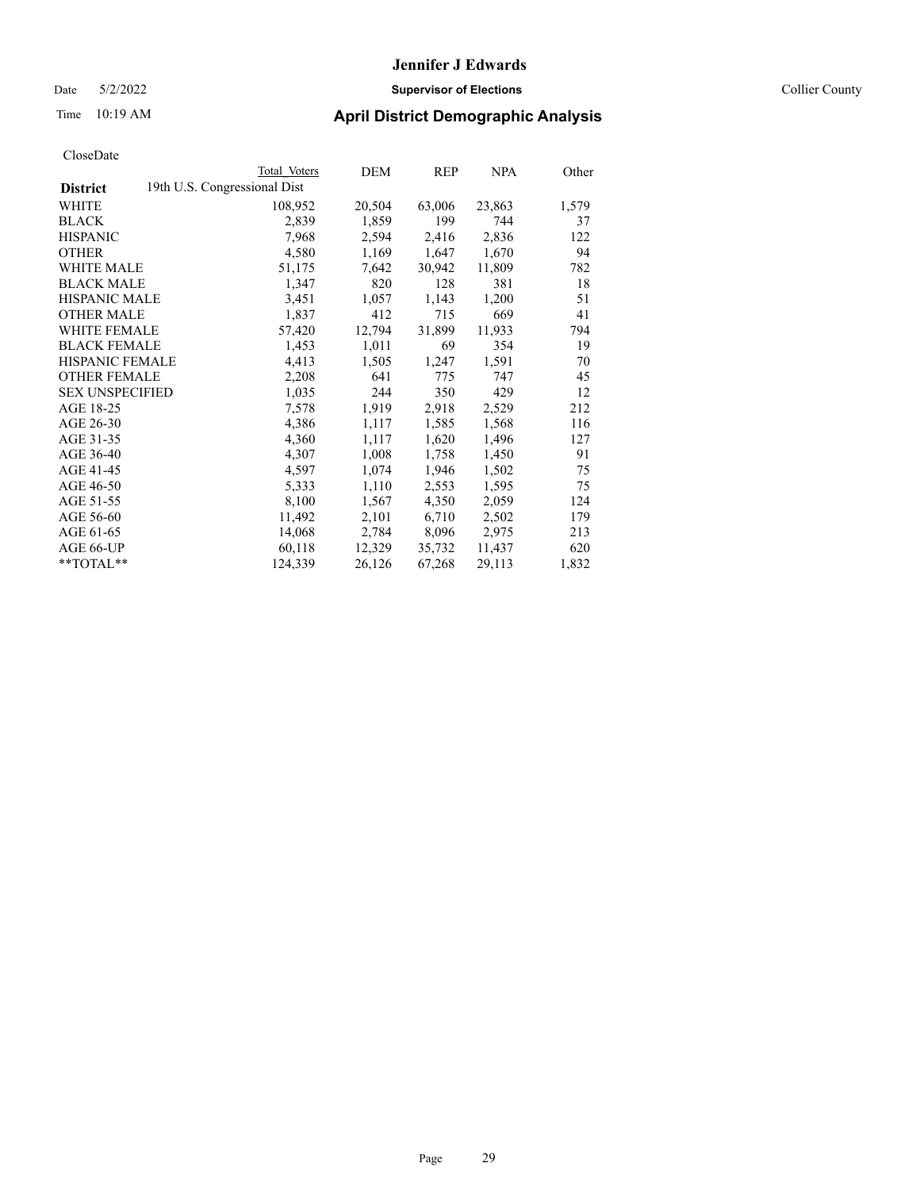# Jennifer J Edwards

Date 5/2/2022 **Supervisor of Elections** Collier County

Time 10:19 AM **April District Demographic Analysis**

CloseDate

| **District** | 19th U.S. Congressional Dist Total Voters | DEM | REP | NPA | Other |
|---|---|---|---|---|---|
| WHITE | 108,952 | 20,504 | 63,006 | 23,863 | 1,579 |
| BLACK | 2,839 | 1,859 | 199 | 744 | 37 |
| HISPANIC | 7,968 | 2,594 | 2,416 | 2,836 | 122 |
| OTHER | 4,580 | 1,169 | 1,647 | 1,670 | 94 |
| WHITE MALE | 51,175 | 7,642 | 30,942 | 11,809 | 782 |
| BLACK MALE | 1,347 | 820 | 128 | 381 | 18 |
| HISPANIC MALE | 3,451 | 1,057 | 1,143 | 1,200 | 51 |
| OTHER MALE | 1,837 | 412 | 715 | 669 | 41 |
| WHITE FEMALE | 57,420 | 12,794 | 31,899 | 11,933 | 794 |
| BLACK FEMALE | 1,453 | 1,011 | 69 | 354 | 19 |
| HISPANIC FEMALE | 4,413 | 1,505 | 1,247 | 1,591 | 70 |
| OTHER FEMALE | 2,208 | 641 | 775 | 747 | 45 |
| SEX UNSPECIFIED | 1,035 | 244 | 350 | 429 | 12 |
| AGE 18-25 | 7,578 | 1,919 | 2,918 | 2,529 | 212 |
| AGE 26-30 | 4,386 | 1,117 | 1,585 | 1,568 | 116 |
| AGE 31-35 | 4,360 | 1,117 | 1,620 | 1,496 | 127 |
| AGE 36-40 | 4,307 | 1,008 | 1,758 | 1,450 | 91 |
| AGE 41-45 | 4,597 | 1,074 | 1,946 | 1,502 | 75 |
| AGE 46-50 | 5,333 | 1,110 | 2,553 | 1,595 | 75 |
| AGE 51-55 | 8,100 | 1,567 | 4,350 | 2,059 | 124 |
| AGE 56-60 | 11,492 | 2,101 | 6,710 | 2,502 | 179 |
| AGE 61-65 | 14,068 | 2,784 | 8,096 | 2,975 | 213 |
| AGE 66-UP | 60,118 | 12,329 | 35,732 | 11,437 | 620 |
| **TOTAL** | 124,339 | 26,126 | 67,268 | 29,113 | 1,832 |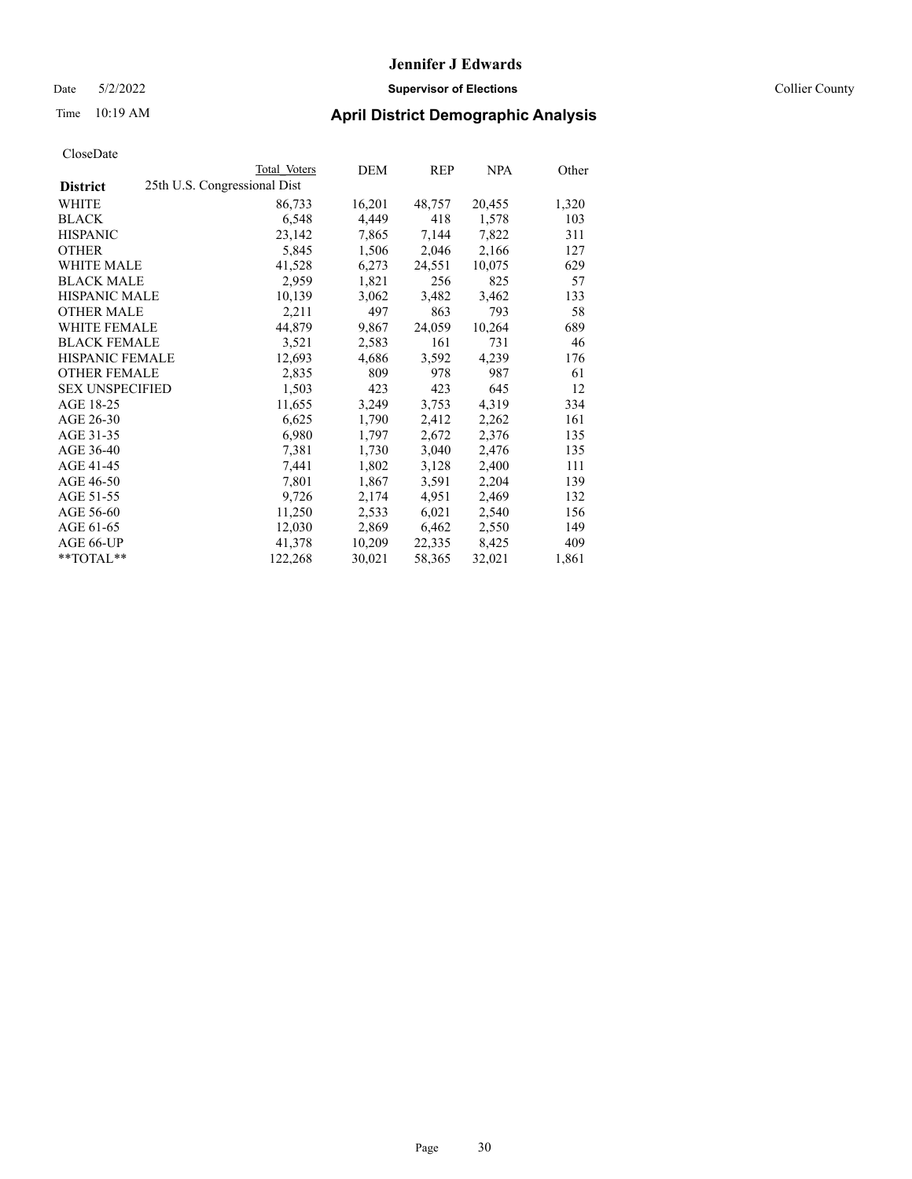CloseDate

| District | Total Voters | DEM | REP | NPA | Other |
|---|---|---|---|---|---|
| 25th U.S. Congressional Dist | | | | | |
| WHITE | 86,733 | 16,201 | 48,757 | 20,455 | 1,320 |
| BLACK | 6,548 | 4,449 | 418 | 1,578 | 103 |
| HISPANIC | 23,142 | 7,865 | 7,144 | 7,822 | 311 |
| OTHER | 5,845 | 1,506 | 2,046 | 2,166 | 127 |
| WHITE MALE | 41,528 | 6,273 | 24,551 | 10,075 | 629 |
| BLACK MALE | 2,959 | 1,821 | 256 | 825 | 57 |
| HISPANIC MALE | 10,139 | 3,062 | 3,482 | 3,462 | 133 |
| OTHER MALE | 2,211 | 497 | 863 | 793 | 58 |
| WHITE FEMALE | 44,879 | 9,867 | 24,059 | 10,264 | 689 |
| BLACK FEMALE | 3,521 | 2,583 | 161 | 731 | 46 |
| HISPANIC FEMALE | 12,693 | 4,686 | 3,592 | 4,239 | 176 |
| OTHER FEMALE | 2,835 | 809 | 978 | 987 | 61 |
| SEX UNSPECIFIED | 1,503 | 423 | 423 | 645 | 12 |
| AGE 18-25 | 11,655 | 3,249 | 3,753 | 4,319 | 334 |
| AGE 26-30 | 6,625 | 1,790 | 2,412 | 2,262 | 161 |
| AGE 31-35 | 6,980 | 1,797 | 2,672 | 2,376 | 135 |
| AGE 36-40 | 7,381 | 1,730 | 3,040 | 2,476 | 135 |
| AGE 41-45 | 7,441 | 1,802 | 3,128 | 2,400 | 111 |
| AGE 46-50 | 7,801 | 1,867 | 3,591 | 2,204 | 139 |
| AGE 51-55 | 9,726 | 2,174 | 4,951 | 2,469 | 132 |
| AGE 56-60 | 11,250 | 2,533 | 6,021 | 2,540 | 156 |
| AGE 61-65 | 12,030 | 2,869 | 6,462 | 2,550 | 149 |
| AGE 66-UP | 41,378 | 10,209 | 22,335 | 8,425 | 409 |
| **TOTAL** | 122,268 | 30,021 | 58,365 | 32,021 | 1,861 |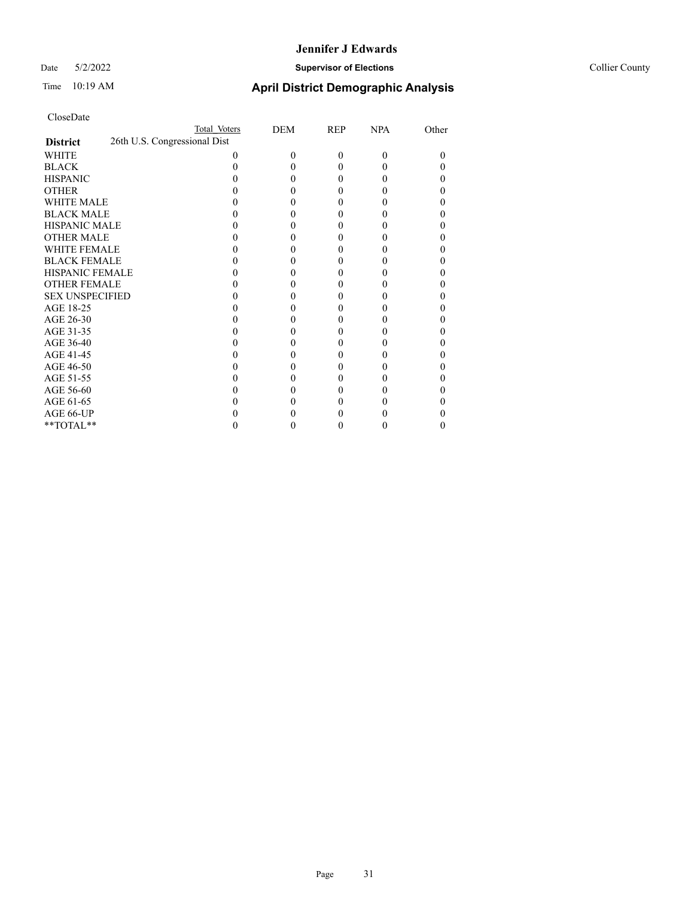CloseDate

| District | 26th U.S. Congressional Dist Total Voters | DEM | REP | NPA | Other |
|---|---|---|---|---|---|
| WHITE | 0 | 0 | 0 | 0 | 0 |
| BLACK | 0 | 0 | 0 | 0 | 0 |
| HISPANIC | 0 | 0 | 0 | 0 | 0 |
| OTHER | 0 | 0 | 0 | 0 | 0 |
| WHITE MALE | 0 | 0 | 0 | 0 | 0 |
| BLACK MALE | 0 | 0 | 0 | 0 | 0 |
| HISPANIC MALE | 0 | 0 | 0 | 0 | 0 |
| OTHER MALE | 0 | 0 | 0 | 0 | 0 |
| WHITE FEMALE | 0 | 0 | 0 | 0 | 0 |
| BLACK FEMALE | 0 | 0 | 0 | 0 | 0 |
| HISPANIC FEMALE | 0 | 0 | 0 | 0 | 0 |
| OTHER FEMALE | 0 | 0 | 0 | 0 | 0 |
| SEX UNSPECIFIED | 0 | 0 | 0 | 0 | 0 |
| AGE 18-25 | 0 | 0 | 0 | 0 | 0 |
| AGE 26-30 | 0 | 0 | 0 | 0 | 0 |
| AGE 31-35 | 0 | 0 | 0 | 0 | 0 |
| AGE 36-40 | 0 | 0 | 0 | 0 | 0 |
| AGE 41-45 | 0 | 0 | 0 | 0 | 0 |
| AGE 46-50 | 0 | 0 | 0 | 0 | 0 |
| AGE 51-55 | 0 | 0 | 0 | 0 | 0 |
| AGE 56-60 | 0 | 0 | 0 | 0 | 0 |
| AGE 61-65 | 0 | 0 | 0 | 0 | 0 |
| AGE 66-UP | 0 | 0 | 0 | 0 | 0 |
| **TOTAL** | 0 | 0 | 0 | 0 | 0 |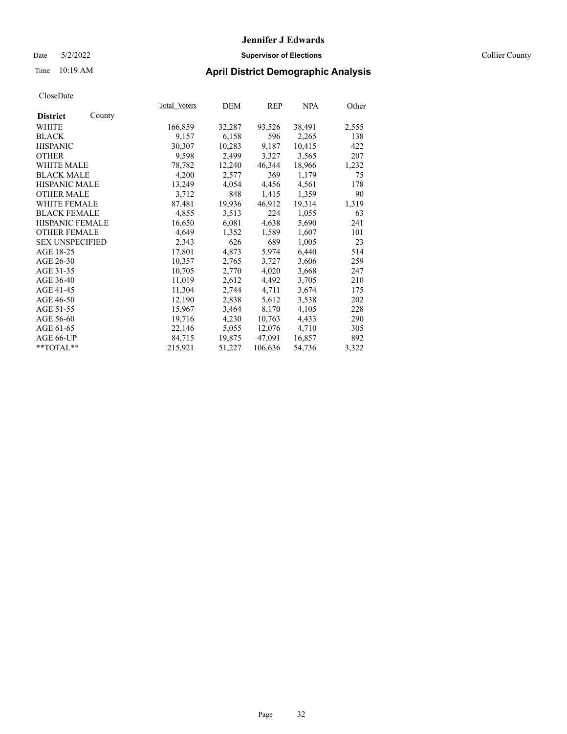# Jennifer J Edwards

Date 5/2/2022

**Supervisor of Elections**

Collier County

Time 10:19 AM

## April District Demographic Analysis

CloseDate

| **District** County | Total Voters | DEM | REP | NPA | Other |
|---|---|---|---|---|---|
| WHITE | 166,859 | 32,287 | 93,526 | 38,491 | 2,555 |
| BLACK | 9,157 | 6,158 | 596 | 2,265 | 138 |
| HISPANIC | 30,307 | 10,283 | 9,187 | 10,415 | 422 |
| OTHER | 9,598 | 2,499 | 3,327 | 3,565 | 207 |
| WHITE MALE | 78,782 | 12,240 | 46,344 | 18,966 | 1,232 |
| BLACK MALE | 4,200 | 2,577 | 369 | 1,179 | 75 |
| HISPANIC MALE | 13,249 | 4,054 | 4,456 | 4,561 | 178 |
| OTHER MALE | 3,712 | 848 | 1,415 | 1,359 | 90 |
| WHITE FEMALE | 87,481 | 19,936 | 46,912 | 19,314 | 1,319 |
| BLACK FEMALE | 4,855 | 3,513 | 224 | 1,055 | 63 |
| HISPANIC FEMALE | 16,650 | 6,081 | 4,638 | 5,690 | 241 |
| OTHER FEMALE | 4,649 | 1,352 | 1,589 | 1,607 | 101 |
| SEX UNSPECIFIED | 2,343 | 626 | 689 | 1,005 | 23 |
| AGE 18-25 | 17,801 | 4,873 | 5,974 | 6,440 | 514 |
| AGE 26-30 | 10,357 | 2,765 | 3,727 | 3,606 | 259 |
| AGE 31-35 | 10,705 | 2,770 | 4,020 | 3,668 | 247 |
| AGE 36-40 | 11,019 | 2,612 | 4,492 | 3,705 | 210 |
| AGE 41-45 | 11,304 | 2,744 | 4,711 | 3,674 | 175 |
| AGE 46-50 | 12,190 | 2,838 | 5,612 | 3,538 | 202 |
| AGE 51-55 | 15,967 | 3,464 | 8,170 | 4,105 | 228 |
| AGE 56-60 | 19,716 | 4,230 | 10,763 | 4,433 | 290 |
| AGE 61-65 | 22,146 | 5,055 | 12,076 | 4,710 | 305 |
| AGE 66-UP | 84,715 | 19,875 | 47,091 | 16,857 | 892 |
| **TOTAL** | 215,921 | 51,227 | 106,636 | 54,736 | 3,322 |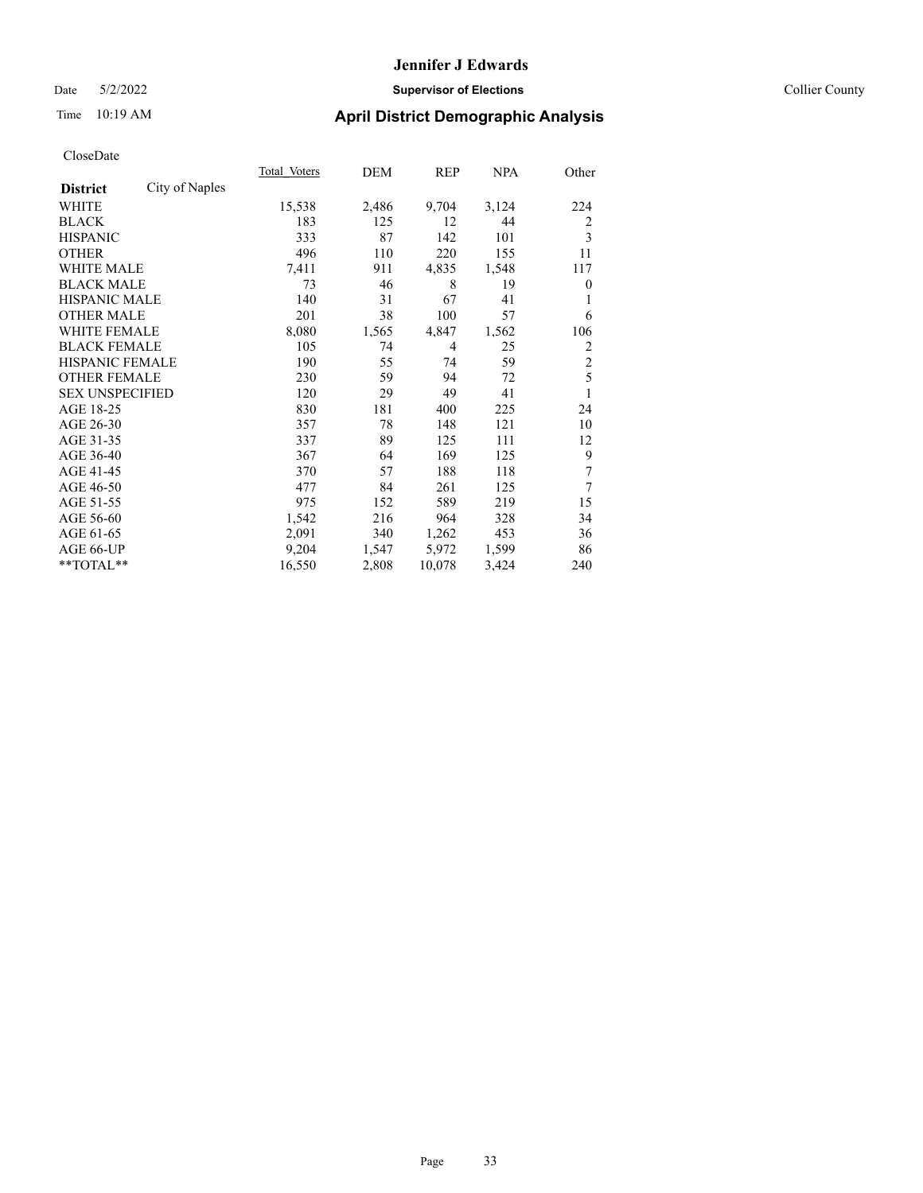# Jennifer J Edwards

Date 5/2/2022 **Supervisor of Elections** Collier County

Time 10:19 AM **April District Demographic Analysis**

CloseDate

| **District** City of Naples | Total Voters | DEM | REP | NPA | Other |
|---|---|---|---|---|---|
| WHITE | 15,538 | 2,486 | 9,704 | 3,124 | 224 |
| BLACK | 183 | 125 | 12 | 44 | 2 |
| HISPANIC | 333 | 87 | 142 | 101 | 3 |
| OTHER | 496 | 110 | 220 | 155 | 11 |
| WHITE MALE | 7,411 | 911 | 4,835 | 1,548 | 117 |
| BLACK MALE | 73 | 46 | 8 | 19 | 0 |
| HISPANIC MALE | 140 | 31 | 67 | 41 | 1 |
| OTHER MALE | 201 | 38 | 100 | 57 | 6 |
| WHITE FEMALE | 8,080 | 1,565 | 4,847 | 1,562 | 106 |
| BLACK FEMALE | 105 | 74 | 4 | 25 | 2 |
| HISPANIC FEMALE | 190 | 55 | 74 | 59 | 2 |
| OTHER FEMALE | 230 | 59 | 94 | 72 | 5 |
| SEX UNSPECIFIED | 120 | 29 | 49 | 41 | 1 |
| AGE 18-25 | 830 | 181 | 400 | 225 | 24 |
| AGE 26-30 | 357 | 78 | 148 | 121 | 10 |
| AGE 31-35 | 337 | 89 | 125 | 111 | 12 |
| AGE 36-40 | 367 | 64 | 169 | 125 | 9 |
| AGE 41-45 | 370 | 57 | 188 | 118 | 7 |
| AGE 46-50 | 477 | 84 | 261 | 125 | 7 |
| AGE 51-55 | 975 | 152 | 589 | 219 | 15 |
| AGE 56-60 | 1,542 | 216 | 964 | 328 | 34 |
| AGE 61-65 | 2,091 | 340 | 1,262 | 453 | 36 |
| AGE 66-UP | 9,204 | 1,547 | 5,972 | 1,599 | 86 |
| **TOTAL** | 16,550 | 2,808 | 10,078 | 3,424 | 240 |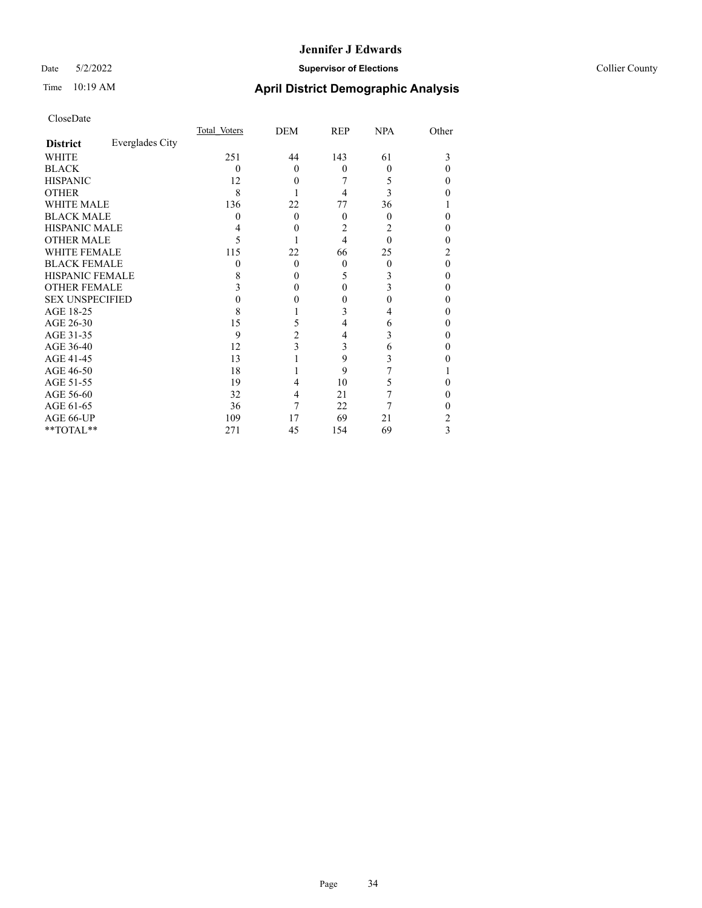# Jennifer J Edwards

Date 5/2/2022 **Supervisor of Elections** Collier County

Time 10:19 AM **April District Demographic Analysis**

CloseDate

| **District** Everglades City | Total Voters | DEM | REP | NPA | Other |
|---|---|---|---|---|---|
| WHITE | 251 | 44 | 143 | 61 | 3 |
| BLACK | 0 | 0 | 0 | 0 | 0 |
| HISPANIC | 12 | 0 | 7 | 5 | 0 |
| OTHER | 8 | 1 | 4 | 3 | 0 |
| WHITE MALE | 136 | 22 | 77 | 36 | 1 |
| BLACK MALE | 0 | 0 | 0 | 0 | 0 |
| HISPANIC MALE | 4 | 0 | 2 | 2 | 0 |
| OTHER MALE | 5 | 1 | 4 | 0 | 0 |
| WHITE FEMALE | 115 | 22 | 66 | 25 | 2 |
| BLACK FEMALE | 0 | 0 | 0 | 0 | 0 |
| HISPANIC FEMALE | 8 | 0 | 5 | 3 | 0 |
| OTHER FEMALE | 3 | 0 | 0 | 3 | 0 |
| SEX UNSPECIFIED | 0 | 0 | 0 | 0 | 0 |
| AGE 18-25 | 8 | 1 | 3 | 4 | 0 |
| AGE 26-30 | 15 | 5 | 4 | 6 | 0 |
| AGE 31-35 | 9 | 2 | 4 | 3 | 0 |
| AGE 36-40 | 12 | 3 | 3 | 6 | 0 |
| AGE 41-45 | 13 | 1 | 9 | 3 | 0 |
| AGE 46-50 | 18 | 1 | 9 | 7 | 1 |
| AGE 51-55 | 19 | 4 | 10 | 5 | 0 |
| AGE 56-60 | 32 | 4 | 21 | 7 | 0 |
| AGE 61-65 | 36 | 7 | 22 | 7 | 0 |
| AGE 66-UP | 109 | 17 | 69 | 21 | 2 |
| **TOTAL** | 271 | 45 | 154 | 69 | 3 |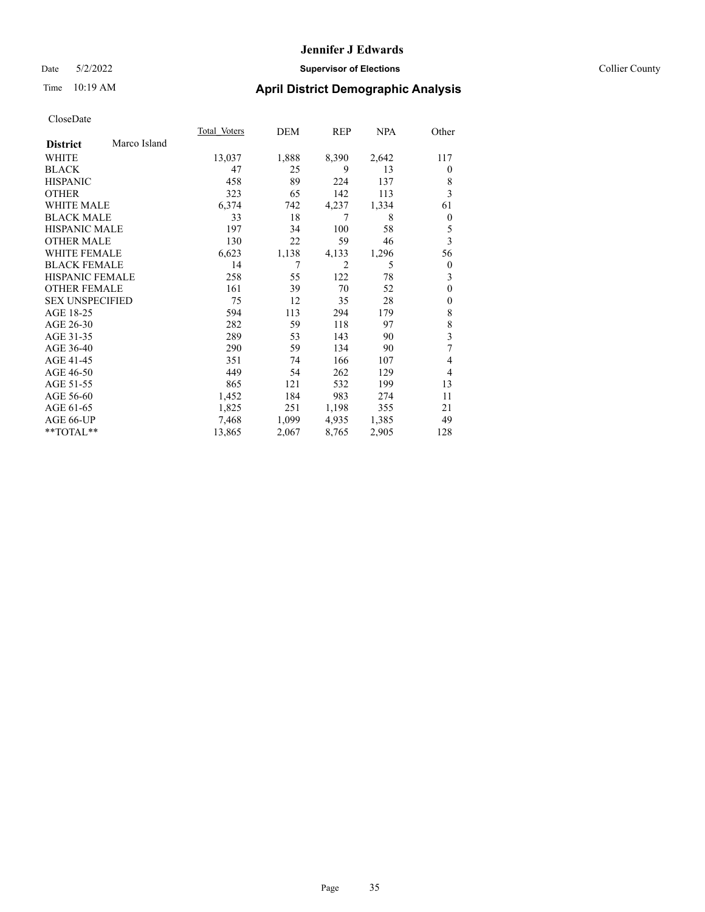CloseDate

| District | Marco Island | Total Voters | DEM | REP | NPA | Other |
|---|---|---|---|---|---|---|
| WHITE | | 13,037 | 1,888 | 8,390 | 2,642 | 117 |
| BLACK | | 47 | 25 | 9 | 13 | 0 |
| HISPANIC | | 458 | 89 | 224 | 137 | 8 |
| OTHER | | 323 | 65 | 142 | 113 | 3 |
| WHITE MALE | | 6,374 | 742 | 4,237 | 1,334 | 61 |
| BLACK MALE | | 33 | 18 | 7 | 8 | 0 |
| HISPANIC MALE | | 197 | 34 | 100 | 58 | 5 |
| OTHER MALE | | 130 | 22 | 59 | 46 | 3 |
| WHITE FEMALE | | 6,623 | 1,138 | 4,133 | 1,296 | 56 |
| BLACK FEMALE | | 14 | 7 | 2 | 5 | 0 |
| HISPANIC FEMALE | | 258 | 55 | 122 | 78 | 3 |
| OTHER FEMALE | | 161 | 39 | 70 | 52 | 0 |
| SEX UNSPECIFIED | | 75 | 12 | 35 | 28 | 0 |
| AGE 18-25 | | 594 | 113 | 294 | 179 | 8 |
| AGE 26-30 | | 282 | 59 | 118 | 97 | 8 |
| AGE 31-35 | | 289 | 53 | 143 | 90 | 3 |
| AGE 36-40 | | 290 | 59 | 134 | 90 | 7 |
| AGE 41-45 | | 351 | 74 | 166 | 107 | 4 |
| AGE 46-50 | | 449 | 54 | 262 | 129 | 4 |
| AGE 51-55 | | 865 | 121 | 532 | 199 | 13 |
| AGE 56-60 | | 1,452 | 184 | 983 | 274 | 11 |
| AGE 61-65 | | 1,825 | 251 | 1,198 | 355 | 21 |
| AGE 66-UP | | 7,468 | 1,099 | 4,935 | 1,385 | 49 |
| **TOTAL** | | 13,865 | 2,067 | 8,765 | 2,905 | 128 |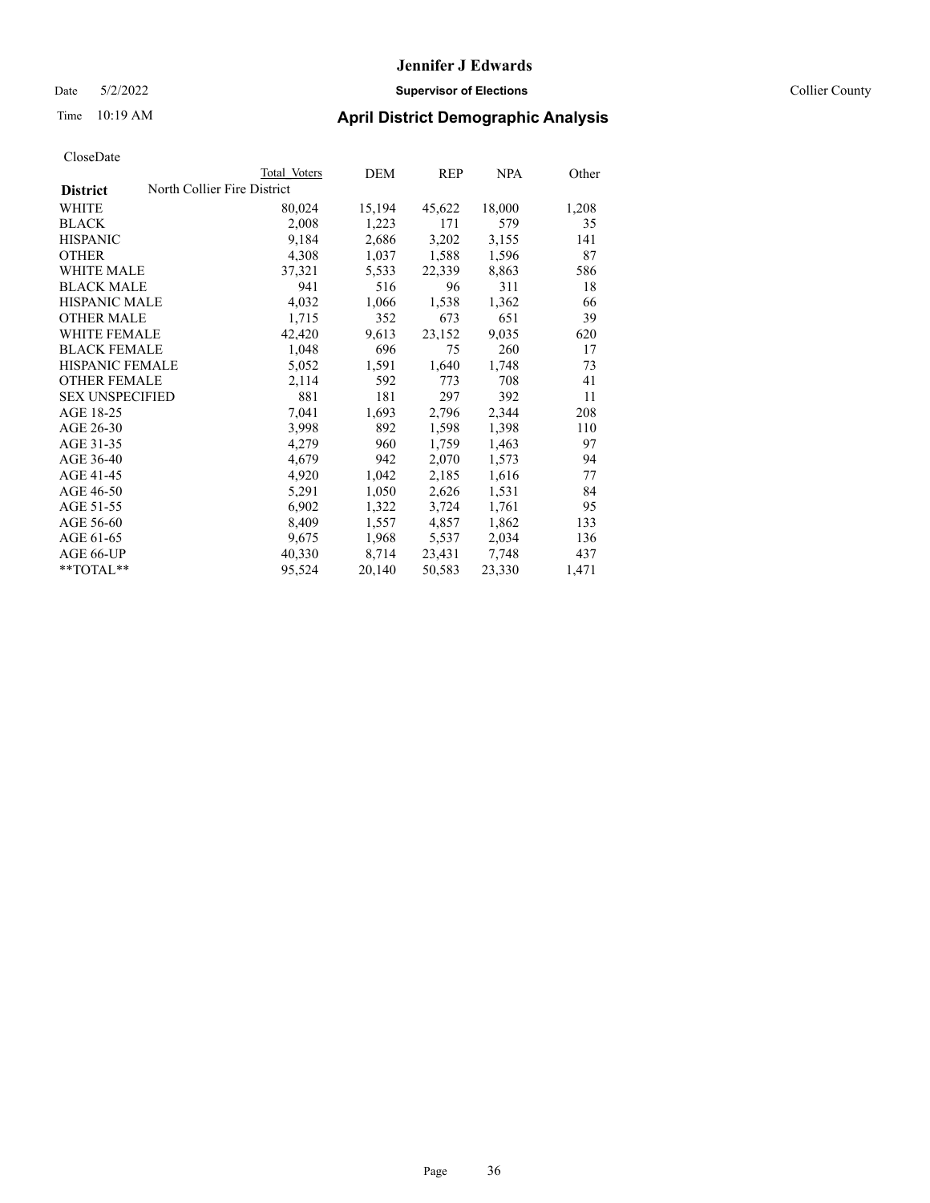CloseDate

| District | North Collier Fire District | Total Voters | DEM | REP | NPA | Other |
|---|---|---|---|---|---|---|
| WHITE | | 80,024 | 15,194 | 45,622 | 18,000 | 1,208 |
| BLACK | | 2,008 | 1,223 | 171 | 579 | 35 |
| HISPANIC | | 9,184 | 2,686 | 3,202 | 3,155 | 141 |
| OTHER | | 4,308 | 1,037 | 1,588 | 1,596 | 87 |
| WHITE MALE | | 37,321 | 5,533 | 22,339 | 8,863 | 586 |
| BLACK MALE | | 941 | 516 | 96 | 311 | 18 |
| HISPANIC MALE | | 4,032 | 1,066 | 1,538 | 1,362 | 66 |
| OTHER MALE | | 1,715 | 352 | 673 | 651 | 39 |
| WHITE FEMALE | | 42,420 | 9,613 | 23,152 | 9,035 | 620 |
| BLACK FEMALE | | 1,048 | 696 | 75 | 260 | 17 |
| HISPANIC FEMALE | | 5,052 | 1,591 | 1,640 | 1,748 | 73 |
| OTHER FEMALE | | 2,114 | 592 | 773 | 708 | 41 |
| SEX UNSPECIFIED | | 881 | 181 | 297 | 392 | 11 |
| AGE 18-25 | | 7,041 | 1,693 | 2,796 | 2,344 | 208 |
| AGE 26-30 | | 3,998 | 892 | 1,598 | 1,398 | 110 |
| AGE 31-35 | | 4,279 | 960 | 1,759 | 1,463 | 97 |
| AGE 36-40 | | 4,679 | 942 | 2,070 | 1,573 | 94 |
| AGE 41-45 | | 4,920 | 1,042 | 2,185 | 1,616 | 77 |
| AGE 46-50 | | 5,291 | 1,050 | 2,626 | 1,531 | 84 |
| AGE 51-55 | | 6,902 | 1,322 | 3,724 | 1,761 | 95 |
| AGE 56-60 | | 8,409 | 1,557 | 4,857 | 1,862 | 133 |
| AGE 61-65 | | 9,675 | 1,968 | 5,537 | 2,034 | 136 |
| AGE 66-UP | | 40,330 | 8,714 | 23,431 | 7,748 | 437 |
| **TOTAL** | | 95,524 | 20,140 | 50,583 | 23,330 | 1,471 |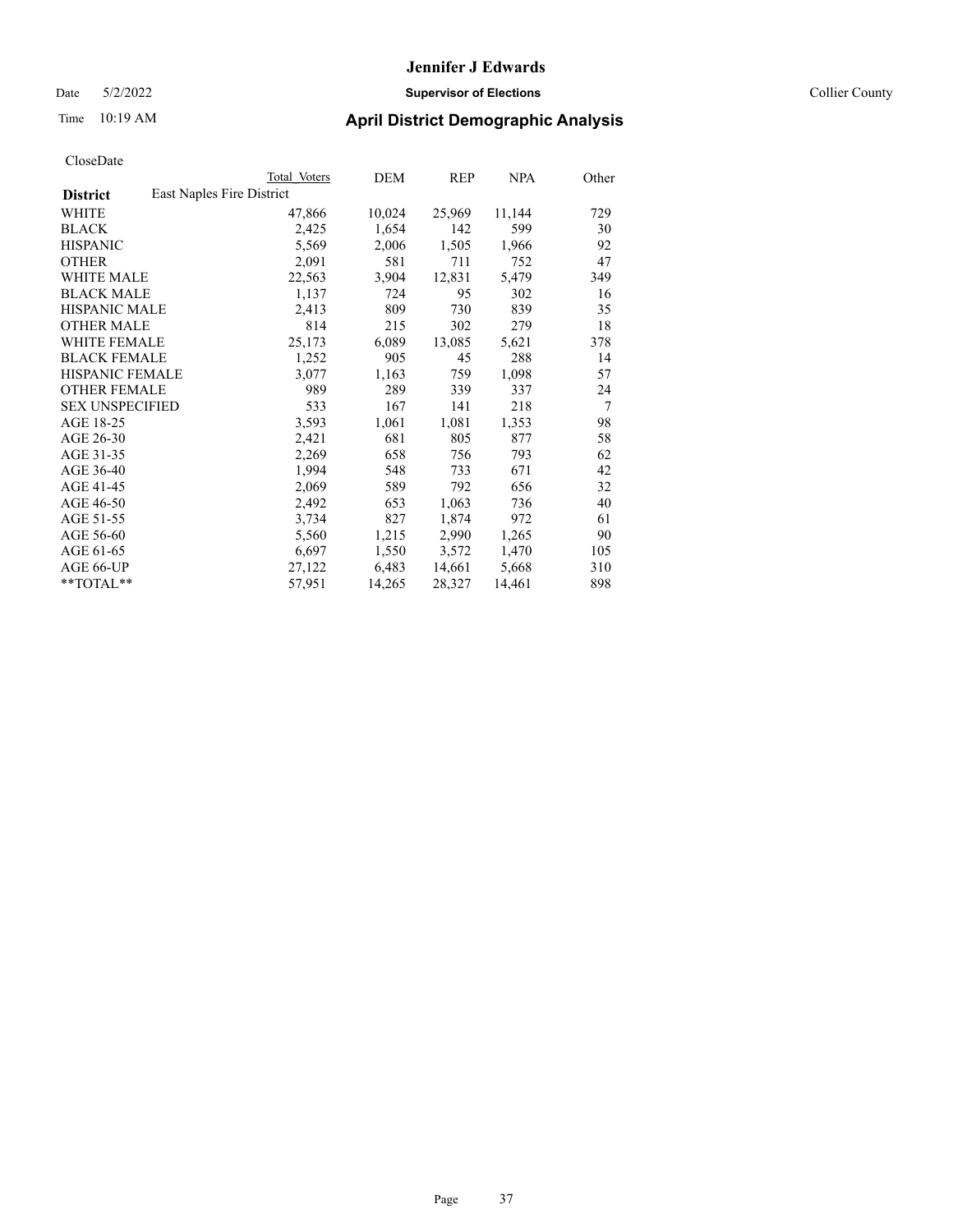# Jennifer J Edwards

Date 5/2/2022 **Supervisor of Elections** Collier County

Time 10:19 AM **April District Demographic Analysis**

CloseDate

| | Total Voters | DEM | REP | NPA | Other |
|---|---|---|---|---|---|
| **District** East Naples Fire District | | | | | |
| WHITE | 47,866 | 10,024 | 25,969 | 11,144 | 729 |
| BLACK | 2,425 | 1,654 | 142 | 599 | 30 |
| HISPANIC | 5,569 | 2,006 | 1,505 | 1,966 | 92 |
| OTHER | 2,091 | 581 | 711 | 752 | 47 |
| WHITE MALE | 22,563 | 3,904 | 12,831 | 5,479 | 349 |
| BLACK MALE | 1,137 | 724 | 95 | 302 | 16 |
| HISPANIC MALE | 2,413 | 809 | 730 | 839 | 35 |
| OTHER MALE | 814 | 215 | 302 | 279 | 18 |
| WHITE FEMALE | 25,173 | 6,089 | 13,085 | 5,621 | 378 |
| BLACK FEMALE | 1,252 | 905 | 45 | 288 | 14 |
| HISPANIC FEMALE | 3,077 | 1,163 | 759 | 1,098 | 57 |
| OTHER FEMALE | 989 | 289 | 339 | 337 | 24 |
| SEX UNSPECIFIED | 533 | 167 | 141 | 218 | 7 |
| AGE 18-25 | 3,593 | 1,061 | 1,081 | 1,353 | 98 |
| AGE 26-30 | 2,421 | 681 | 805 | 877 | 58 |
| AGE 31-35 | 2,269 | 658 | 756 | 793 | 62 |
| AGE 36-40 | 1,994 | 548 | 733 | 671 | 42 |
| AGE 41-45 | 2,069 | 589 | 792 | 656 | 32 |
| AGE 46-50 | 2,492 | 653 | 1,063 | 736 | 40 |
| AGE 51-55 | 3,734 | 827 | 1,874 | 972 | 61 |
| AGE 56-60 | 5,560 | 1,215 | 2,990 | 1,265 | 90 |
| AGE 61-65 | 6,697 | 1,550 | 3,572 | 1,470 | 105 |
| AGE 66-UP | 27,122 | 6,483 | 14,661 | 5,668 | 310 |
| **TOTAL** | 57,951 | 14,265 | 28,327 | 14,461 | 898 |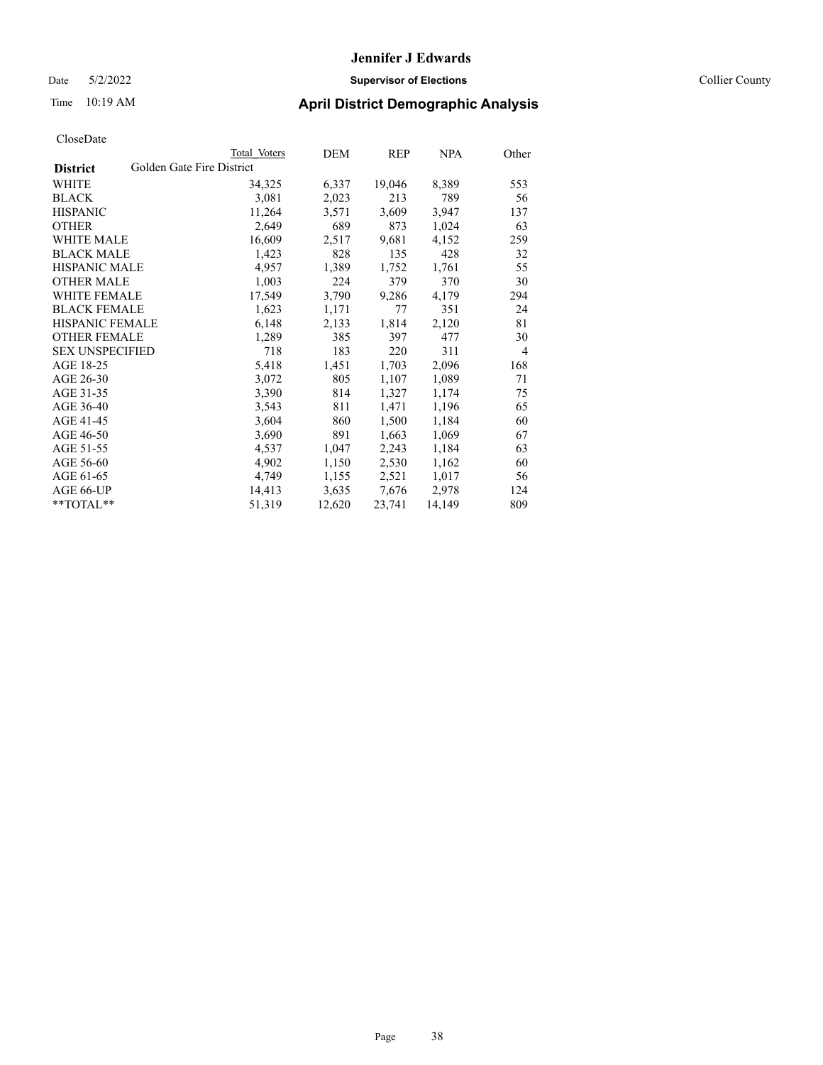# Jennifer J Edwards

Date 5/2/2022 **Supervisor of Elections** Collier County

Time 10:19 AM

## April District Demographic Analysis

CloseDate

| | Total Voters | DEM | REP | NPA | Other |
|---|---|---|---|---|---|
| **District** Golden Gate Fire District | | | | | |
| WHITE | 34,325 | 6,337 | 19,046 | 8,389 | 553 |
| BLACK | 3,081 | 2,023 | 213 | 789 | 56 |
| HISPANIC | 11,264 | 3,571 | 3,609 | 3,947 | 137 |
| OTHER | 2,649 | 689 | 873 | 1,024 | 63 |
| WHITE MALE | 16,609 | 2,517 | 9,681 | 4,152 | 259 |
| BLACK MALE | 1,423 | 828 | 135 | 428 | 32 |
| HISPANIC MALE | 4,957 | 1,389 | 1,752 | 1,761 | 55 |
| OTHER MALE | 1,003 | 224 | 379 | 370 | 30 |
| WHITE FEMALE | 17,549 | 3,790 | 9,286 | 4,179 | 294 |
| BLACK FEMALE | 1,623 | 1,171 | 77 | 351 | 24 |
| HISPANIC FEMALE | 6,148 | 2,133 | 1,814 | 2,120 | 81 |
| OTHER FEMALE | 1,289 | 385 | 397 | 477 | 30 |
| SEX UNSPECIFIED | 718 | 183 | 220 | 311 | 4 |
| AGE 18-25 | 5,418 | 1,451 | 1,703 | 2,096 | 168 |
| AGE 26-30 | 3,072 | 805 | 1,107 | 1,089 | 71 |
| AGE 31-35 | 3,390 | 814 | 1,327 | 1,174 | 75 |
| AGE 36-40 | 3,543 | 811 | 1,471 | 1,196 | 65 |
| AGE 41-45 | 3,604 | 860 | 1,500 | 1,184 | 60 |
| AGE 46-50 | 3,690 | 891 | 1,663 | 1,069 | 67 |
| AGE 51-55 | 4,537 | 1,047 | 2,243 | 1,184 | 63 |
| AGE 56-60 | 4,902 | 1,150 | 2,530 | 1,162 | 60 |
| AGE 61-65 | 4,749 | 1,155 | 2,521 | 1,017 | 56 |
| AGE 66-UP | 14,413 | 3,635 | 7,676 | 2,978 | 124 |
| **TOTAL** | 51,319 | 12,620 | 23,741 | 14,149 | 809 |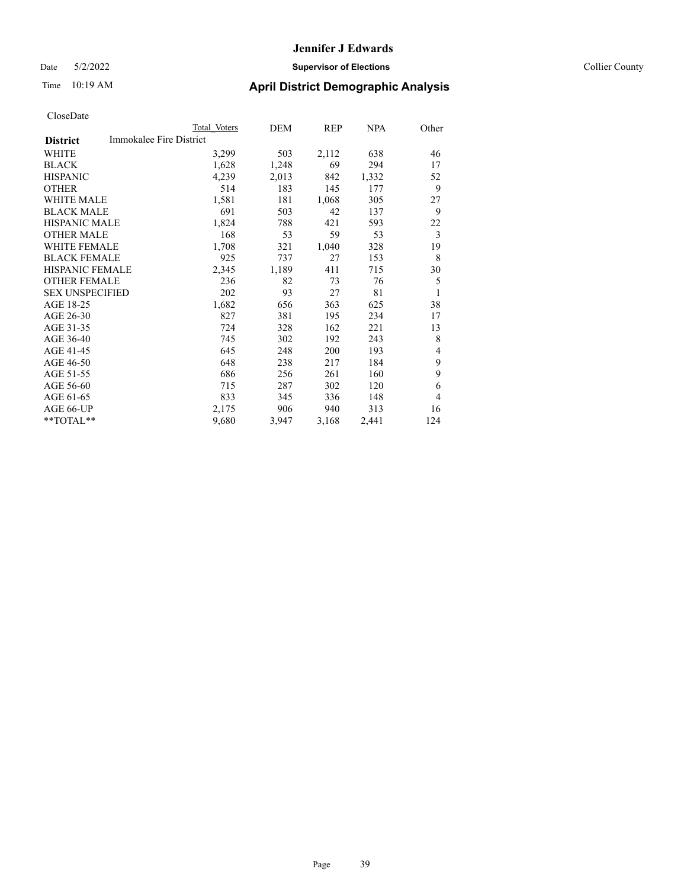CloseDate

| District | Immokalee Fire District | Total Voters | DEM | REP | NPA | Other |
|---|---|---|---|---|---|---|
| WHITE | | 3,299 | 503 | 2,112 | 638 | 46 |
| BLACK | | 1,628 | 1,248 | 69 | 294 | 17 |
| HISPANIC | | 4,239 | 2,013 | 842 | 1,332 | 52 |
| OTHER | | 514 | 183 | 145 | 177 | 9 |
| WHITE MALE | | 1,581 | 181 | 1,068 | 305 | 27 |
| BLACK MALE | | 691 | 503 | 42 | 137 | 9 |
| HISPANIC MALE | | 1,824 | 788 | 421 | 593 | 22 |
| OTHER MALE | | 168 | 53 | 59 | 53 | 3 |
| WHITE FEMALE | | 1,708 | 321 | 1,040 | 328 | 19 |
| BLACK FEMALE | | 925 | 737 | 27 | 153 | 8 |
| HISPANIC FEMALE | | 2,345 | 1,189 | 411 | 715 | 30 |
| OTHER FEMALE | | 236 | 82 | 73 | 76 | 5 |
| SEX UNSPECIFIED | | 202 | 93 | 27 | 81 | 1 |
| AGE 18-25 | | 1,682 | 656 | 363 | 625 | 38 |
| AGE 26-30 | | 827 | 381 | 195 | 234 | 17 |
| AGE 31-35 | | 724 | 328 | 162 | 221 | 13 |
| AGE 36-40 | | 745 | 302 | 192 | 243 | 8 |
| AGE 41-45 | | 645 | 248 | 200 | 193 | 4 |
| AGE 46-50 | | 648 | 238 | 217 | 184 | 9 |
| AGE 51-55 | | 686 | 256 | 261 | 160 | 9 |
| AGE 56-60 | | 715 | 287 | 302 | 120 | 6 |
| AGE 61-65 | | 833 | 345 | 336 | 148 | 4 |
| AGE 66-UP | | 2,175 | 906 | 940 | 313 | 16 |
| **TOTAL** | | 9,680 | 3,947 | 3,168 | 2,441 | 124 |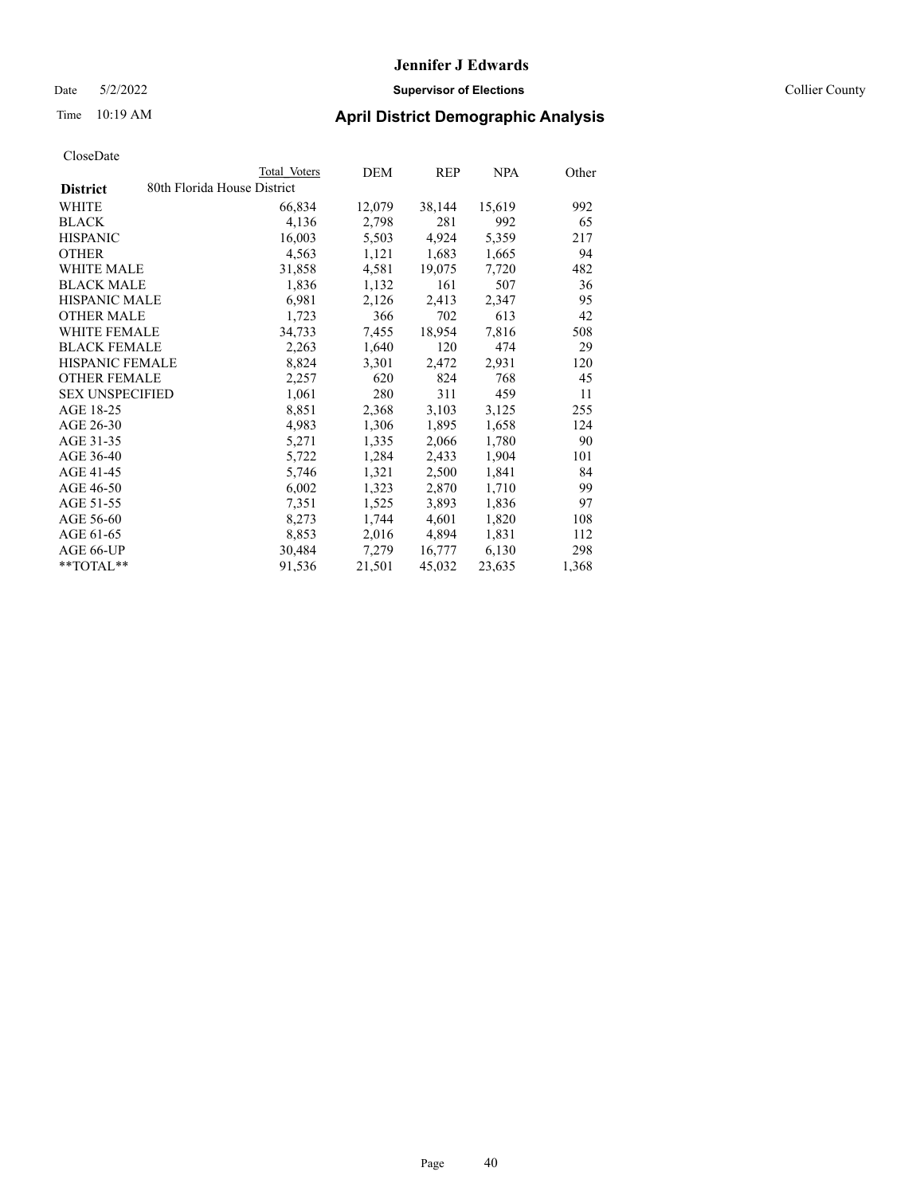# Jennifer J Edwards

Date 5/2/2022 **Supervisor of Elections** Collier County

Time 10:19 AM **April District Demographic Analysis**

CloseDate

| **District** | Total Voters | DEM | REP | NPA | Other |
|---|---|---|---|---|---|
| 80th Florida House District | | | | | |
| WHITE | 66,834 | 12,079 | 38,144 | 15,619 | 992 |
| BLACK | 4,136 | 2,798 | 281 | 992 | 65 |
| HISPANIC | 16,003 | 5,503 | 4,924 | 5,359 | 217 |
| OTHER | 4,563 | 1,121 | 1,683 | 1,665 | 94 |
| WHITE MALE | 31,858 | 4,581 | 19,075 | 7,720 | 482 |
| BLACK MALE | 1,836 | 1,132 | 161 | 507 | 36 |
| HISPANIC MALE | 6,981 | 2,126 | 2,413 | 2,347 | 95 |
| OTHER MALE | 1,723 | 366 | 702 | 613 | 42 |
| WHITE FEMALE | 34,733 | 7,455 | 18,954 | 7,816 | 508 |
| BLACK FEMALE | 2,263 | 1,640 | 120 | 474 | 29 |
| HISPANIC FEMALE | 8,824 | 3,301 | 2,472 | 2,931 | 120 |
| OTHER FEMALE | 2,257 | 620 | 824 | 768 | 45 |
| SEX UNSPECIFIED | 1,061 | 280 | 311 | 459 | 11 |
| AGE 18-25 | 8,851 | 2,368 | 3,103 | 3,125 | 255 |
| AGE 26-30 | 4,983 | 1,306 | 1,895 | 1,658 | 124 |
| AGE 31-35 | 5,271 | 1,335 | 2,066 | 1,780 | 90 |
| AGE 36-40 | 5,722 | 1,284 | 2,433 | 1,904 | 101 |
| AGE 41-45 | 5,746 | 1,321 | 2,500 | 1,841 | 84 |
| AGE 46-50 | 6,002 | 1,323 | 2,870 | 1,710 | 99 |
| AGE 51-55 | 7,351 | 1,525 | 3,893 | 1,836 | 97 |
| AGE 56-60 | 8,273 | 1,744 | 4,601 | 1,820 | 108 |
| AGE 61-65 | 8,853 | 2,016 | 4,894 | 1,831 | 112 |
| AGE 66-UP | 30,484 | 7,279 | 16,777 | 6,130 | 298 |
| **TOTAL** | 91,536 | 21,501 | 45,032 | 23,635 | 1,368 |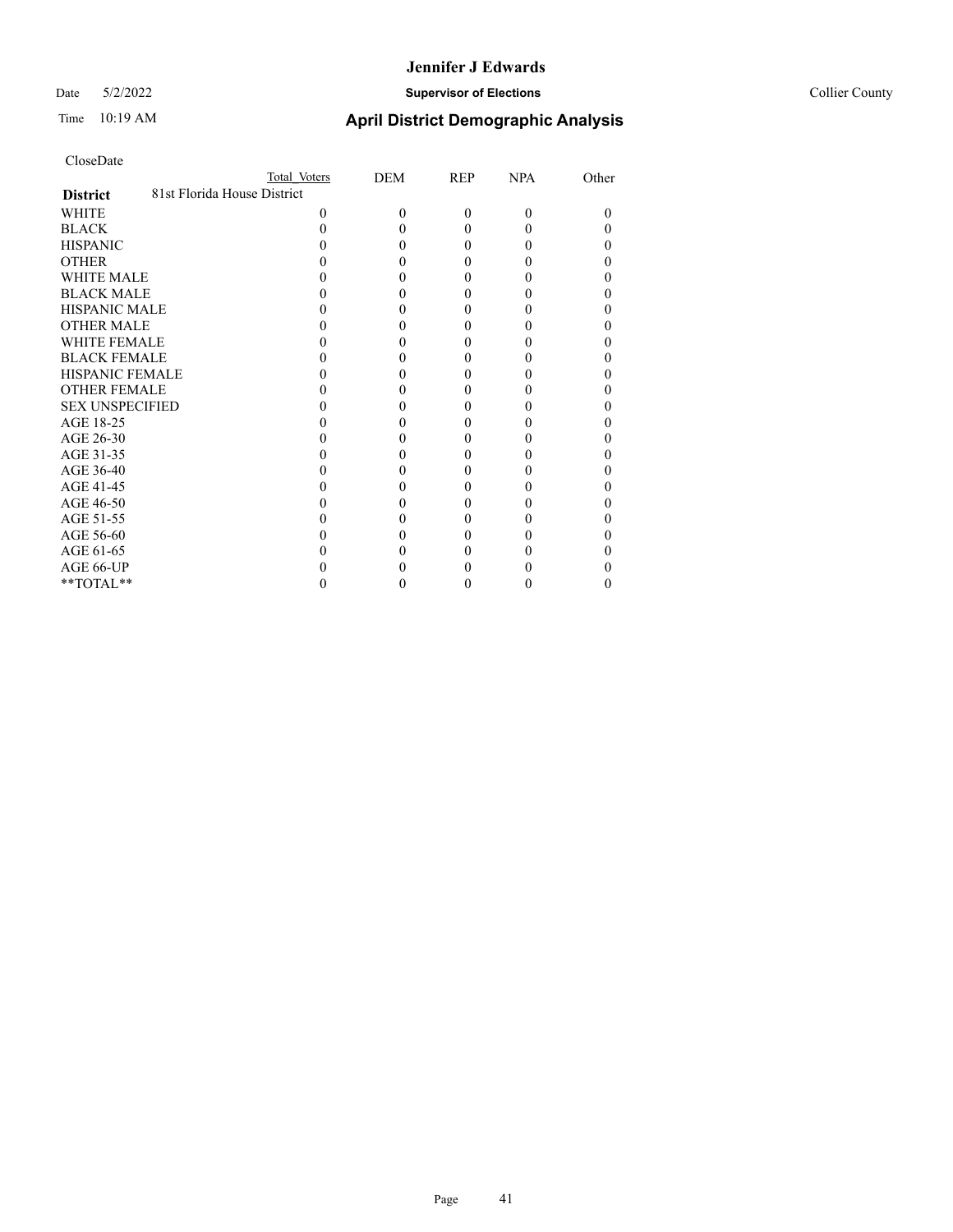# Jennifer J Edwards

Date 5/2/2022 **Supervisor of Elections** Collier County

Time 10:19 AM **April District Demographic Analysis**

CloseDate

| | Total Voters | DEM | REP | NPA | Other |
|---|---|---|---|---|---|
| **District** 81st Florida House District | | | | | |
| WHITE | 0 | 0 | 0 | 0 | 0 |
| BLACK | 0 | 0 | 0 | 0 | 0 |
| HISPANIC | 0 | 0 | 0 | 0 | 0 |
| OTHER | 0 | 0 | 0 | 0 | 0 |
| WHITE MALE | 0 | 0 | 0 | 0 | 0 |
| BLACK MALE | 0 | 0 | 0 | 0 | 0 |
| HISPANIC MALE | 0 | 0 | 0 | 0 | 0 |
| OTHER MALE | 0 | 0 | 0 | 0 | 0 |
| WHITE FEMALE | 0 | 0 | 0 | 0 | 0 |
| BLACK FEMALE | 0 | 0 | 0 | 0 | 0 |
| HISPANIC FEMALE | 0 | 0 | 0 | 0 | 0 |
| OTHER FEMALE | 0 | 0 | 0 | 0 | 0 |
| SEX UNSPECIFIED | 0 | 0 | 0 | 0 | 0 |
| AGE 18-25 | 0 | 0 | 0 | 0 | 0 |
| AGE 26-30 | 0 | 0 | 0 | 0 | 0 |
| AGE 31-35 | 0 | 0 | 0 | 0 | 0 |
| AGE 36-40 | 0 | 0 | 0 | 0 | 0 |
| AGE 41-45 | 0 | 0 | 0 | 0 | 0 |
| AGE 46-50 | 0 | 0 | 0 | 0 | 0 |
| AGE 51-55 | 0 | 0 | 0 | 0 | 0 |
| AGE 56-60 | 0 | 0 | 0 | 0 | 0 |
| AGE 61-65 | 0 | 0 | 0 | 0 | 0 |
| AGE 66-UP | 0 | 0 | 0 | 0 | 0 |
| **TOTAL** | 0 | 0 | 0 | 0 | 0 |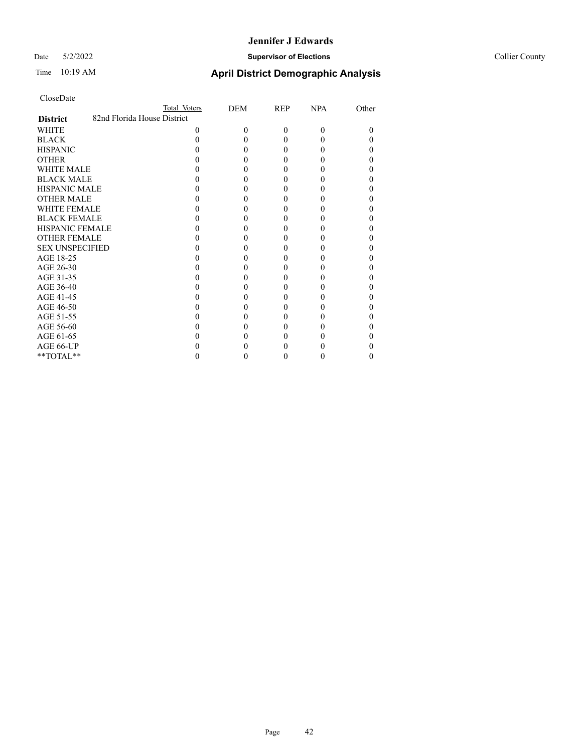CloseDate

| | Total Voters | DEM | REP | NPA | Other |
|---|---|---|---|---|---|
| **District** 82nd Florida House District | | | | | |
| WHITE | 0 | 0 | 0 | 0 | 0 |
| BLACK | 0 | 0 | 0 | 0 | 0 |
| HISPANIC | 0 | 0 | 0 | 0 | 0 |
| OTHER | 0 | 0 | 0 | 0 | 0 |
| WHITE MALE | 0 | 0 | 0 | 0 | 0 |
| BLACK MALE | 0 | 0 | 0 | 0 | 0 |
| HISPANIC MALE | 0 | 0 | 0 | 0 | 0 |
| OTHER MALE | 0 | 0 | 0 | 0 | 0 |
| WHITE FEMALE | 0 | 0 | 0 | 0 | 0 |
| BLACK FEMALE | 0 | 0 | 0 | 0 | 0 |
| HISPANIC FEMALE | 0 | 0 | 0 | 0 | 0 |
| OTHER FEMALE | 0 | 0 | 0 | 0 | 0 |
| SEX UNSPECIFIED | 0 | 0 | 0 | 0 | 0 |
| AGE 18-25 | 0 | 0 | 0 | 0 | 0 |
| AGE 26-30 | 0 | 0 | 0 | 0 | 0 |
| AGE 31-35 | 0 | 0 | 0 | 0 | 0 |
| AGE 36-40 | 0 | 0 | 0 | 0 | 0 |
| AGE 41-45 | 0 | 0 | 0 | 0 | 0 |
| AGE 46-50 | 0 | 0 | 0 | 0 | 0 |
| AGE 51-55 | 0 | 0 | 0 | 0 | 0 |
| AGE 56-60 | 0 | 0 | 0 | 0 | 0 |
| AGE 61-65 | 0 | 0 | 0 | 0 | 0 |
| AGE 66-UP | 0 | 0 | 0 | 0 | 0 |
| **TOTAL** | 0 | 0 | 0 | 0 | 0 |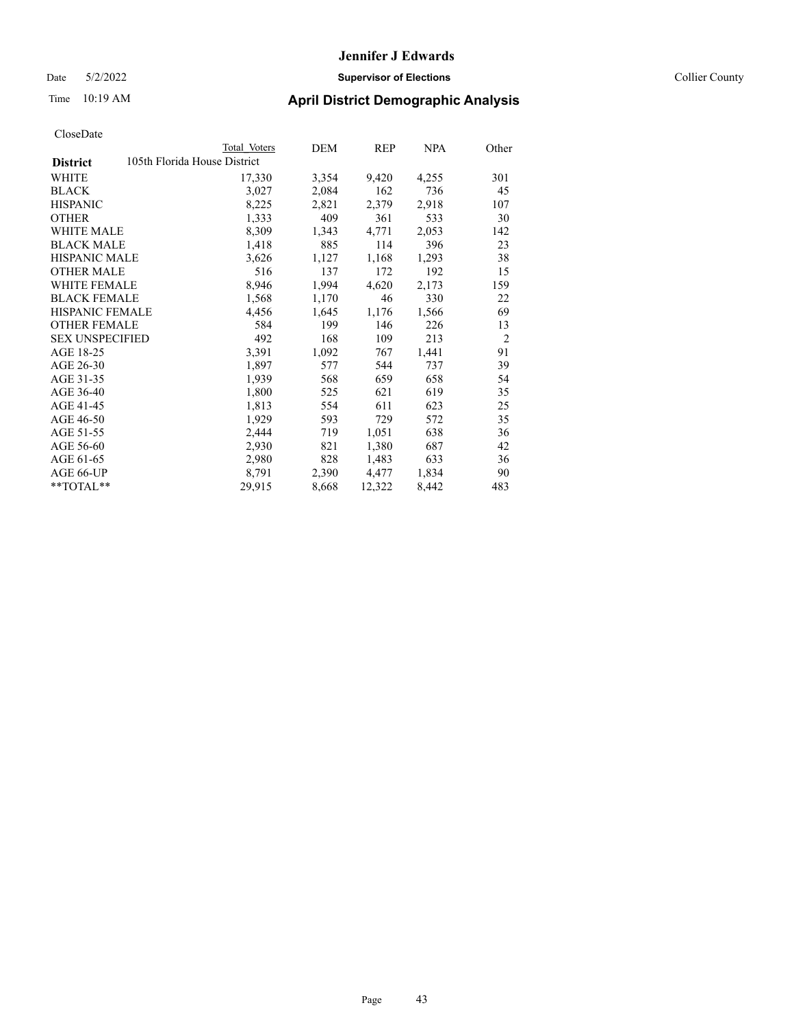# Jennifer J Edwards

Date 5/2/2022 **Supervisor of Elections** Collier County

Time 10:19 AM **April District Demographic Analysis**

CloseDate

| | Total Voters | DEM | REP | NPA | Other |
|---|---|---|---|---|---|
| **District** 105th Florida House District | | | | | |
| WHITE | 17,330 | 3,354 | 9,420 | 4,255 | 301 |
| BLACK | 3,027 | 2,084 | 162 | 736 | 45 |
| HISPANIC | 8,225 | 2,821 | 2,379 | 2,918 | 107 |
| OTHER | 1,333 | 409 | 361 | 533 | 30 |
| WHITE MALE | 8,309 | 1,343 | 4,771 | 2,053 | 142 |
| BLACK MALE | 1,418 | 885 | 114 | 396 | 23 |
| HISPANIC MALE | 3,626 | 1,127 | 1,168 | 1,293 | 38 |
| OTHER MALE | 516 | 137 | 172 | 192 | 15 |
| WHITE FEMALE | 8,946 | 1,994 | 4,620 | 2,173 | 159 |
| BLACK FEMALE | 1,568 | 1,170 | 46 | 330 | 22 |
| HISPANIC FEMALE | 4,456 | 1,645 | 1,176 | 1,566 | 69 |
| OTHER FEMALE | 584 | 199 | 146 | 226 | 13 |
| SEX UNSPECIFIED | 492 | 168 | 109 | 213 | 2 |
| AGE 18-25 | 3,391 | 1,092 | 767 | 1,441 | 91 |
| AGE 26-30 | 1,897 | 577 | 544 | 737 | 39 |
| AGE 31-35 | 1,939 | 568 | 659 | 658 | 54 |
| AGE 36-40 | 1,800 | 525 | 621 | 619 | 35 |
| AGE 41-45 | 1,813 | 554 | 611 | 623 | 25 |
| AGE 46-50 | 1,929 | 593 | 729 | 572 | 35 |
| AGE 51-55 | 2,444 | 719 | 1,051 | 638 | 36 |
| AGE 56-60 | 2,930 | 821 | 1,380 | 687 | 42 |
| AGE 61-65 | 2,980 | 828 | 1,483 | 633 | 36 |
| AGE 66-UP | 8,791 | 2,390 | 4,477 | 1,834 | 90 |
| **TOTAL** | 29,915 | 8,668 | 12,322 | 8,442 | 483 |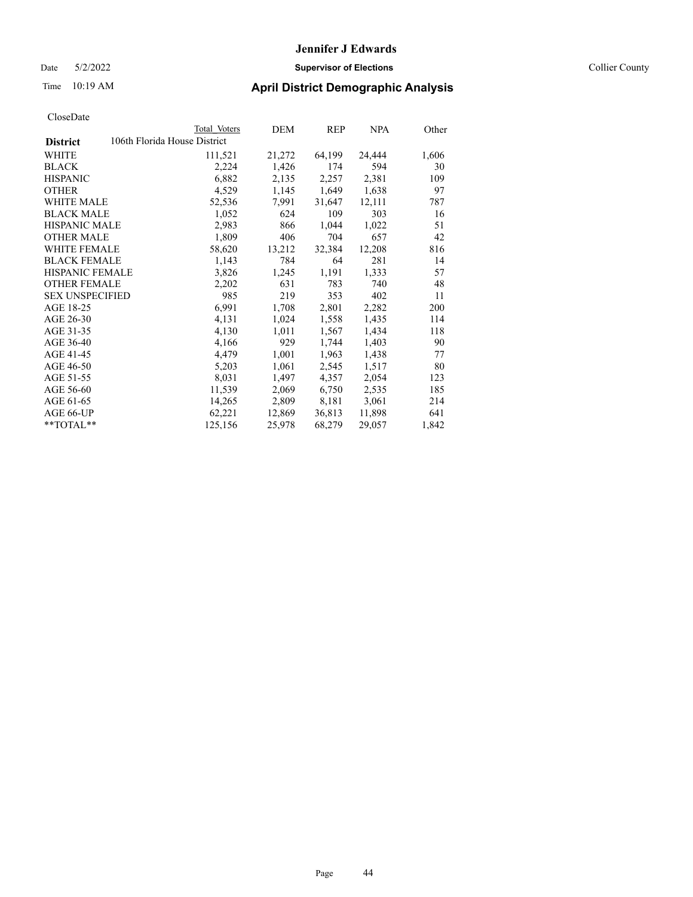# Jennifer J Edwards

Date 5/2/2022 **Supervisor of Elections** Collier County

Time 10:19 AM **April District Demographic Analysis**

CloseDate

| | Total Voters | DEM | REP | NPA | Other |
|---|---|---|---|---|---|
| **District** 106th Florida House District | | | | | |
| WHITE | 111,521 | 21,272 | 64,199 | 24,444 | 1,606 |
| BLACK | 2,224 | 1,426 | 174 | 594 | 30 |
| HISPANIC | 6,882 | 2,135 | 2,257 | 2,381 | 109 |
| OTHER | 4,529 | 1,145 | 1,649 | 1,638 | 97 |
| WHITE MALE | 52,536 | 7,991 | 31,647 | 12,111 | 787 |
| BLACK MALE | 1,052 | 624 | 109 | 303 | 16 |
| HISPANIC MALE | 2,983 | 866 | 1,044 | 1,022 | 51 |
| OTHER MALE | 1,809 | 406 | 704 | 657 | 42 |
| WHITE FEMALE | 58,620 | 13,212 | 32,384 | 12,208 | 816 |
| BLACK FEMALE | 1,143 | 784 | 64 | 281 | 14 |
| HISPANIC FEMALE | 3,826 | 1,245 | 1,191 | 1,333 | 57 |
| OTHER FEMALE | 2,202 | 631 | 783 | 740 | 48 |
| SEX UNSPECIFIED | 985 | 219 | 353 | 402 | 11 |
| AGE 18-25 | 6,991 | 1,708 | 2,801 | 2,282 | 200 |
| AGE 26-30 | 4,131 | 1,024 | 1,558 | 1,435 | 114 |
| AGE 31-35 | 4,130 | 1,011 | 1,567 | 1,434 | 118 |
| AGE 36-40 | 4,166 | 929 | 1,744 | 1,403 | 90 |
| AGE 41-45 | 4,479 | 1,001 | 1,963 | 1,438 | 77 |
| AGE 46-50 | 5,203 | 1,061 | 2,545 | 1,517 | 80 |
| AGE 51-55 | 8,031 | 1,497 | 4,357 | 2,054 | 123 |
| AGE 56-60 | 11,539 | 2,069 | 6,750 | 2,535 | 185 |
| AGE 61-65 | 14,265 | 2,809 | 8,181 | 3,061 | 214 |
| AGE 66-UP | 62,221 | 12,869 | 36,813 | 11,898 | 641 |
| **TOTAL** | 125,156 | 25,978 | 68,279 | 29,057 | 1,842 |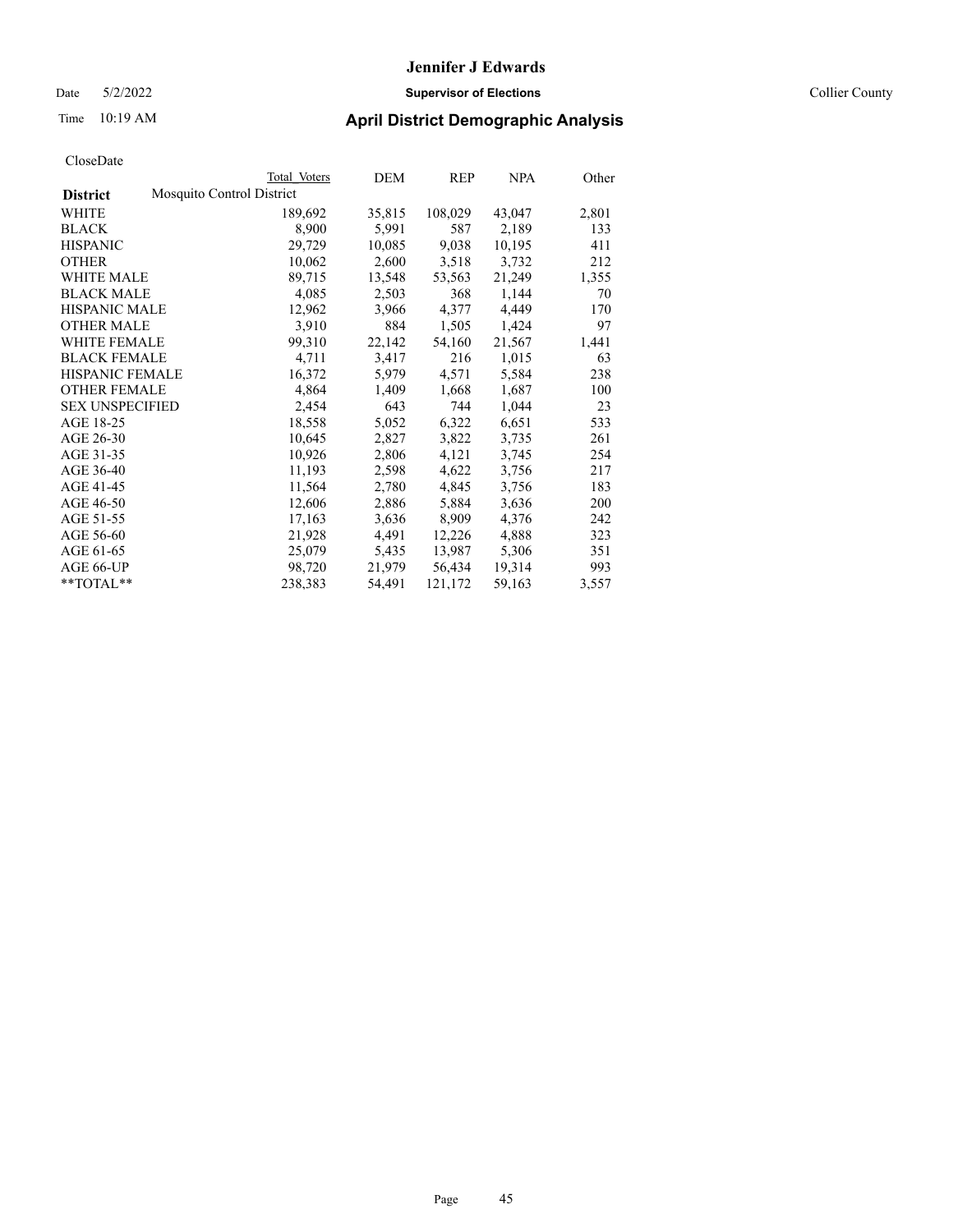# Jennifer J Edwards

Date 5/2/2022 **Supervisor of Elections** Collier County

Time 10:19 AM **April District Demographic Analysis**

CloseDate

| **District** | Total Voters | DEM | REP | NPA | Other |
|---|---|---|---|---|---|
| Mosquito Control District | | | | | |
| WHITE | 189,692 | 35,815 | 108,029 | 43,047 | 2,801 |
| BLACK | 8,900 | 5,991 | 587 | 2,189 | 133 |
| HISPANIC | 29,729 | 10,085 | 9,038 | 10,195 | 411 |
| OTHER | 10,062 | 2,600 | 3,518 | 3,732 | 212 |
| WHITE MALE | 89,715 | 13,548 | 53,563 | 21,249 | 1,355 |
| BLACK MALE | 4,085 | 2,503 | 368 | 1,144 | 70 |
| HISPANIC MALE | 12,962 | 3,966 | 4,377 | 4,449 | 170 |
| OTHER MALE | 3,910 | 884 | 1,505 | 1,424 | 97 |
| WHITE FEMALE | 99,310 | 22,142 | 54,160 | 21,567 | 1,441 |
| BLACK FEMALE | 4,711 | 3,417 | 216 | 1,015 | 63 |
| HISPANIC FEMALE | 16,372 | 5,979 | 4,571 | 5,584 | 238 |
| OTHER FEMALE | 4,864 | 1,409 | 1,668 | 1,687 | 100 |
| SEX UNSPECIFIED | 2,454 | 643 | 744 | 1,044 | 23 |
| AGE 18-25 | 18,558 | 5,052 | 6,322 | 6,651 | 533 |
| AGE 26-30 | 10,645 | 2,827 | 3,822 | 3,735 | 261 |
| AGE 31-35 | 10,926 | 2,806 | 4,121 | 3,745 | 254 |
| AGE 36-40 | 11,193 | 2,598 | 4,622 | 3,756 | 217 |
| AGE 41-45 | 11,564 | 2,780 | 4,845 | 3,756 | 183 |
| AGE 46-50 | 12,606 | 2,886 | 5,884 | 3,636 | 200 |
| AGE 51-55 | 17,163 | 3,636 | 8,909 | 4,376 | 242 |
| AGE 56-60 | 21,928 | 4,491 | 12,226 | 4,888 | 323 |
| AGE 61-65 | 25,079 | 5,435 | 13,987 | 5,306 | 351 |
| AGE 66-UP | 98,720 | 21,979 | 56,434 | 19,314 | 993 |
| **TOTAL** | 238,383 | 54,491 | 121,172 | 59,163 | 3,557 |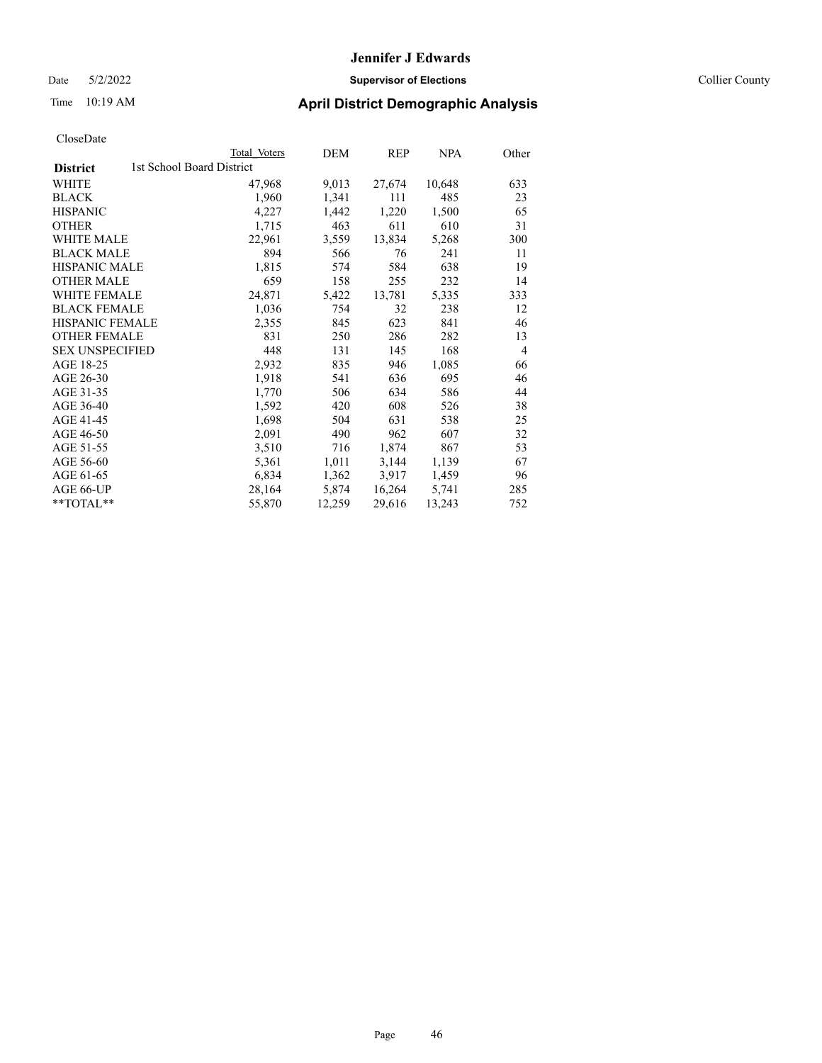# April District Demographic Analysis

Jennifer J Edwards
Supervisor of Elections
Collier County

Date 5/2/2022
Time 10:19 AM

CloseDate

| District | 1st School Board District Total Voters | DEM | REP | NPA | Other |
|---|---|---|---|---|---|
| WHITE | 47,968 | 9,013 | 27,674 | 10,648 | 633 |
| BLACK | 1,960 | 1,341 | 111 | 485 | 23 |
| HISPANIC | 4,227 | 1,442 | 1,220 | 1,500 | 65 |
| OTHER | 1,715 | 463 | 611 | 610 | 31 |
| WHITE MALE | 22,961 | 3,559 | 13,834 | 5,268 | 300 |
| BLACK MALE | 894 | 566 | 76 | 241 | 11 |
| HISPANIC MALE | 1,815 | 574 | 584 | 638 | 19 |
| OTHER MALE | 659 | 158 | 255 | 232 | 14 |
| WHITE FEMALE | 24,871 | 5,422 | 13,781 | 5,335 | 333 |
| BLACK FEMALE | 1,036 | 754 | 32 | 238 | 12 |
| HISPANIC FEMALE | 2,355 | 845 | 623 | 841 | 46 |
| OTHER FEMALE | 831 | 250 | 286 | 282 | 13 |
| SEX UNSPECIFIED | 448 | 131 | 145 | 168 | 4 |
| AGE 18-25 | 2,932 | 835 | 946 | 1,085 | 66 |
| AGE 26-30 | 1,918 | 541 | 636 | 695 | 46 |
| AGE 31-35 | 1,770 | 506 | 634 | 586 | 44 |
| AGE 36-40 | 1,592 | 420 | 608 | 526 | 38 |
| AGE 41-45 | 1,698 | 504 | 631 | 538 | 25 |
| AGE 46-50 | 2,091 | 490 | 962 | 607 | 32 |
| AGE 51-55 | 3,510 | 716 | 1,874 | 867 | 53 |
| AGE 56-60 | 5,361 | 1,011 | 3,144 | 1,139 | 67 |
| AGE 61-65 | 6,834 | 1,362 | 3,917 | 1,459 | 96 |
| AGE 66-UP | 28,164 | 5,874 | 16,264 | 5,741 | 285 |
| **TOTAL** | 55,870 | 12,259 | 29,616 | 13,243 | 752 |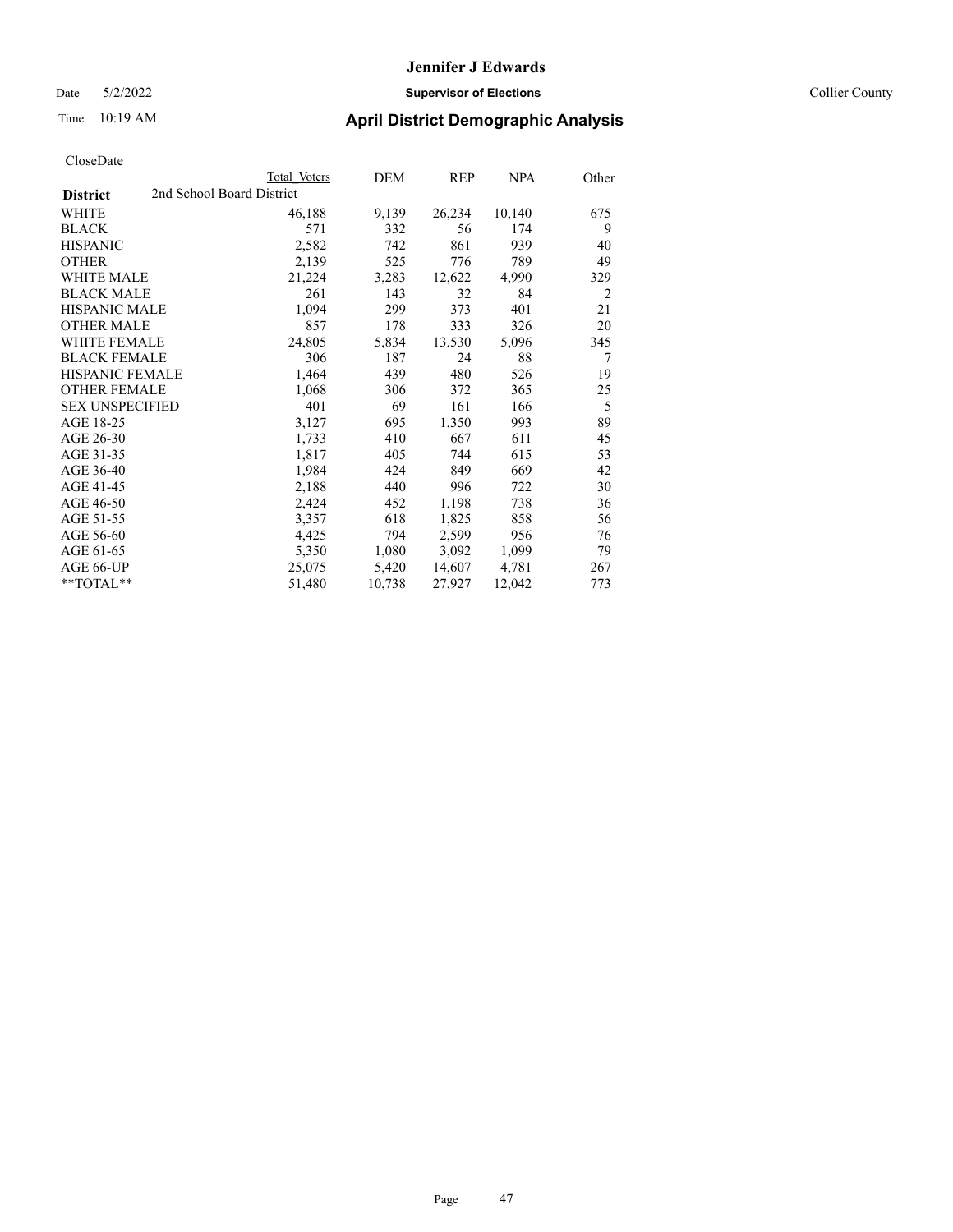CloseDate

| District | 2nd School Board District | Total Voters | DEM | REP | NPA | Other |
|---|---|---|---|---|---|---|
| WHITE | | 46,188 | 9,139 | 26,234 | 10,140 | 675 |
| BLACK | | 571 | 332 | 56 | 174 | 9 |
| HISPANIC | | 2,582 | 742 | 861 | 939 | 40 |
| OTHER | | 2,139 | 525 | 776 | 789 | 49 |
| WHITE MALE | | 21,224 | 3,283 | 12,622 | 4,990 | 329 |
| BLACK MALE | | 261 | 143 | 32 | 84 | 2 |
| HISPANIC MALE | | 1,094 | 299 | 373 | 401 | 21 |
| OTHER MALE | | 857 | 178 | 333 | 326 | 20 |
| WHITE FEMALE | | 24,805 | 5,834 | 13,530 | 5,096 | 345 |
| BLACK FEMALE | | 306 | 187 | 24 | 88 | 7 |
| HISPANIC FEMALE | | 1,464 | 439 | 480 | 526 | 19 |
| OTHER FEMALE | | 1,068 | 306 | 372 | 365 | 25 |
| SEX UNSPECIFIED | | 401 | 69 | 161 | 166 | 5 |
| AGE 18-25 | | 3,127 | 695 | 1,350 | 993 | 89 |
| AGE 26-30 | | 1,733 | 410 | 667 | 611 | 45 |
| AGE 31-35 | | 1,817 | 405 | 744 | 615 | 53 |
| AGE 36-40 | | 1,984 | 424 | 849 | 669 | 42 |
| AGE 41-45 | | 2,188 | 440 | 996 | 722 | 30 |
| AGE 46-50 | | 2,424 | 452 | 1,198 | 738 | 36 |
| AGE 51-55 | | 3,357 | 618 | 1,825 | 858 | 56 |
| AGE 56-60 | | 4,425 | 794 | 2,599 | 956 | 76 |
| AGE 61-65 | | 5,350 | 1,080 | 3,092 | 1,099 | 79 |
| AGE 66-UP | | 25,075 | 5,420 | 14,607 | 4,781 | 267 |
| **TOTAL** | | 51,480 | 10,738 | 27,927 | 12,042 | 773 |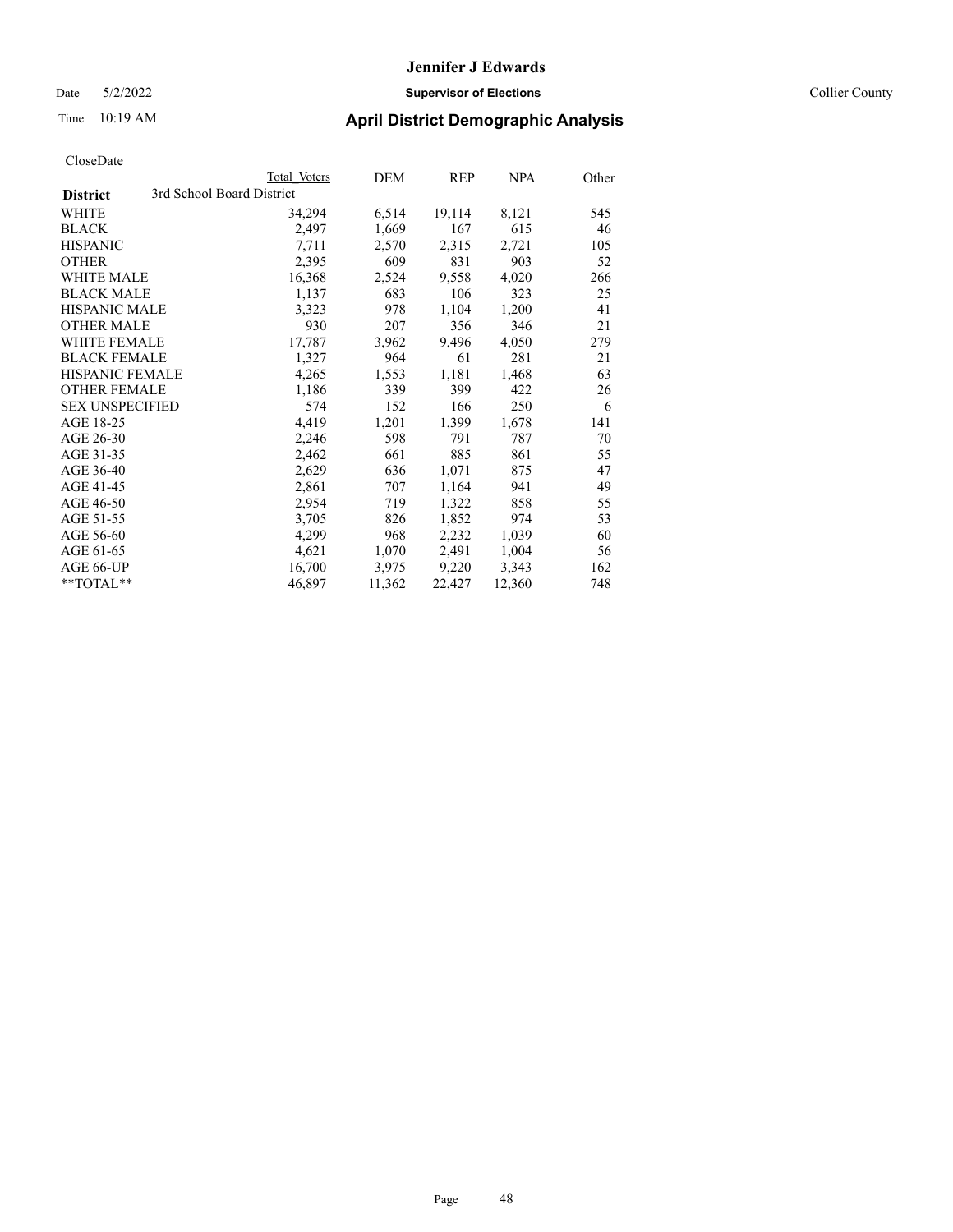# Jennifer J Edwards

Date 5/2/2022 **Supervisor of Elections** Collier County

Time 10:19 AM **April District Demographic Analysis**

CloseDate

| | Total Voters | DEM | REP | NPA | Other |
|---|---|---|---|---|---|
| **District** 3rd School Board District | | | | | |
| WHITE | 34,294 | 6,514 | 19,114 | 8,121 | 545 |
| BLACK | 2,497 | 1,669 | 167 | 615 | 46 |
| HISPANIC | 7,711 | 2,570 | 2,315 | 2,721 | 105 |
| OTHER | 2,395 | 609 | 831 | 903 | 52 |
| WHITE MALE | 16,368 | 2,524 | 9,558 | 4,020 | 266 |
| BLACK MALE | 1,137 | 683 | 106 | 323 | 25 |
| HISPANIC MALE | 3,323 | 978 | 1,104 | 1,200 | 41 |
| OTHER MALE | 930 | 207 | 356 | 346 | 21 |
| WHITE FEMALE | 17,787 | 3,962 | 9,496 | 4,050 | 279 |
| BLACK FEMALE | 1,327 | 964 | 61 | 281 | 21 |
| HISPANIC FEMALE | 4,265 | 1,553 | 1,181 | 1,468 | 63 |
| OTHER FEMALE | 1,186 | 339 | 399 | 422 | 26 |
| SEX UNSPECIFIED | 574 | 152 | 166 | 250 | 6 |
| AGE 18-25 | 4,419 | 1,201 | 1,399 | 1,678 | 141 |
| AGE 26-30 | 2,246 | 598 | 791 | 787 | 70 |
| AGE 31-35 | 2,462 | 661 | 885 | 861 | 55 |
| AGE 36-40 | 2,629 | 636 | 1,071 | 875 | 47 |
| AGE 41-45 | 2,861 | 707 | 1,164 | 941 | 49 |
| AGE 46-50 | 2,954 | 719 | 1,322 | 858 | 55 |
| AGE 51-55 | 3,705 | 826 | 1,852 | 974 | 53 |
| AGE 56-60 | 4,299 | 968 | 2,232 | 1,039 | 60 |
| AGE 61-65 | 4,621 | 1,070 | 2,491 | 1,004 | 56 |
| AGE 66-UP | 16,700 | 3,975 | 9,220 | 3,343 | 162 |
| **TOTAL** | 46,897 | 11,362 | 22,427 | 12,360 | 748 |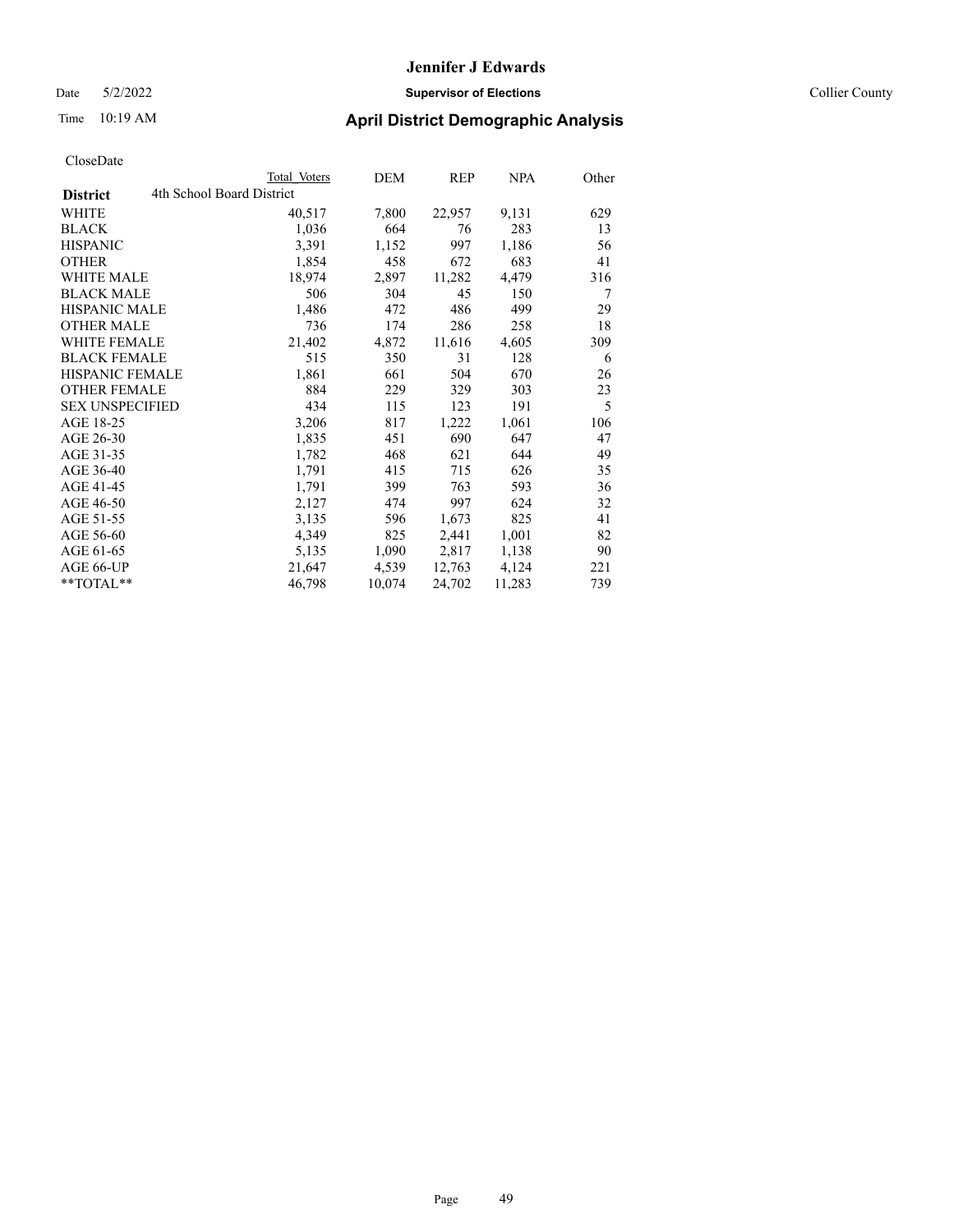# Jennifer J Edwards

Date 5/2/2022 **Supervisor of Elections** Collier County

Time 10:19 AM **April District Demographic Analysis**

CloseDate

| **District** 4th School Board District | Total Voters | DEM | REP | NPA | Other |
|---|---|---|---|---|---|
| WHITE | 40,517 | 7,800 | 22,957 | 9,131 | 629 |
| BLACK | 1,036 | 664 | 76 | 283 | 13 |
| HISPANIC | 3,391 | 1,152 | 997 | 1,186 | 56 |
| OTHER | 1,854 | 458 | 672 | 683 | 41 |
| WHITE MALE | 18,974 | 2,897 | 11,282 | 4,479 | 316 |
| BLACK MALE | 506 | 304 | 45 | 150 | 7 |
| HISPANIC MALE | 1,486 | 472 | 486 | 499 | 29 |
| OTHER MALE | 736 | 174 | 286 | 258 | 18 |
| WHITE FEMALE | 21,402 | 4,872 | 11,616 | 4,605 | 309 |
| BLACK FEMALE | 515 | 350 | 31 | 128 | 6 |
| HISPANIC FEMALE | 1,861 | 661 | 504 | 670 | 26 |
| OTHER FEMALE | 884 | 229 | 329 | 303 | 23 |
| SEX UNSPECIFIED | 434 | 115 | 123 | 191 | 5 |
| AGE 18-25 | 3,206 | 817 | 1,222 | 1,061 | 106 |
| AGE 26-30 | 1,835 | 451 | 690 | 647 | 47 |
| AGE 31-35 | 1,782 | 468 | 621 | 644 | 49 |
| AGE 36-40 | 1,791 | 415 | 715 | 626 | 35 |
| AGE 41-45 | 1,791 | 399 | 763 | 593 | 36 |
| AGE 46-50 | 2,127 | 474 | 997 | 624 | 32 |
| AGE 51-55 | 3,135 | 596 | 1,673 | 825 | 41 |
| AGE 56-60 | 4,349 | 825 | 2,441 | 1,001 | 82 |
| AGE 61-65 | 5,135 | 1,090 | 2,817 | 1,138 | 90 |
| AGE 66-UP | 21,647 | 4,539 | 12,763 | 4,124 | 221 |
| **TOTAL** | 46,798 | 10,074 | 24,702 | 11,283 | 739 |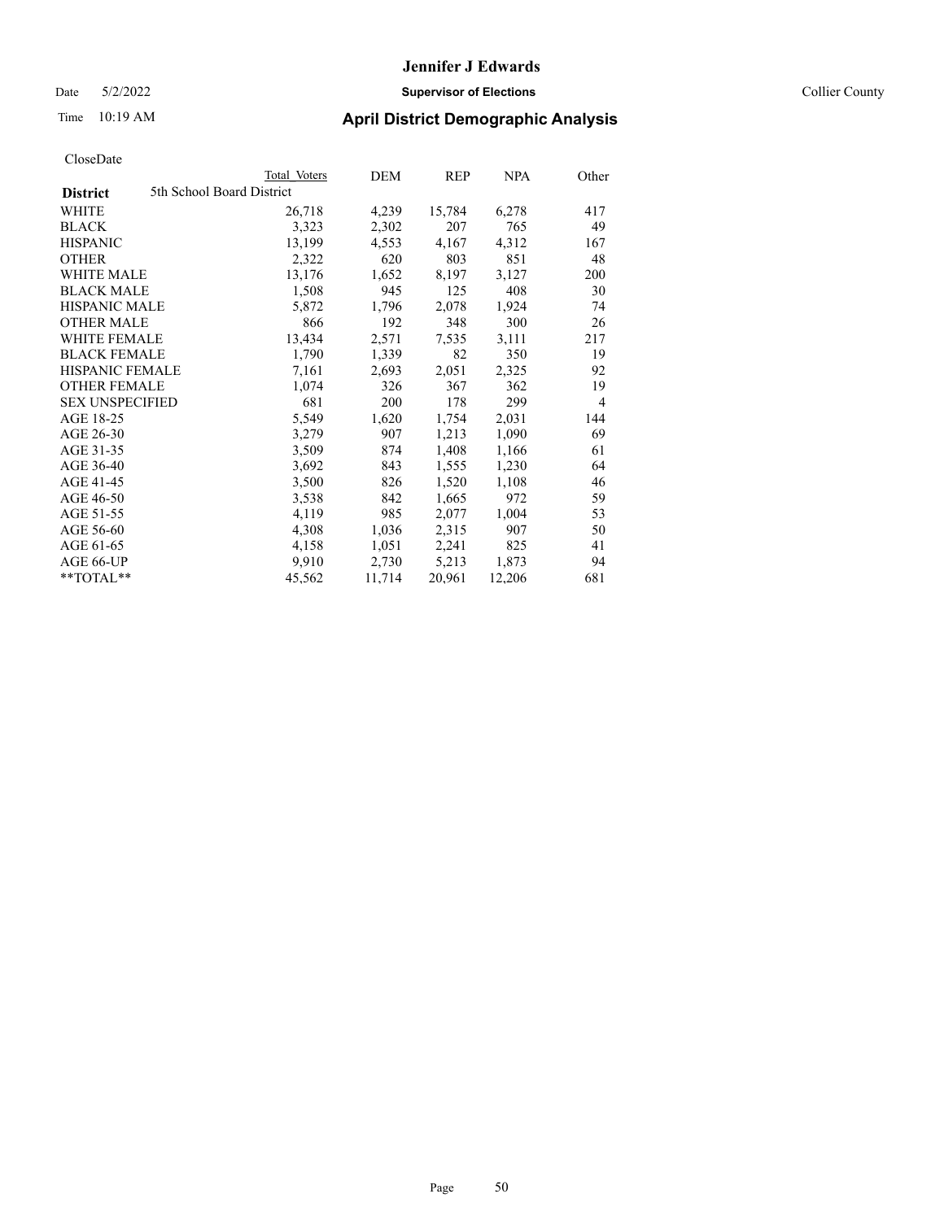# Jennifer J Edwards

Date 5/2/2022 **Supervisor of Elections** Collier County

Time 10:19 AM **April District Demographic Analysis**

CloseDate

| | Total Voters | DEM | REP | NPA | Other |
|---|---|---|---|---|---|
| **District** 5th School Board District | | | | | |
| WHITE | 26,718 | 4,239 | 15,784 | 6,278 | 417 |
| BLACK | 3,323 | 2,302 | 207 | 765 | 49 |
| HISPANIC | 13,199 | 4,553 | 4,167 | 4,312 | 167 |
| OTHER | 2,322 | 620 | 803 | 851 | 48 |
| WHITE MALE | 13,176 | 1,652 | 8,197 | 3,127 | 200 |
| BLACK MALE | 1,508 | 945 | 125 | 408 | 30 |
| HISPANIC MALE | 5,872 | 1,796 | 2,078 | 1,924 | 74 |
| OTHER MALE | 866 | 192 | 348 | 300 | 26 |
| WHITE FEMALE | 13,434 | 2,571 | 7,535 | 3,111 | 217 |
| BLACK FEMALE | 1,790 | 1,339 | 82 | 350 | 19 |
| HISPANIC FEMALE | 7,161 | 2,693 | 2,051 | 2,325 | 92 |
| OTHER FEMALE | 1,074 | 326 | 367 | 362 | 19 |
| SEX UNSPECIFIED | 681 | 200 | 178 | 299 | 4 |
| AGE 18-25 | 5,549 | 1,620 | 1,754 | 2,031 | 144 |
| AGE 26-30 | 3,279 | 907 | 1,213 | 1,090 | 69 |
| AGE 31-35 | 3,509 | 874 | 1,408 | 1,166 | 61 |
| AGE 36-40 | 3,692 | 843 | 1,555 | 1,230 | 64 |
| AGE 41-45 | 3,500 | 826 | 1,520 | 1,108 | 46 |
| AGE 46-50 | 3,538 | 842 | 1,665 | 972 | 59 |
| AGE 51-55 | 4,119 | 985 | 2,077 | 1,004 | 53 |
| AGE 56-60 | 4,308 | 1,036 | 2,315 | 907 | 50 |
| AGE 61-65 | 4,158 | 1,051 | 2,241 | 825 | 41 |
| AGE 66-UP | 9,910 | 2,730 | 5,213 | 1,873 | 94 |
| **TOTAL** | 45,562 | 11,714 | 20,961 | 12,206 | 681 |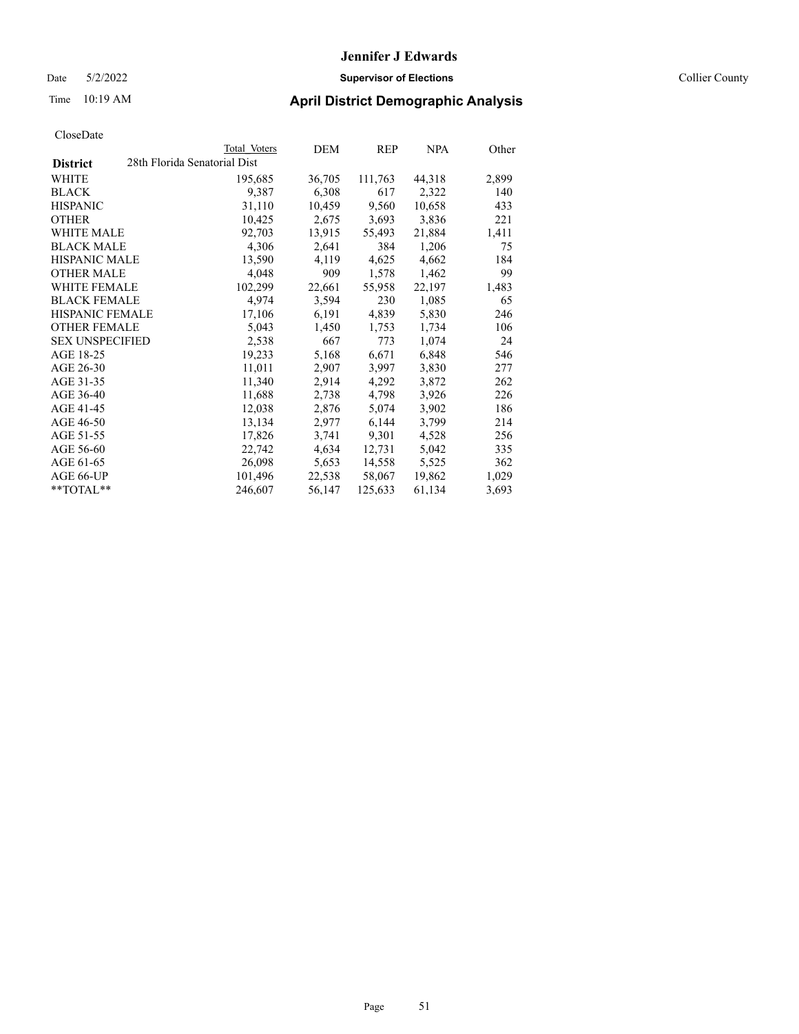CloseDate

| District | 28th Florida Senatorial Dist Total Voters | DEM | REP | NPA | Other |
|---|---|---|---|---|---|
| WHITE | 195,685 | 36,705 | 111,763 | 44,318 | 2,899 |
| BLACK | 9,387 | 6,308 | 617 | 2,322 | 140 |
| HISPANIC | 31,110 | 10,459 | 9,560 | 10,658 | 433 |
| OTHER | 10,425 | 2,675 | 3,693 | 3,836 | 221 |
| WHITE MALE | 92,703 | 13,915 | 55,493 | 21,884 | 1,411 |
| BLACK MALE | 4,306 | 2,641 | 384 | 1,206 | 75 |
| HISPANIC MALE | 13,590 | 4,119 | 4,625 | 4,662 | 184 |
| OTHER MALE | 4,048 | 909 | 1,578 | 1,462 | 99 |
| WHITE FEMALE | 102,299 | 22,661 | 55,958 | 22,197 | 1,483 |
| BLACK FEMALE | 4,974 | 3,594 | 230 | 1,085 | 65 |
| HISPANIC FEMALE | 17,106 | 6,191 | 4,839 | 5,830 | 246 |
| OTHER FEMALE | 5,043 | 1,450 | 1,753 | 1,734 | 106 |
| SEX UNSPECIFIED | 2,538 | 667 | 773 | 1,074 | 24 |
| AGE 18-25 | 19,233 | 5,168 | 6,671 | 6,848 | 546 |
| AGE 26-30 | 11,011 | 2,907 | 3,997 | 3,830 | 277 |
| AGE 31-35 | 11,340 | 2,914 | 4,292 | 3,872 | 262 |
| AGE 36-40 | 11,688 | 2,738 | 4,798 | 3,926 | 226 |
| AGE 41-45 | 12,038 | 2,876 | 5,074 | 3,902 | 186 |
| AGE 46-50 | 13,134 | 2,977 | 6,144 | 3,799 | 214 |
| AGE 51-55 | 17,826 | 3,741 | 9,301 | 4,528 | 256 |
| AGE 56-60 | 22,742 | 4,634 | 12,731 | 5,042 | 335 |
| AGE 61-65 | 26,098 | 5,653 | 14,558 | 5,525 | 362 |
| AGE 66-UP | 101,496 | 22,538 | 58,067 | 19,862 | 1,029 |
| **TOTAL** | 246,607 | 56,147 | 125,633 | 61,134 | 3,693 |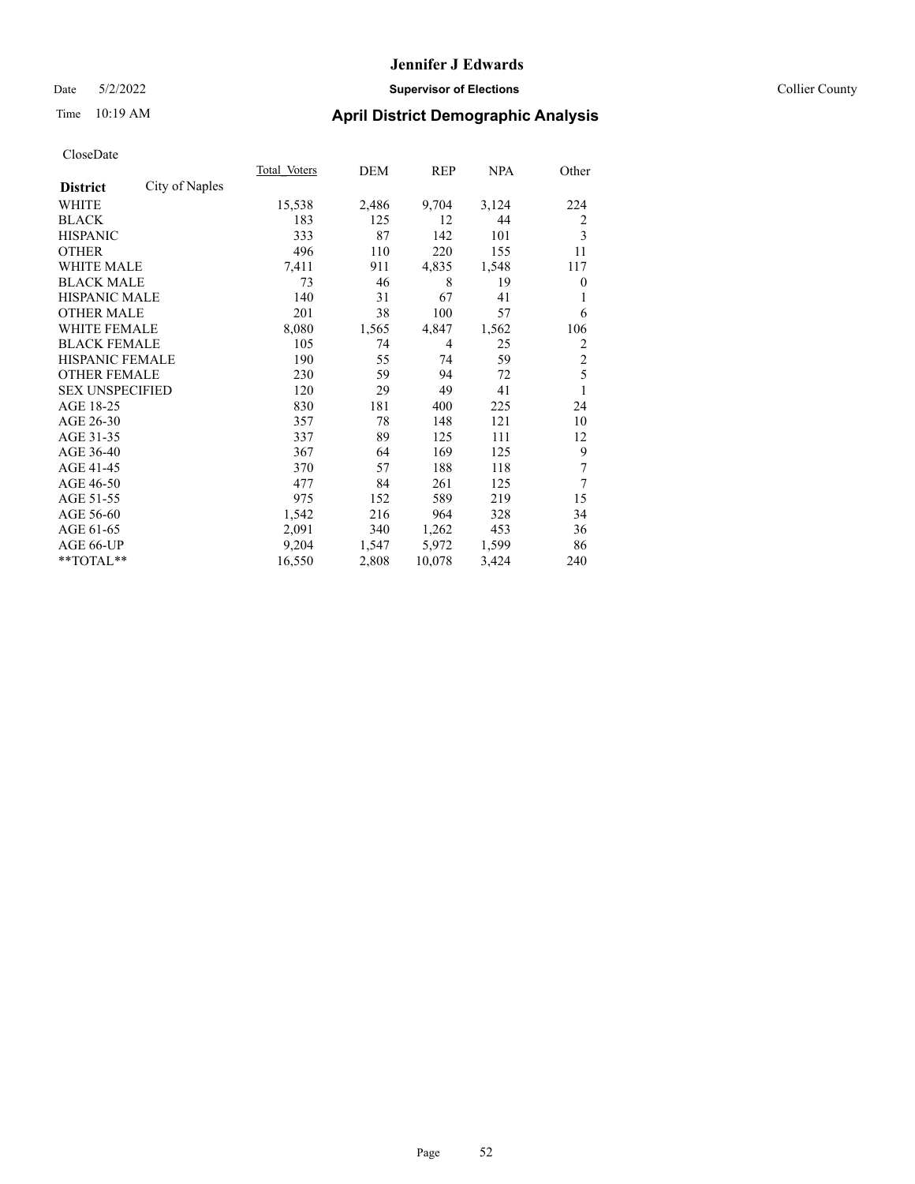# Jennifer J Edwards

Date 5/2/2022 **Supervisor of Elections** Collier County

Time 10:19 AM **April District Demographic Analysis**

CloseDate

| **District** City of Naples | Total Voters | DEM | REP | NPA | Other |
|---|---|---|---|---|---|
| WHITE | 15,538 | 2,486 | 9,704 | 3,124 | 224 |
| BLACK | 183 | 125 | 12 | 44 | 2 |
| HISPANIC | 333 | 87 | 142 | 101 | 3 |
| OTHER | 496 | 110 | 220 | 155 | 11 |
| WHITE MALE | 7,411 | 911 | 4,835 | 1,548 | 117 |
| BLACK MALE | 73 | 46 | 8 | 19 | 0 |
| HISPANIC MALE | 140 | 31 | 67 | 41 | 1 |
| OTHER MALE | 201 | 38 | 100 | 57 | 6 |
| WHITE FEMALE | 8,080 | 1,565 | 4,847 | 1,562 | 106 |
| BLACK FEMALE | 105 | 74 | 4 | 25 | 2 |
| HISPANIC FEMALE | 190 | 55 | 74 | 59 | 2 |
| OTHER FEMALE | 230 | 59 | 94 | 72 | 5 |
| SEX UNSPECIFIED | 120 | 29 | 49 | 41 | 1 |
| AGE 18-25 | 830 | 181 | 400 | 225 | 24 |
| AGE 26-30 | 357 | 78 | 148 | 121 | 10 |
| AGE 31-35 | 337 | 89 | 125 | 111 | 12 |
| AGE 36-40 | 367 | 64 | 169 | 125 | 9 |
| AGE 41-45 | 370 | 57 | 188 | 118 | 7 |
| AGE 46-50 | 477 | 84 | 261 | 125 | 7 |
| AGE 51-55 | 975 | 152 | 589 | 219 | 15 |
| AGE 56-60 | 1,542 | 216 | 964 | 328 | 34 |
| AGE 61-65 | 2,091 | 340 | 1,262 | 453 | 36 |
| AGE 66-UP | 9,204 | 1,547 | 5,972 | 1,599 | 86 |
| **TOTAL** | 16,550 | 2,808 | 10,078 | 3,424 | 240 |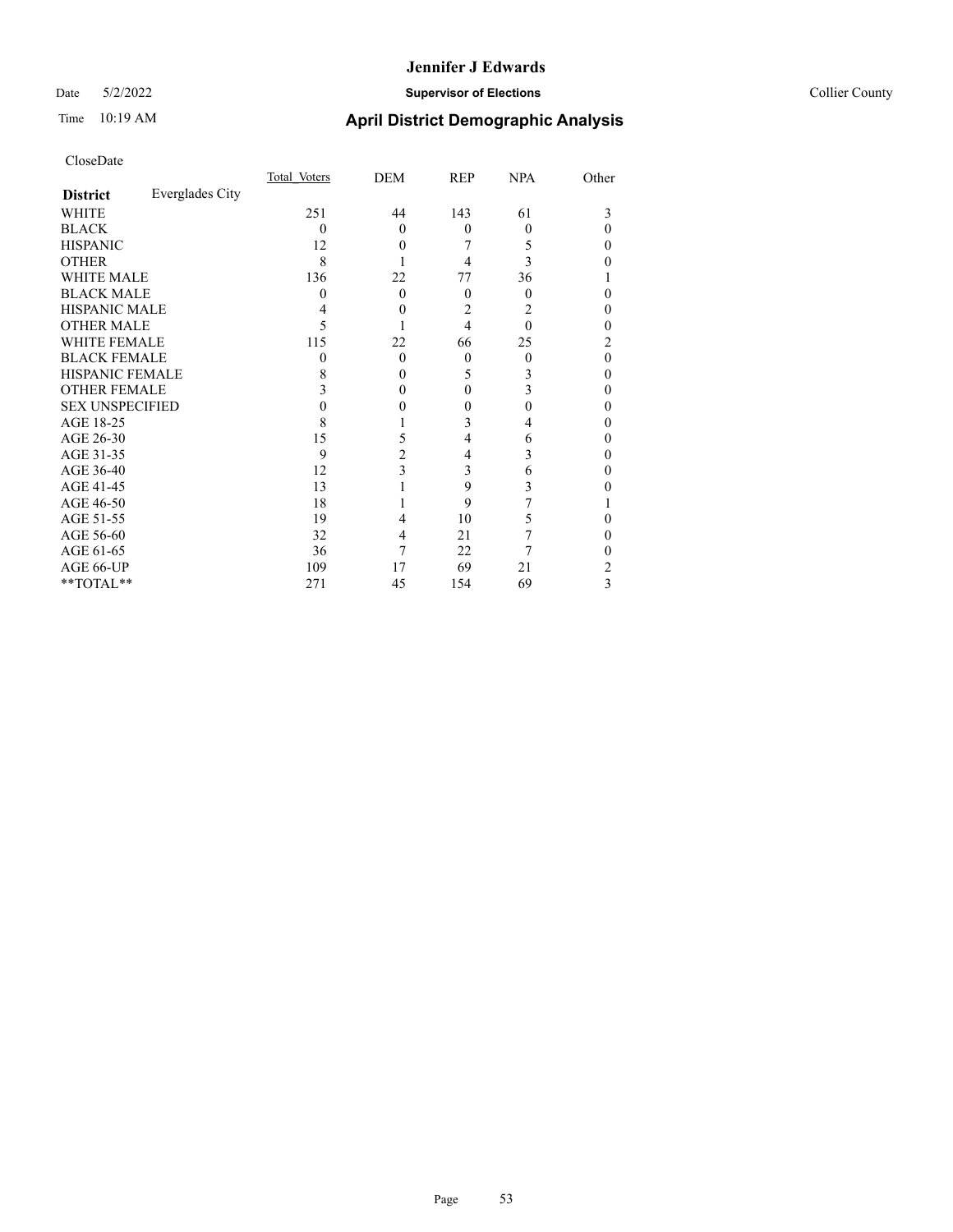# Jennifer J Edwards

Date 5/2/2022 **Supervisor of Elections** Collier County

Time 10:19 AM **April District Demographic Analysis**

CloseDate

| **District** Everglades City | Total Voters | DEM | REP | NPA | Other |
|---|---|---|---|---|---|
| WHITE | 251 | 44 | 143 | 61 | 3 |
| BLACK | 0 | 0 | 0 | 0 | 0 |
| HISPANIC | 12 | 0 | 7 | 5 | 0 |
| OTHER | 8 | 1 | 4 | 3 | 0 |
| WHITE MALE | 136 | 22 | 77 | 36 | 1 |
| BLACK MALE | 0 | 0 | 0 | 0 | 0 |
| HISPANIC MALE | 4 | 0 | 2 | 2 | 0 |
| OTHER MALE | 5 | 1 | 4 | 0 | 0 |
| WHITE FEMALE | 115 | 22 | 66 | 25 | 2 |
| BLACK FEMALE | 0 | 0 | 0 | 0 | 0 |
| HISPANIC FEMALE | 8 | 0 | 5 | 3 | 0 |
| OTHER FEMALE | 3 | 0 | 0 | 3 | 0 |
| SEX UNSPECIFIED | 0 | 0 | 0 | 0 | 0 |
| AGE 18-25 | 8 | 1 | 3 | 4 | 0 |
| AGE 26-30 | 15 | 5 | 4 | 6 | 0 |
| AGE 31-35 | 9 | 2 | 4 | 3 | 0 |
| AGE 36-40 | 12 | 3 | 3 | 6 | 0 |
| AGE 41-45 | 13 | 1 | 9 | 3 | 0 |
| AGE 46-50 | 18 | 1 | 9 | 7 | 1 |
| AGE 51-55 | 19 | 4 | 10 | 5 | 0 |
| AGE 56-60 | 32 | 4 | 21 | 7 | 0 |
| AGE 61-65 | 36 | 7 | 22 | 7 | 0 |
| AGE 66-UP | 109 | 17 | 69 | 21 | 2 |
| **TOTAL** | 271 | 45 | 154 | 69 | 3 |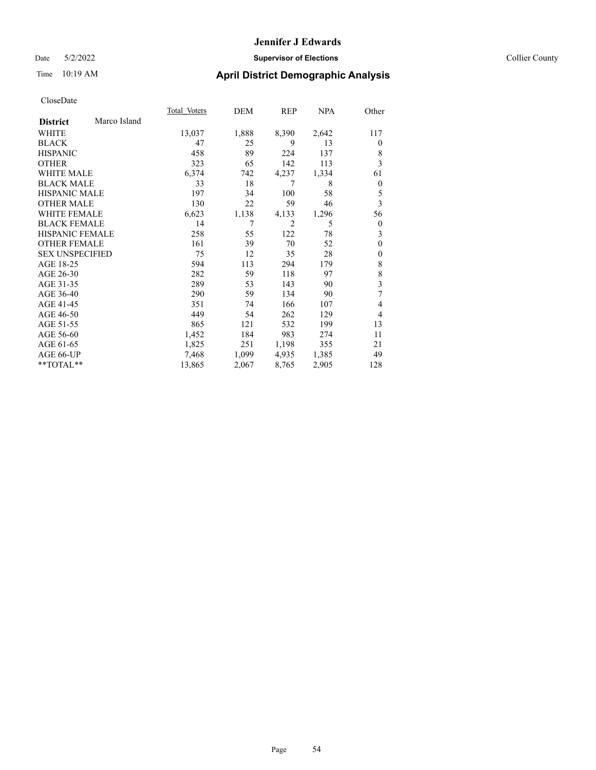# Jennifer J Edwards

Date 5/2/2022 **Supervisor of Elections** Collier County

Time 10:19 AM **April District Demographic Analysis**

CloseDate

| **District** Marco Island | Total Voters | DEM | REP | NPA | Other |
|---|---|---|---|---|---|
| WHITE | 13,037 | 1,888 | 8,390 | 2,642 | 117 |
| BLACK | 47 | 25 | 9 | 13 | 0 |
| HISPANIC | 458 | 89 | 224 | 137 | 8 |
| OTHER | 323 | 65 | 142 | 113 | 3 |
| WHITE MALE | 6,374 | 742 | 4,237 | 1,334 | 61 |
| BLACK MALE | 33 | 18 | 7 | 8 | 0 |
| HISPANIC MALE | 197 | 34 | 100 | 58 | 5 |
| OTHER MALE | 130 | 22 | 59 | 46 | 3 |
| WHITE FEMALE | 6,623 | 1,138 | 4,133 | 1,296 | 56 |
| BLACK FEMALE | 14 | 7 | 2 | 5 | 0 |
| HISPANIC FEMALE | 258 | 55 | 122 | 78 | 3 |
| OTHER FEMALE | 161 | 39 | 70 | 52 | 0 |
| SEX UNSPECIFIED | 75 | 12 | 35 | 28 | 0 |
| AGE 18-25 | 594 | 113 | 294 | 179 | 8 |
| AGE 26-30 | 282 | 59 | 118 | 97 | 8 |
| AGE 31-35 | 289 | 53 | 143 | 90 | 3 |
| AGE 36-40 | 290 | 59 | 134 | 90 | 7 |
| AGE 41-45 | 351 | 74 | 166 | 107 | 4 |
| AGE 46-50 | 449 | 54 | 262 | 129 | 4 |
| AGE 51-55 | 865 | 121 | 532 | 199 | 13 |
| AGE 56-60 | 1,452 | 184 | 983 | 274 | 11 |
| AGE 61-65 | 1,825 | 251 | 1,198 | 355 | 21 |
| AGE 66-UP | 7,468 | 1,099 | 4,935 | 1,385 | 49 |
| **TOTAL** | 13,865 | 2,067 | 8,765 | 2,905 | 128 |